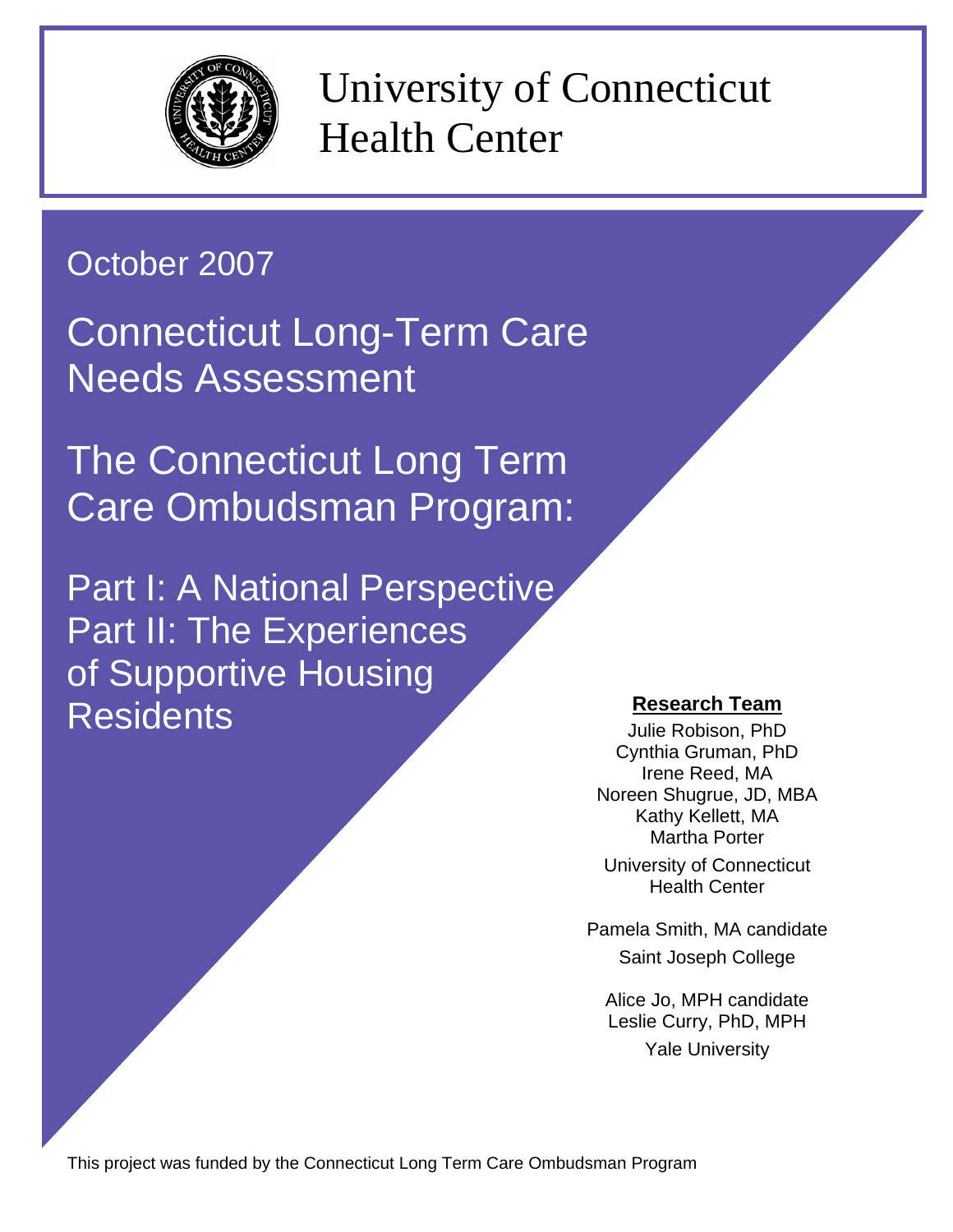# University of Connecticut Health Center

October 2007

# Connecticut Long-Term Care Needs Assessment

## The Connecticut Long Term Care Ombudsman Program:

## Part I: A National Perspective
## Part II: The Experiences of Supportive Housing Residents

**Research Team**

Julie Robison, PhD
Cynthia Gruman, PhD
Irene Reed, MA
Noreen Shugrue, JD, MBA
Kathy Kellett, MA
Martha Porter

University of Connecticut
Health Center

Pamela Smith, MA candidate

Saint Joseph College

Alice Jo, MPH candidate
Leslie Curry, PhD, MPH

Yale University

This project was funded by the Connecticut Long Term Care Ombudsman Program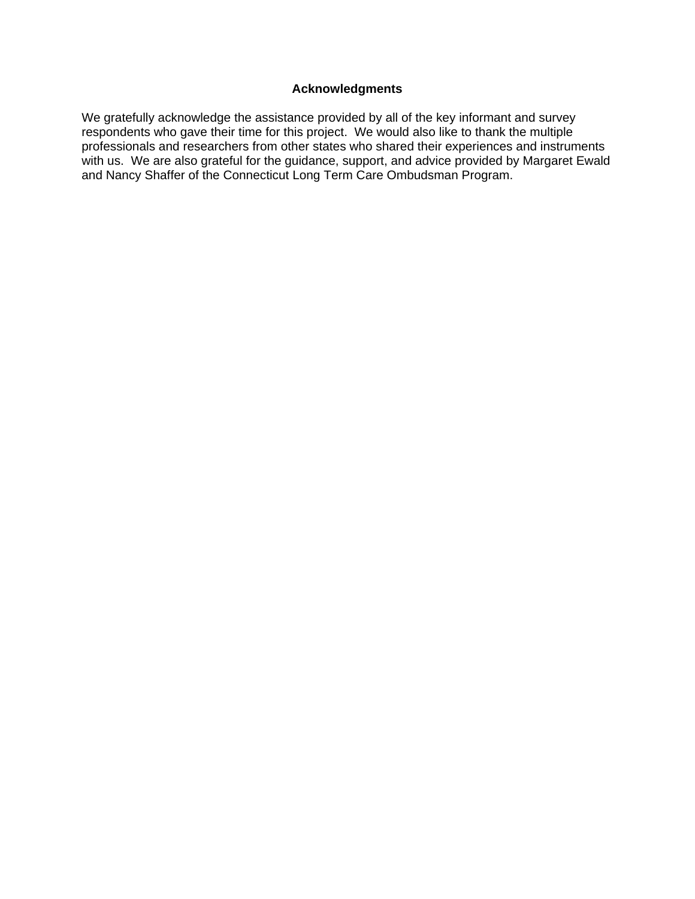# Acknowledgments

We gratefully acknowledge the assistance provided by all of the key informant and survey respondents who gave their time for this project. We would also like to thank the multiple professionals and researchers from other states who shared their experiences and instruments with us. We are also grateful for the guidance, support, and advice provided by Margaret Ewald and Nancy Shaffer of the Connecticut Long Term Care Ombudsman Program.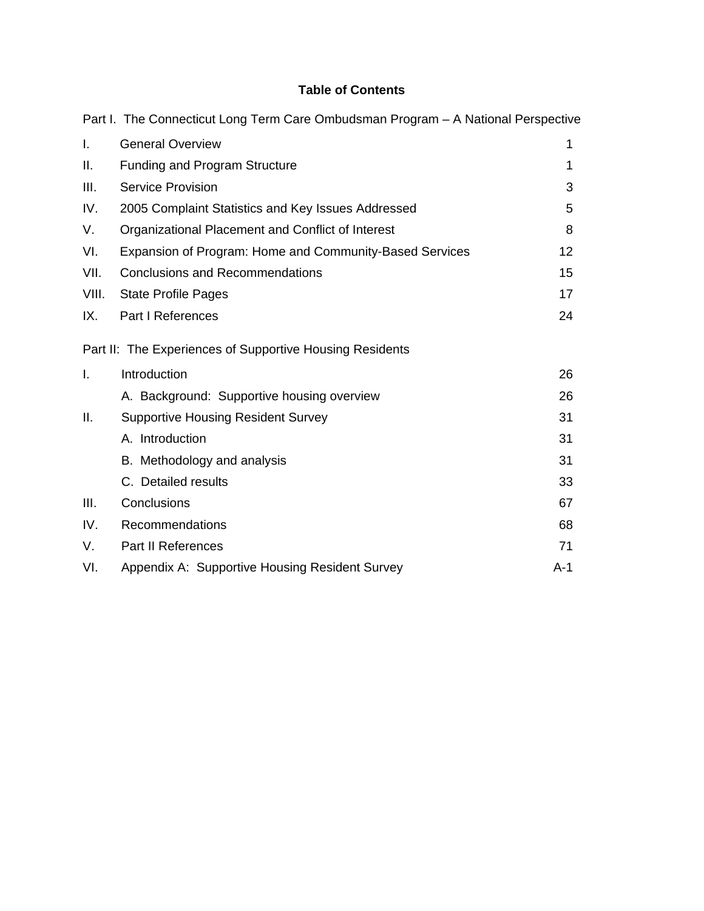# Table of Contents

Part I. The Connecticut Long Term Care Ombudsman Program – A National Perspective

| | | |
|---|---|---|
| I. | General Overview | 1 |
| II. | Funding and Program Structure | 1 |
| III. | Service Provision | 3 |
| IV. | 2005 Complaint Statistics and Key Issues Addressed | 5 |
| V. | Organizational Placement and Conflict of Interest | 8 |
| VI. | Expansion of Program: Home and Community-Based Services | 12 |
| VII. | Conclusions and Recommendations | 15 |
| VIII. | State Profile Pages | 17 |
| IX. | Part I References | 24 |

Part II: The Experiences of Supportive Housing Residents

| | | |
|---|---|---|
| I. | Introduction | 26 |
| | A. Background: Supportive housing overview | 26 |
| II. | Supportive Housing Resident Survey | 31 |
| | A. Introduction | 31 |
| | B. Methodology and analysis | 31 |
| | C. Detailed results | 33 |
| III. | Conclusions | 67 |
| IV. | Recommendations | 68 |
| V. | Part II References | 71 |
| VI. | Appendix A: Supportive Housing Resident Survey | A-1 |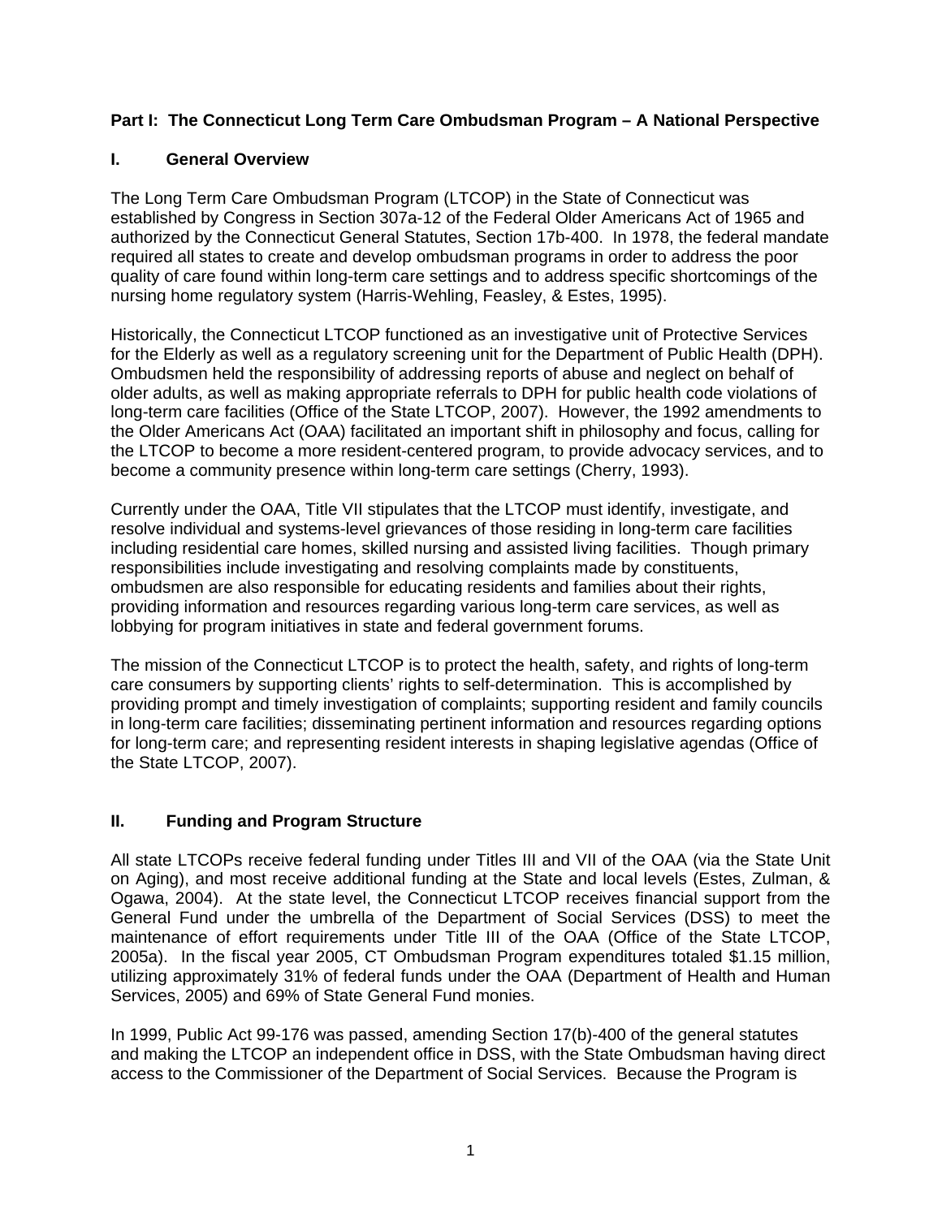## Part I: The Connecticut Long Term Care Ombudsman Program – A National Perspective

### I. General Overview

The Long Term Care Ombudsman Program (LTCOP) in the State of Connecticut was established by Congress in Section 307a-12 of the Federal Older Americans Act of 1965 and authorized by the Connecticut General Statutes, Section 17b-400. In 1978, the federal mandate required all states to create and develop ombudsman programs in order to address the poor quality of care found within long-term care settings and to address specific shortcomings of the nursing home regulatory system (Harris-Wehling, Feasley, & Estes, 1995).

Historically, the Connecticut LTCOP functioned as an investigative unit of Protective Services for the Elderly as well as a regulatory screening unit for the Department of Public Health (DPH). Ombudsmen held the responsibility of addressing reports of abuse and neglect on behalf of older adults, as well as making appropriate referrals to DPH for public health code violations of long-term care facilities (Office of the State LTCOP, 2007). However, the 1992 amendments to the Older Americans Act (OAA) facilitated an important shift in philosophy and focus, calling for the LTCOP to become a more resident-centered program, to provide advocacy services, and to become a community presence within long-term care settings (Cherry, 1993).

Currently under the OAA, Title VII stipulates that the LTCOP must identify, investigate, and resolve individual and systems-level grievances of those residing in long-term care facilities including residential care homes, skilled nursing and assisted living facilities. Though primary responsibilities include investigating and resolving complaints made by constituents, ombudsmen are also responsible for educating residents and families about their rights, providing information and resources regarding various long-term care services, as well as lobbying for program initiatives in state and federal government forums.

The mission of the Connecticut LTCOP is to protect the health, safety, and rights of long-term care consumers by supporting clients' rights to self-determination. This is accomplished by providing prompt and timely investigation of complaints; supporting resident and family councils in long-term care facilities; disseminating pertinent information and resources regarding options for long-term care; and representing resident interests in shaping legislative agendas (Office of the State LTCOP, 2007).

### II. Funding and Program Structure

All state LTCOPs receive federal funding under Titles III and VII of the OAA (via the State Unit on Aging), and most receive additional funding at the State and local levels (Estes, Zulman, & Ogawa, 2004). At the state level, the Connecticut LTCOP receives financial support from the General Fund under the umbrella of the Department of Social Services (DSS) to meet the maintenance of effort requirements under Title III of the OAA (Office of the State LTCOP, 2005a). In the fiscal year 2005, CT Ombudsman Program expenditures totaled $1.15 million, utilizing approximately 31% of federal funds under the OAA (Department of Health and Human Services, 2005) and 69% of State General Fund monies.

In 1999, Public Act 99-176 was passed, amending Section 17(b)-400 of the general statutes and making the LTCOP an independent office in DSS, with the State Ombudsman having direct access to the Commissioner of the Department of Social Services. Because the Program is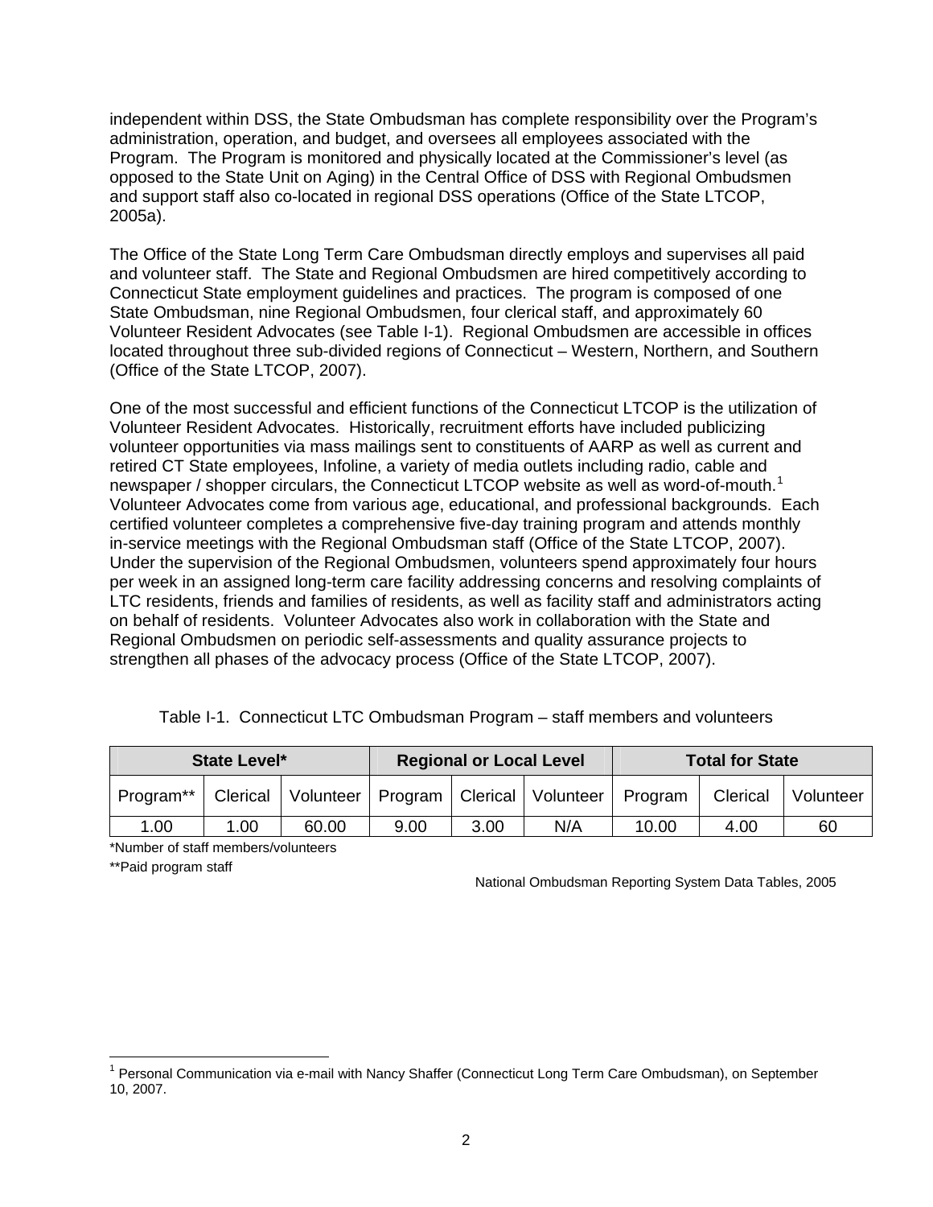independent within DSS, the State Ombudsman has complete responsibility over the Program's administration, operation, and budget, and oversees all employees associated with the Program. The Program is monitored and physically located at the Commissioner's level (as opposed to the State Unit on Aging) in the Central Office of DSS with Regional Ombudsmen and support staff also co-located in regional DSS operations (Office of the State LTCOP, 2005a).

The Office of the State Long Term Care Ombudsman directly employs and supervises all paid and volunteer staff. The State and Regional Ombudsmen are hired competitively according to Connecticut State employment guidelines and practices. The program is composed of one State Ombudsman, nine Regional Ombudsmen, four clerical staff, and approximately 60 Volunteer Resident Advocates (see Table I-1). Regional Ombudsmen are accessible in offices located throughout three sub-divided regions of Connecticut – Western, Northern, and Southern (Office of the State LTCOP, 2007).

One of the most successful and efficient functions of the Connecticut LTCOP is the utilization of Volunteer Resident Advocates. Historically, recruitment efforts have included publicizing volunteer opportunities via mass mailings sent to constituents of AARP as well as current and retired CT State employees, Infoline, a variety of media outlets including radio, cable and newspaper / shopper circulars, the Connecticut LTCOP website as well as word-of-mouth.[1] Volunteer Advocates come from various age, educational, and professional backgrounds. Each certified volunteer completes a comprehensive five-day training program and attends monthly in-service meetings with the Regional Ombudsman staff (Office of the State LTCOP, 2007). Under the supervision of the Regional Ombudsmen, volunteers spend approximately four hours per week in an assigned long-term care facility addressing concerns and resolving complaints of LTC residents, friends and families of residents, as well as facility staff and administrators acting on behalf of residents. Volunteer Advocates also work in collaboration with the State and Regional Ombudsmen on periodic self-assessments and quality assurance projects to strengthen all phases of the advocacy process (Office of the State LTCOP, 2007).

Table I-1. Connecticut LTC Ombudsman Program – staff members and volunteers

| **State Level*** | | | **Regional or Local Level** | | | **Total for State** | | |
|---|---|---|---|---|---|---|---|---|
| Program** | Clerical | Volunteer | Program | Clerical | Volunteer | Program | Clerical | Volunteer |
| 1.00 | 1.00 | 60.00 | 9.00 | 3.00 | N/A | 10.00 | 4.00 | 60 |

*Number of staff members/volunteers

**Paid program staff

National Ombudsman Reporting System Data Tables, 2005

[1] Personal Communication via e-mail with Nancy Shaffer (Connecticut Long Term Care Ombudsman), on September 10, 2007.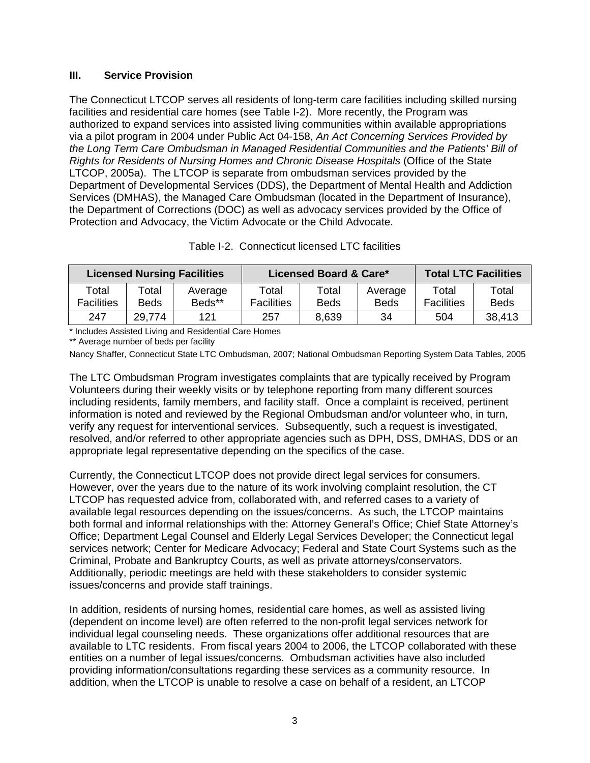### III. Service Provision

The Connecticut LTCOP serves all residents of long-term care facilities including skilled nursing facilities and residential care homes (see Table I-2). More recently, the Program was authorized to expand services into assisted living communities within available appropriations via a pilot program in 2004 under Public Act 04-158, *An Act Concerning Services Provided by the Long Term Care Ombudsman in Managed Residential Communities and the Patients' Bill of Rights for Residents of Nursing Homes and Chronic Disease Hospitals* (Office of the State LTCOP, 2005a). The LTCOP is separate from ombudsman services provided by the Department of Developmental Services (DDS), the Department of Mental Health and Addiction Services (DMHAS), the Managed Care Ombudsman (located in the Department of Insurance), the Department of Corrections (DOC) as well as advocacy services provided by the Office of Protection and Advocacy, the Victim Advocate or the Child Advocate.

Table I-2. Connecticut licensed LTC facilities

| Licensed Nursing Facilities | | | Licensed Board & Care* | | | Total LTC Facilities | |
|---|---|---|---|---|---|---|---|
| Total Facilities | Total Beds | Average Beds** | Total Facilities | Total Beds | Average Beds | Total Facilities | Total Beds |
| 247 | 29,774 | 121 | 257 | 8,639 | 34 | 504 | 38,413 |

\* Includes Assisted Living and Residential Care Homes

** Average number of beds per facility

Nancy Shaffer, Connecticut State LTC Ombudsman, 2007; National Ombudsman Reporting System Data Tables, 2005

The LTC Ombudsman Program investigates complaints that are typically received by Program Volunteers during their weekly visits or by telephone reporting from many different sources including residents, family members, and facility staff. Once a complaint is received, pertinent information is noted and reviewed by the Regional Ombudsman and/or volunteer who, in turn, verify any request for interventional services. Subsequently, such a request is investigated, resolved, and/or referred to other appropriate agencies such as DPH, DSS, DMHAS, DDS or an appropriate legal representative depending on the specifics of the case.

Currently, the Connecticut LTCOP does not provide direct legal services for consumers. However, over the years due to the nature of its work involving complaint resolution, the CT LTCOP has requested advice from, collaborated with, and referred cases to a variety of available legal resources depending on the issues/concerns. As such, the LTCOP maintains both formal and informal relationships with the: Attorney General's Office; Chief State Attorney's Office; Department Legal Counsel and Elderly Legal Services Developer; the Connecticut legal services network; Center for Medicare Advocacy; Federal and State Court Systems such as the Criminal, Probate and Bankruptcy Courts, as well as private attorneys/conservators. Additionally, periodic meetings are held with these stakeholders to consider systemic issues/concerns and provide staff trainings.

In addition, residents of nursing homes, residential care homes, as well as assisted living (dependent on income level) are often referred to the non-profit legal services network for individual legal counseling needs. These organizations offer additional resources that are available to LTC residents. From fiscal years 2004 to 2006, the LTCOP collaborated with these entities on a number of legal issues/concerns. Ombudsman activities have also included providing information/consultations regarding these services as a community resource. In addition, when the LTCOP is unable to resolve a case on behalf of a resident, an LTCOP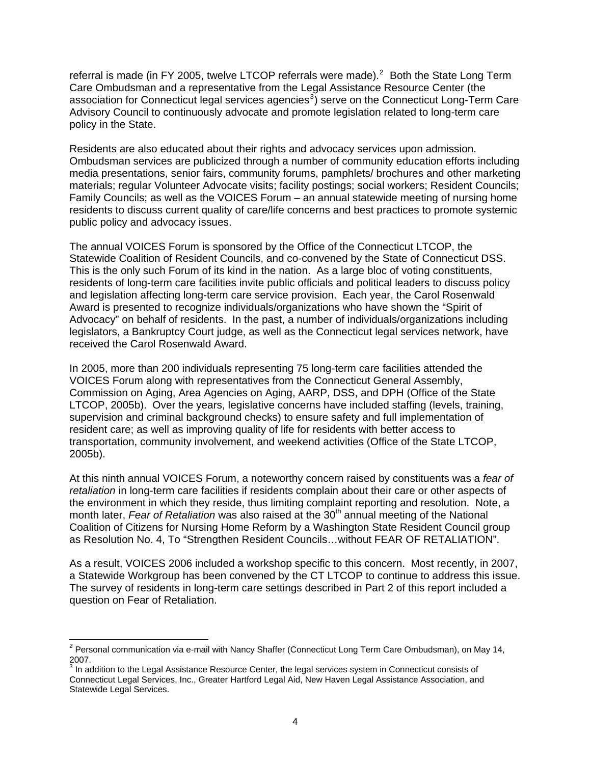referral is made (in FY 2005, twelve LTCOP referrals were made).[2] Both the State Long Term Care Ombudsman and a representative from the Legal Assistance Resource Center (the association for Connecticut legal services agencies[3]) serve on the Connecticut Long-Term Care Advisory Council to continuously advocate and promote legislation related to long-term care policy in the State.

Residents are also educated about their rights and advocacy services upon admission. Ombudsman services are publicized through a number of community education efforts including media presentations, senior fairs, community forums, pamphlets/ brochures and other marketing materials; regular Volunteer Advocate visits; facility postings; social workers; Resident Councils; Family Councils; as well as the VOICES Forum – an annual statewide meeting of nursing home residents to discuss current quality of care/life concerns and best practices to promote systemic public policy and advocacy issues.

The annual VOICES Forum is sponsored by the Office of the Connecticut LTCOP, the Statewide Coalition of Resident Councils, and co-convened by the State of Connecticut DSS. This is the only such Forum of its kind in the nation. As a large bloc of voting constituents, residents of long-term care facilities invite public officials and political leaders to discuss policy and legislation affecting long-term care service provision. Each year, the Carol Rosenwald Award is presented to recognize individuals/organizations who have shown the "Spirit of Advocacy" on behalf of residents. In the past, a number of individuals/organizations including legislators, a Bankruptcy Court judge, as well as the Connecticut legal services network, have received the Carol Rosenwald Award.

In 2005, more than 200 individuals representing 75 long-term care facilities attended the VOICES Forum along with representatives from the Connecticut General Assembly, Commission on Aging, Area Agencies on Aging, AARP, DSS, and DPH (Office of the State LTCOP, 2005b). Over the years, legislative concerns have included staffing (levels, training, supervision and criminal background checks) to ensure safety and full implementation of resident care; as well as improving quality of life for residents with better access to transportation, community involvement, and weekend activities (Office of the State LTCOP, 2005b).

At this ninth annual VOICES Forum, a noteworthy concern raised by constituents was a *fear of retaliation* in long-term care facilities if residents complain about their care or other aspects of the environment in which they reside, thus limiting complaint reporting and resolution. Note, a month later, *Fear of Retaliation* was also raised at the 30th annual meeting of the National Coalition of Citizens for Nursing Home Reform by a Washington State Resident Council group as Resolution No. 4, To "Strengthen Resident Councils…without FEAR OF RETALIATION".

As a result, VOICES 2006 included a workshop specific to this concern. Most recently, in 2007, a Statewide Workgroup has been convened by the CT LTCOP to continue to address this issue. The survey of residents in long-term care settings described in Part 2 of this report included a question on Fear of Retaliation.

---

[2] Personal communication via e-mail with Nancy Shaffer (Connecticut Long Term Care Ombudsman), on May 14, 2007.

[3] In addition to the Legal Assistance Resource Center, the legal services system in Connecticut consists of Connecticut Legal Services, Inc., Greater Hartford Legal Aid, New Haven Legal Assistance Association, and Statewide Legal Services.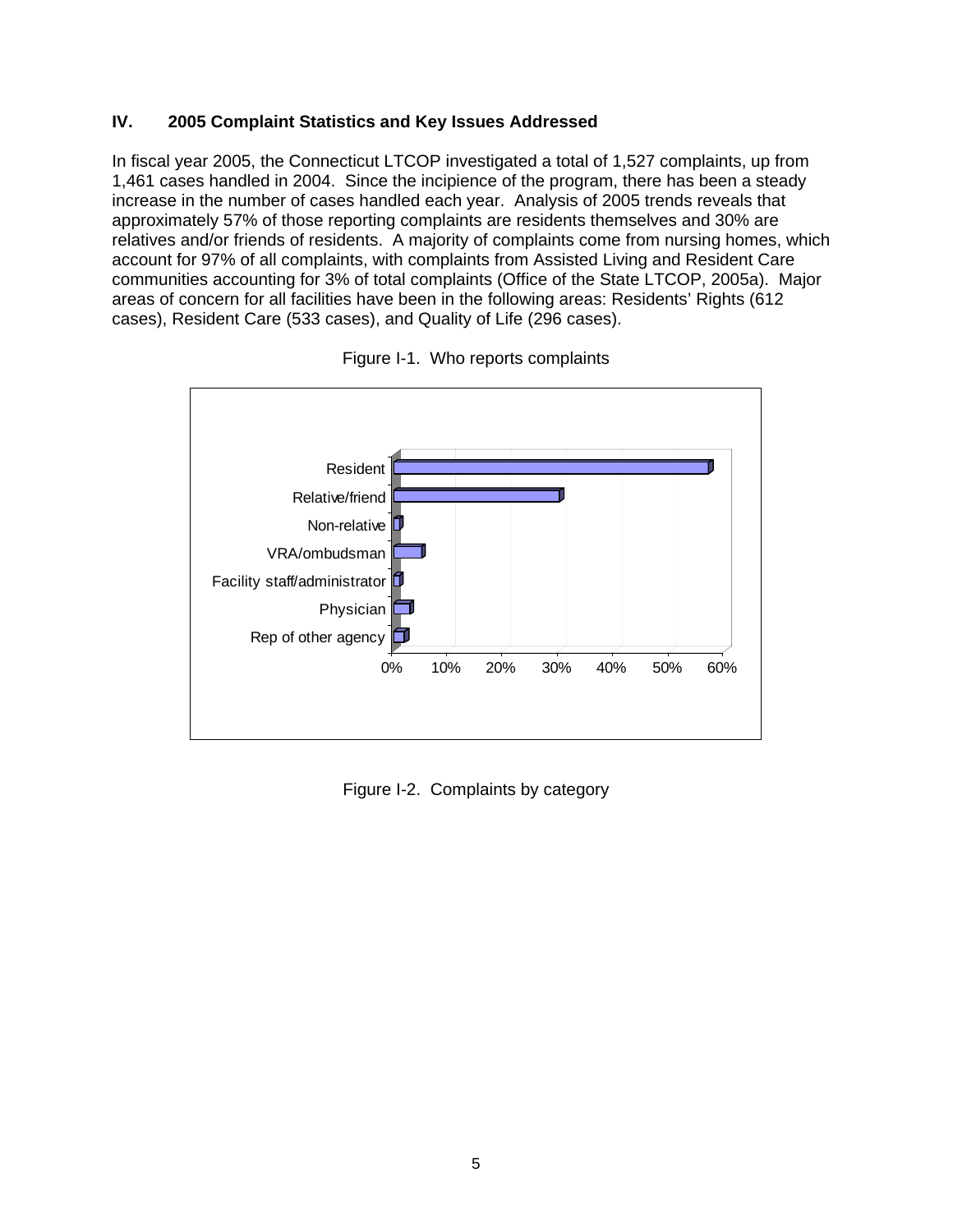## IV. 2005 Complaint Statistics and Key Issues Addressed

In fiscal year 2005, the Connecticut LTCOP investigated a total of 1,527 complaints, up from 1,461 cases handled in 2004. Since the incipience of the program, there has been a steady increase in the number of cases handled each year. Analysis of 2005 trends reveals that approximately 57% of those reporting complaints are residents themselves and 30% are relatives and/or friends of residents. A majority of complaints come from nursing homes, which account for 97% of all complaints, with complaints from Assisted Living and Resident Care communities accounting for 3% of total complaints (Office of the State LTCOP, 2005a). Major areas of concern for all facilities have been in the following areas: Residents' Rights (612 cases), Resident Care (533 cases), and Quality of Life (296 cases).

Figure I-1. Who reports complaints

Figure I-2. Complaints by category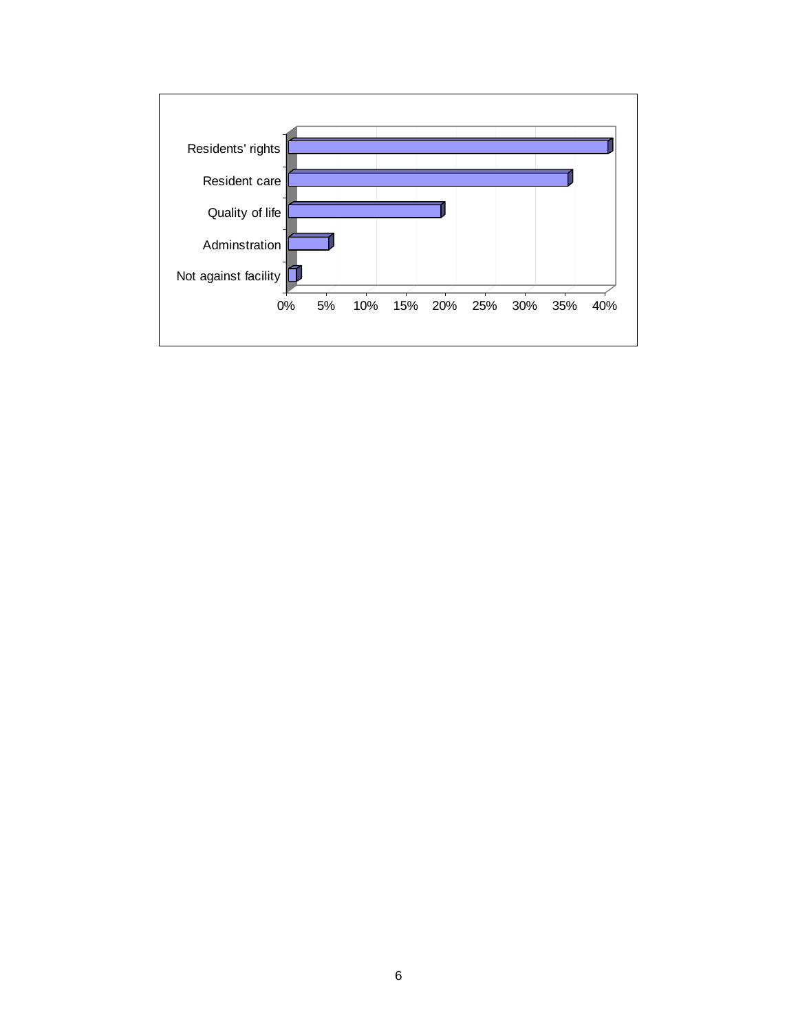Residents' rights

Resident care

Quality of life

Adminstration

Not against facility

0% 5% 10% 15% 20% 25% 30% 35% 40%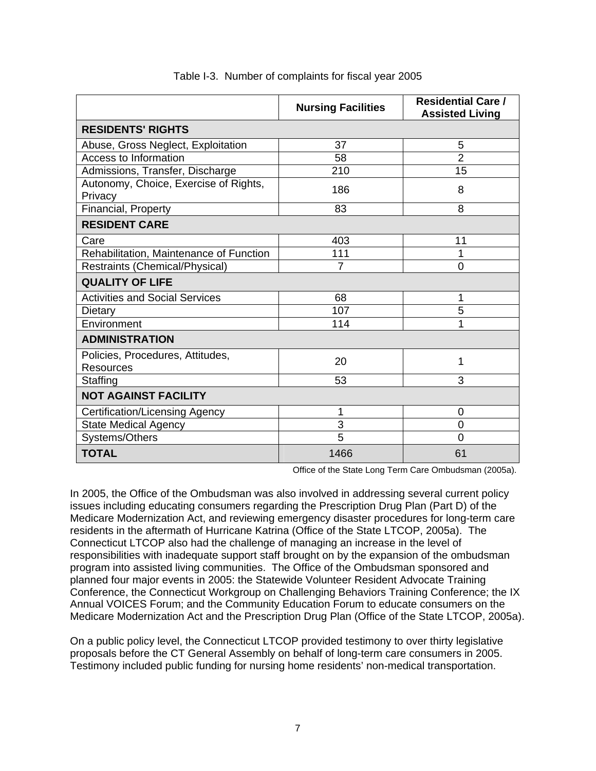Table I-3. Number of complaints for fiscal year 2005

| | Nursing Facilities | Residential Care / Assisted Living |
|---|---|---|
| **RESIDENTS' RIGHTS** | | |
| Abuse, Gross Neglect, Exploitation | 37 | 5 |
| Access to Information | 58 | 2 |
| Admissions, Transfer, Discharge | 210 | 15 |
| Autonomy, Choice, Exercise of Rights, Privacy | 186 | 8 |
| Financial, Property | 83 | 8 |
| **RESIDENT CARE** | | |
| Care | 403 | 11 |
| Rehabilitation, Maintenance of Function | 111 | 1 |
| Restraints (Chemical/Physical) | 7 | 0 |
| **QUALITY OF LIFE** | | |
| Activities and Social Services | 68 | 1 |
| Dietary | 107 | 5 |
| Environment | 114 | 1 |
| **ADMINISTRATION** | | |
| Policies, Procedures, Attitudes, Resources | 20 | 1 |
| Staffing | 53 | 3 |
| **NOT AGAINST FACILITY** | | |
| Certification/Licensing Agency | 1 | 0 |
| State Medical Agency | 3 | 0 |
| Systems/Others | 5 | 0 |
| **TOTAL** | 1466 | 61 |

Office of the State Long Term Care Ombudsman (2005a).

In 2005, the Office of the Ombudsman was also involved in addressing several current policy issues including educating consumers regarding the Prescription Drug Plan (Part D) of the Medicare Modernization Act, and reviewing emergency disaster procedures for long-term care residents in the aftermath of Hurricane Katrina (Office of the State LTCOP, 2005a). The Connecticut LTCOP also had the challenge of managing an increase in the level of responsibilities with inadequate support staff brought on by the expansion of the ombudsman program into assisted living communities. The Office of the Ombudsman sponsored and planned four major events in 2005: the Statewide Volunteer Resident Advocate Training Conference, the Connecticut Workgroup on Challenging Behaviors Training Conference; the IX Annual VOICES Forum; and the Community Education Forum to educate consumers on the Medicare Modernization Act and the Prescription Drug Plan (Office of the State LTCOP, 2005a).

On a public policy level, the Connecticut LTCOP provided testimony to over thirty legislative proposals before the CT General Assembly on behalf of long-term care consumers in 2005. Testimony included public funding for nursing home residents' non-medical transportation.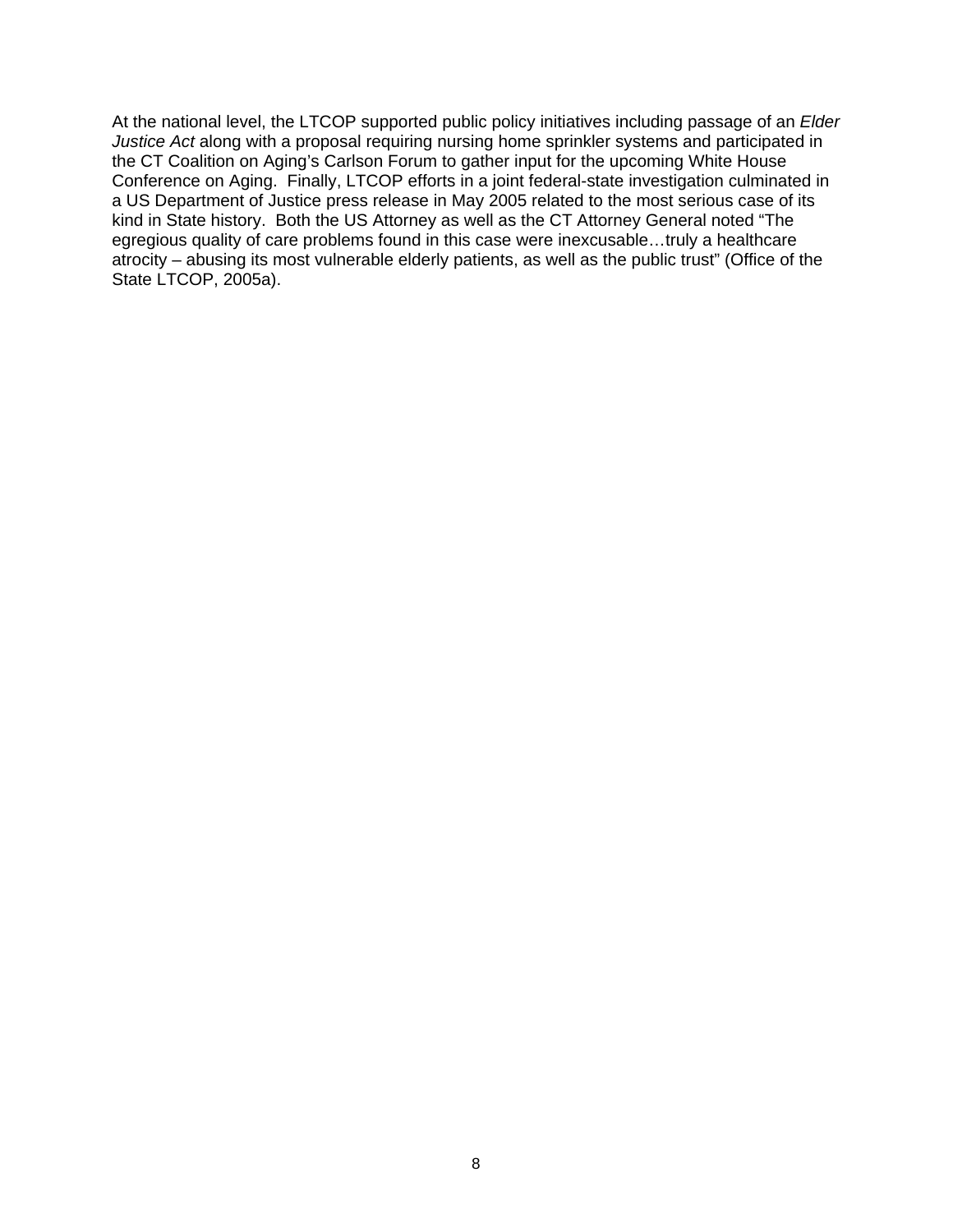At the national level, the LTCOP supported public policy initiatives including passage of an *Elder Justice Act* along with a proposal requiring nursing home sprinkler systems and participated in the CT Coalition on Aging's Carlson Forum to gather input for the upcoming White House Conference on Aging. Finally, LTCOP efforts in a joint federal-state investigation culminated in a US Department of Justice press release in May 2005 related to the most serious case of its kind in State history. Both the US Attorney as well as the CT Attorney General noted "The egregious quality of care problems found in this case were inexcusable…truly a healthcare atrocity – abusing its most vulnerable elderly patients, as well as the public trust" (Office of the State LTCOP, 2005a).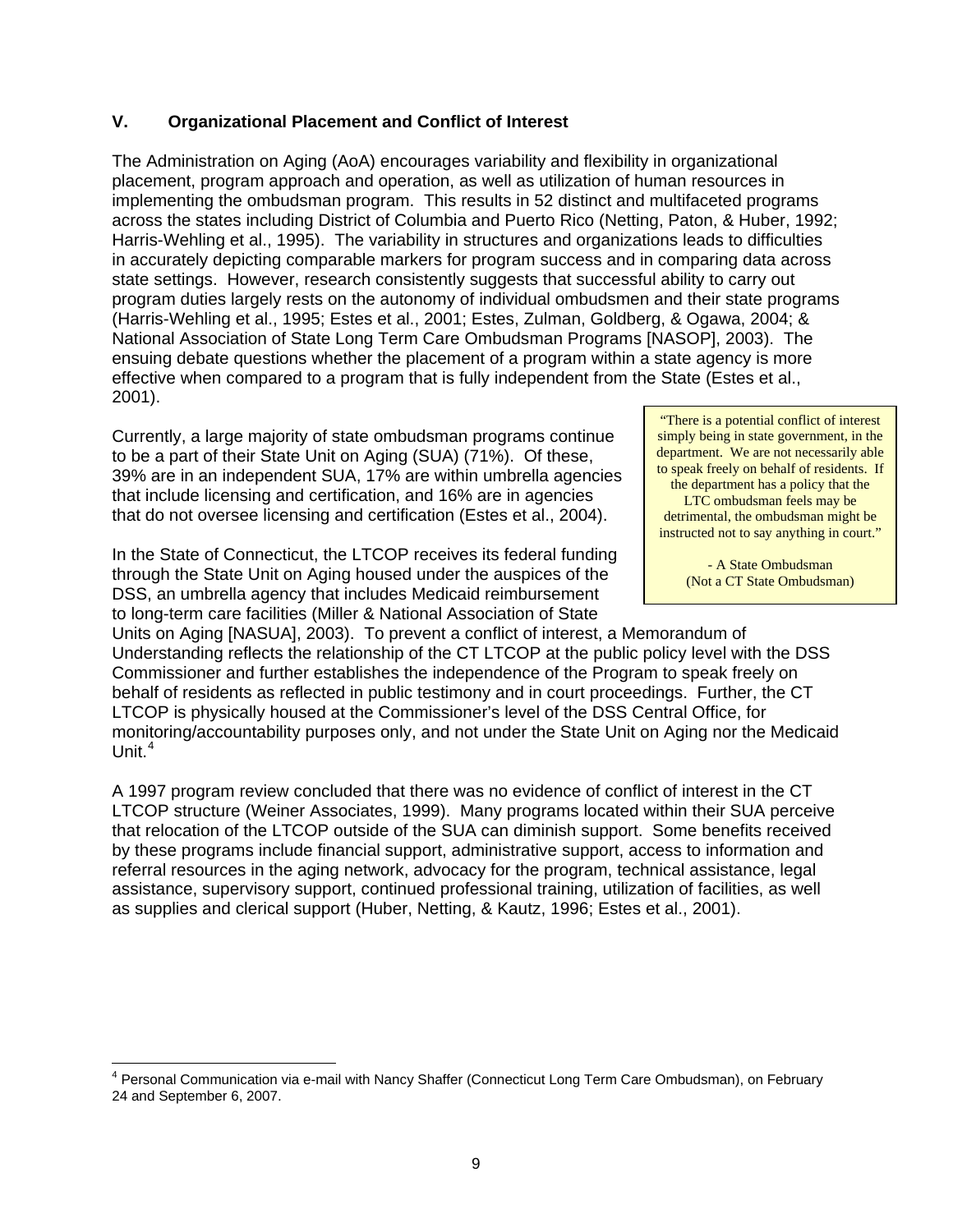## V. Organizational Placement and Conflict of Interest

The Administration on Aging (AoA) encourages variability and flexibility in organizational placement, program approach and operation, as well as utilization of human resources in implementing the ombudsman program. This results in 52 distinct and multifaceted programs across the states including District of Columbia and Puerto Rico (Netting, Paton, & Huber, 1992; Harris-Wehling et al., 1995). The variability in structures and organizations leads to difficulties in accurately depicting comparable markers for program success and in comparing data across state settings. However, research consistently suggests that successful ability to carry out program duties largely rests on the autonomy of individual ombudsmen and their state programs (Harris-Wehling et al., 1995; Estes et al., 2001; Estes, Zulman, Goldberg, & Ogawa, 2004; & National Association of State Long Term Care Ombudsman Programs [NASOP], 2003). The ensuing debate questions whether the placement of a program within a state agency is more effective when compared to a program that is fully independent from the State (Estes et al., 2001).

> "There is a potential conflict of interest simply being in state government, in the department. We are not necessarily able to speak freely on behalf of residents. If the department has a policy that the LTC ombudsman feels may be detrimental, the ombudsman might be instructed not to say anything in court."
>
> \- A State Ombudsman (Not a CT State Ombudsman)

Currently, a large majority of state ombudsman programs continue to be a part of their State Unit on Aging (SUA) (71%). Of these, 39% are in an independent SUA, 17% are within umbrella agencies that include licensing and certification, and 16% are in agencies that do not oversee licensing and certification (Estes et al., 2004).

In the State of Connecticut, the LTCOP receives its federal funding through the State Unit on Aging housed under the auspices of the DSS, an umbrella agency that includes Medicaid reimbursement to long-term care facilities (Miller & National Association of State Units on Aging [NASUA], 2003). To prevent a conflict of interest, a Memorandum of Understanding reflects the relationship of the CT LTCOP at the public policy level with the DSS Commissioner and further establishes the independence of the Program to speak freely on behalf of residents as reflected in public testimony and in court proceedings. Further, the CT LTCOP is physically housed at the Commissioner's level of the DSS Central Office, for monitoring/accountability purposes only, and not under the State Unit on Aging nor the Medicaid Unit.[4]

A 1997 program review concluded that there was no evidence of conflict of interest in the CT LTCOP structure (Weiner Associates, 1999). Many programs located within their SUA perceive that relocation of the LTCOP outside of the SUA can diminish support. Some benefits received by these programs include financial support, administrative support, access to information and referral resources in the aging network, advocacy for the program, technical assistance, legal assistance, supervisory support, continued professional training, utilization of facilities, as well as supplies and clerical support (Huber, Netting, & Kautz, 1996; Estes et al., 2001).

---

[4] Personal Communication via e-mail with Nancy Shaffer (Connecticut Long Term Care Ombudsman), on February 24 and September 6, 2007.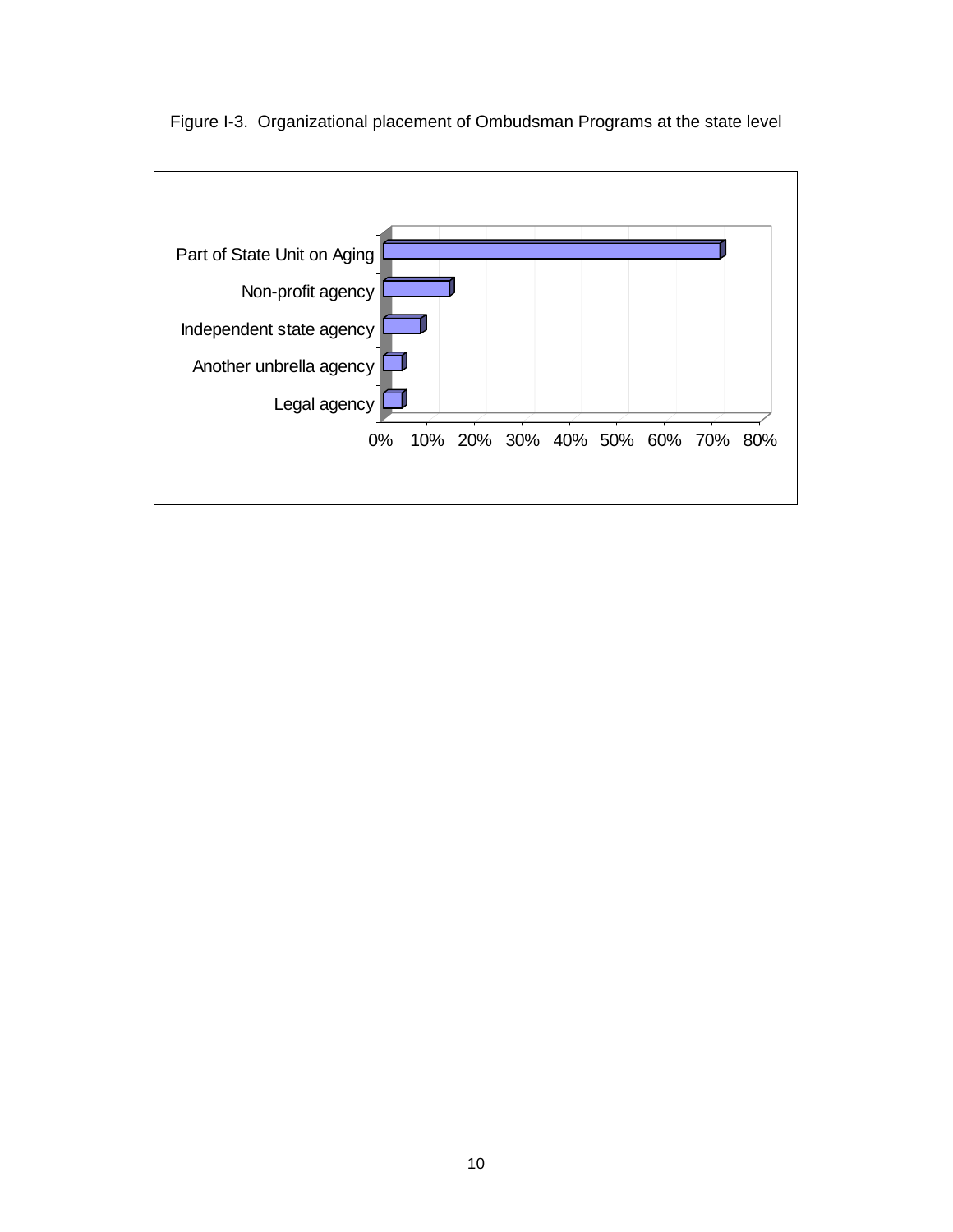Figure I-3. Organizational placement of Ombudsman Programs at the state level

| Organizational placement | Approximate % |
|---|---|
| Part of State Unit on Aging | 71% |
| Non-profit agency | 14% |
| Independent state agency | 8% |
| Another unbrella agency | 4% |
| Legal agency | 4% |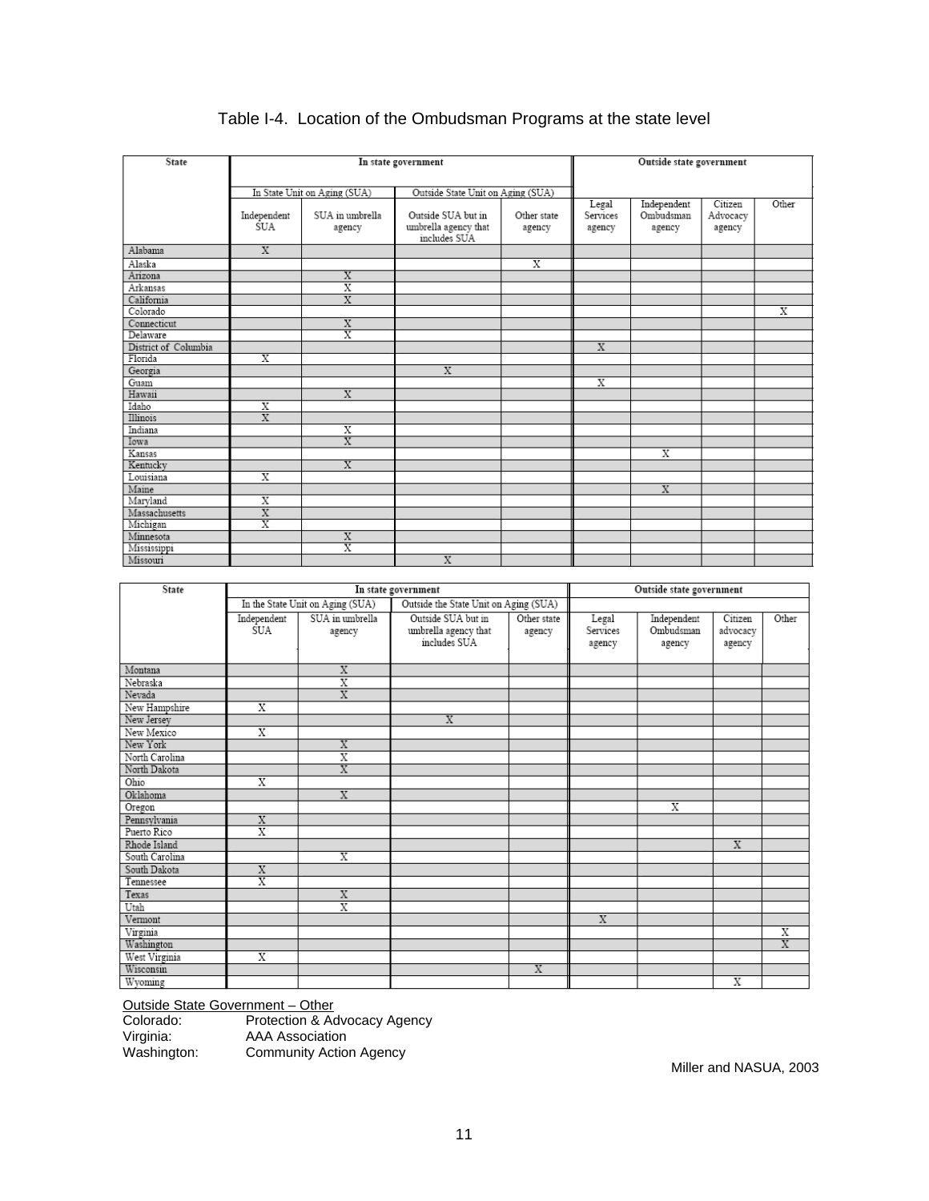# Table I-4. Location of the Ombudsman Programs at the state level

| State | In state government | | | | Outside state government | | | |
|---|---|---|---|---|---|---|---|---|
| | In State Unit on Aging (SUA) | | Outside State Unit on Aging (SUA) | | | | | |
| | Independent SUA | SUA in umbrella agency | Outside SUA but in umbrella agency that includes SUA | Other state agency | Legal Services agency | Independent Ombudsman agency | Citizen Advocacy agency | Other |
| Alabama | X | | | | | | | |
| Alaska | | | | X | | | | |
| Arizona | | X | | | | | | |
| Arkansas | | X | | | | | | |
| California | | X | | | | | | |
| Colorado | | | | | | | | X |
| Connecticut | | X | | | | | | |
| Delaware | | X | | | | | | |
| District of Columbia | | | | | X | | | |
| Florida | X | | | | | | | |
| Georgia | | | X | | | | | |
| Guam | | | | | X | | | |
| Hawaii | | X | | | | | | |
| Idaho | X | | | | | | | |
| Illinois | X | | | | | | | |
| Indiana | | X | | | | | | |
| Iowa | | X | | | | | | |
| Kansas | | | | | | X | | |
| Kentucky | | X | | | | | | |
| Louisiana | X | | | | | | | |
| Maine | | | | | | X | | |
| Maryland | X | | | | | | | |
| Massachusetts | X | | | | | | | |
| Michigan | X | | | | | | | |
| Minnesota | | X | | | | | | |
| Mississippi | | X | | | | | | |
| Missouri | | | X | | | | | |
| Montana | | X | | | | | | |
| Nebraska | | X | | | | | | |
| Nevada | | X | | | | | | |
| New Hampshire | X | | | | | | | |
| New Jersey | | | X | | | | | |
| New Mexico | X | | | | | | | |
| New York | | X | | | | | | |
| North Carolina | | X | | | | | | |
| North Dakota | | X | | | | | | |
| Ohio | X | | | | | | | |
| Oklahoma | | X | | | | | | |
| Oregon | | | | | | X | | |
| Pennsylvania | X | | | | | | | |
| Puerto Rico | X | | | | | | | |
| Rhode Island | | | | | | | X | |
| South Carolina | | X | | | | | | |
| South Dakota | X | | | | | | | |
| Tennessee | X | | | | | | | |
| Texas | | X | | | | | | |
| Utah | | X | | | | | | |
| Vermont | | | | | X | | | |
| Virginia | | | | | | | | X |
| Washington | | | | | | | | X |
| West Virginia | X | | | | | | | |
| Wisconsin | | | | X | | | | |
| Wyoming | | | | | | | X | |

Outside State Government – Other

Colorado: Protection & Advocacy Agency
Virginia: AAA Association
Washington: Community Action Agency

Miller and NASUA, 2003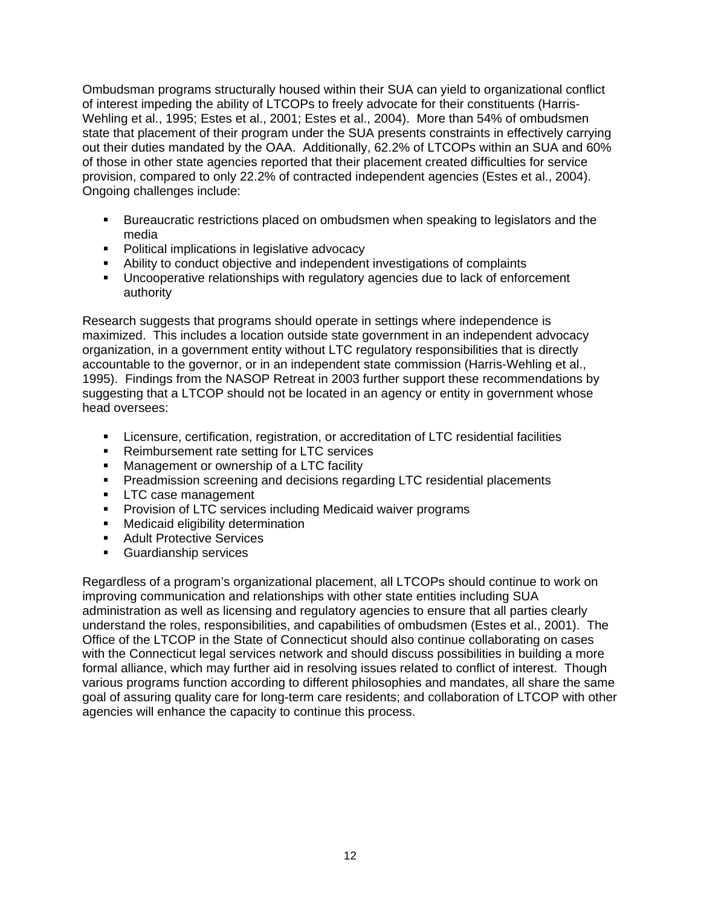Ombudsman programs structurally housed within their SUA can yield to organizational conflict of interest impeding the ability of LTCOPs to freely advocate for their constituents (Harris-Wehling et al., 1995; Estes et al., 2001; Estes et al., 2004). More than 54% of ombudsmen state that placement of their program under the SUA presents constraints in effectively carrying out their duties mandated by the OAA. Additionally, 62.2% of LTCOPs within an SUA and 60% of those in other state agencies reported that their placement created difficulties for service provision, compared to only 22.2% of contracted independent agencies (Estes et al., 2004). Ongoing challenges include:

- Bureaucratic restrictions placed on ombudsmen when speaking to legislators and the media
- Political implications in legislative advocacy
- Ability to conduct objective and independent investigations of complaints
- Uncooperative relationships with regulatory agencies due to lack of enforcement authority

Research suggests that programs should operate in settings where independence is maximized. This includes a location outside state government in an independent advocacy organization, in a government entity without LTC regulatory responsibilities that is directly accountable to the governor, or in an independent state commission (Harris-Wehling et al., 1995). Findings from the NASOP Retreat in 2003 further support these recommendations by suggesting that a LTCOP should not be located in an agency or entity in government whose head oversees:

- Licensure, certification, registration, or accreditation of LTC residential facilities
- Reimbursement rate setting for LTC services
- Management or ownership of a LTC facility
- Preadmission screening and decisions regarding LTC residential placements
- LTC case management
- Provision of LTC services including Medicaid waiver programs
- Medicaid eligibility determination
- Adult Protective Services
- Guardianship services

Regardless of a program's organizational placement, all LTCOPs should continue to work on improving communication and relationships with other state entities including SUA administration as well as licensing and regulatory agencies to ensure that all parties clearly understand the roles, responsibilities, and capabilities of ombudsmen (Estes et al., 2001). The Office of the LTCOP in the State of Connecticut should also continue collaborating on cases with the Connecticut legal services network and should discuss possibilities in building a more formal alliance, which may further aid in resolving issues related to conflict of interest. Though various programs function according to different philosophies and mandates, all share the same goal of assuring quality care for long-term care residents; and collaboration of LTCOP with other agencies will enhance the capacity to continue this process.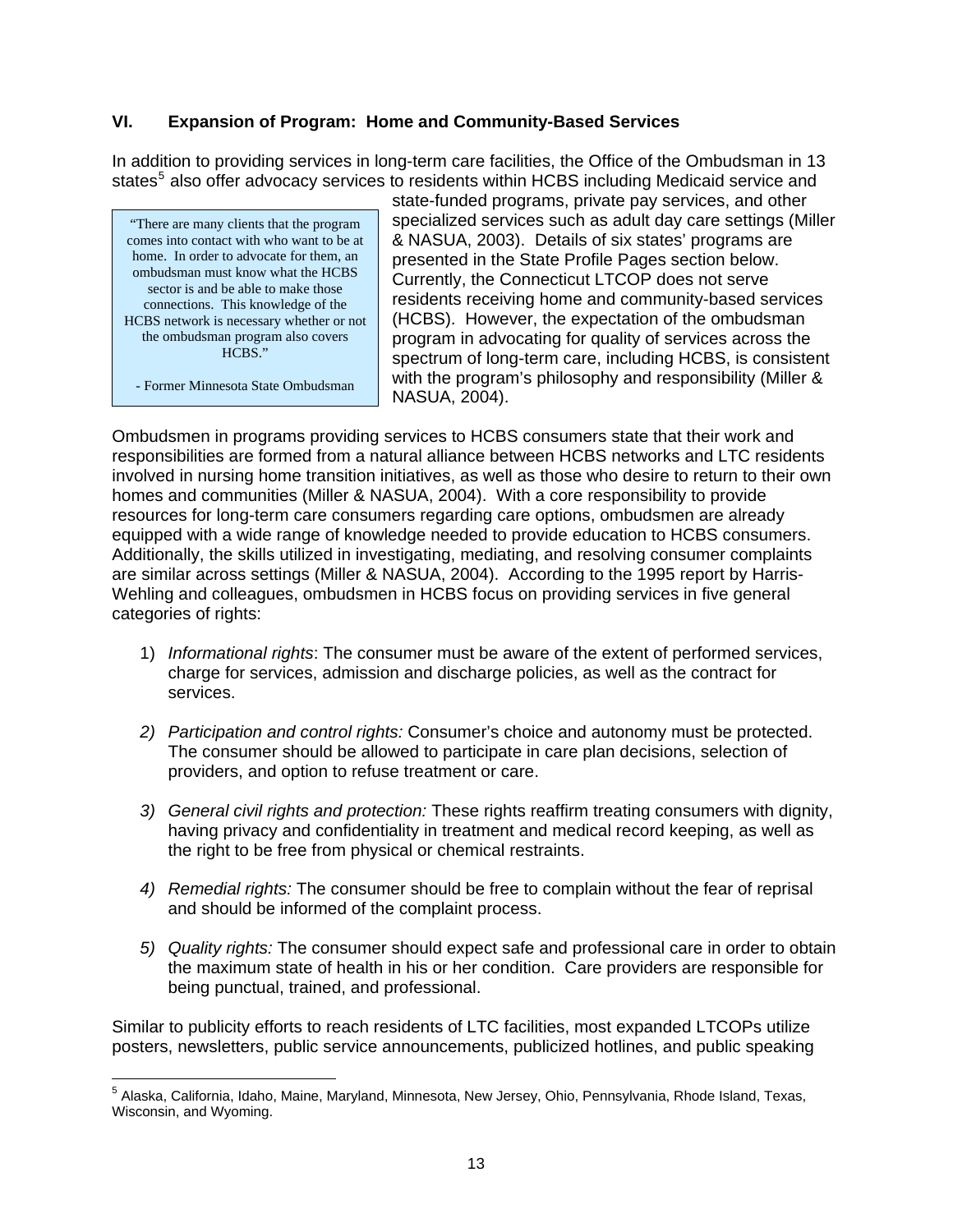## VI. Expansion of Program: Home and Community-Based Services

In addition to providing services in long-term care facilities, the Office of the Ombudsman in 13 states[5] also offer advocacy services to residents within HCBS including Medicaid service and state-funded programs, private pay services, and other specialized services such as adult day care settings (Miller & NASUA, 2003). Details of six states' programs are presented in the State Profile Pages section below. Currently, the Connecticut LTCOP does not serve residents receiving home and community-based services (HCBS). However, the expectation of the ombudsman program in advocating for quality of services across the spectrum of long-term care, including HCBS, is consistent with the program's philosophy and responsibility (Miller & NASUA, 2004).

> "There are many clients that the program comes into contact with who want to be at home. In order to advocate for them, an ombudsman must know what the HCBS sector is and be able to make those connections. This knowledge of the HCBS network is necessary whether or not the ombudsman program also covers HCBS."
>
> - Former Minnesota State Ombudsman

Ombudsmen in programs providing services to HCBS consumers state that their work and responsibilities are formed from a natural alliance between HCBS networks and LTC residents involved in nursing home transition initiatives, as well as those who desire to return to their own homes and communities (Miller & NASUA, 2004). With a core responsibility to provide resources for long-term care consumers regarding care options, ombudsmen are already equipped with a wide range of knowledge needed to provide education to HCBS consumers. Additionally, the skills utilized in investigating, mediating, and resolving consumer complaints are similar across settings (Miller & NASUA, 2004). According to the 1995 report by Harris-Wehling and colleagues, ombudsmen in HCBS focus on providing services in five general categories of rights:

1) *Informational rights*: The consumer must be aware of the extent of performed services, charge for services, admission and discharge policies, as well as the contract for services.

2) *Participation and control rights:* Consumer's choice and autonomy must be protected. The consumer should be allowed to participate in care plan decisions, selection of providers, and option to refuse treatment or care.

3) *General civil rights and protection:* These rights reaffirm treating consumers with dignity, having privacy and confidentiality in treatment and medical record keeping, as well as the right to be free from physical or chemical restraints.

4) *Remedial rights:* The consumer should be free to complain without the fear of reprisal and should be informed of the complaint process.

5) *Quality rights:* The consumer should expect safe and professional care in order to obtain the maximum state of health in his or her condition. Care providers are responsible for being punctual, trained, and professional.

Similar to publicity efforts to reach residents of LTC facilities, most expanded LTCOPs utilize posters, newsletters, public service announcements, publicized hotlines, and public speaking

[5] Alaska, California, Idaho, Maine, Maryland, Minnesota, New Jersey, Ohio, Pennsylvania, Rhode Island, Texas, Wisconsin, and Wyoming.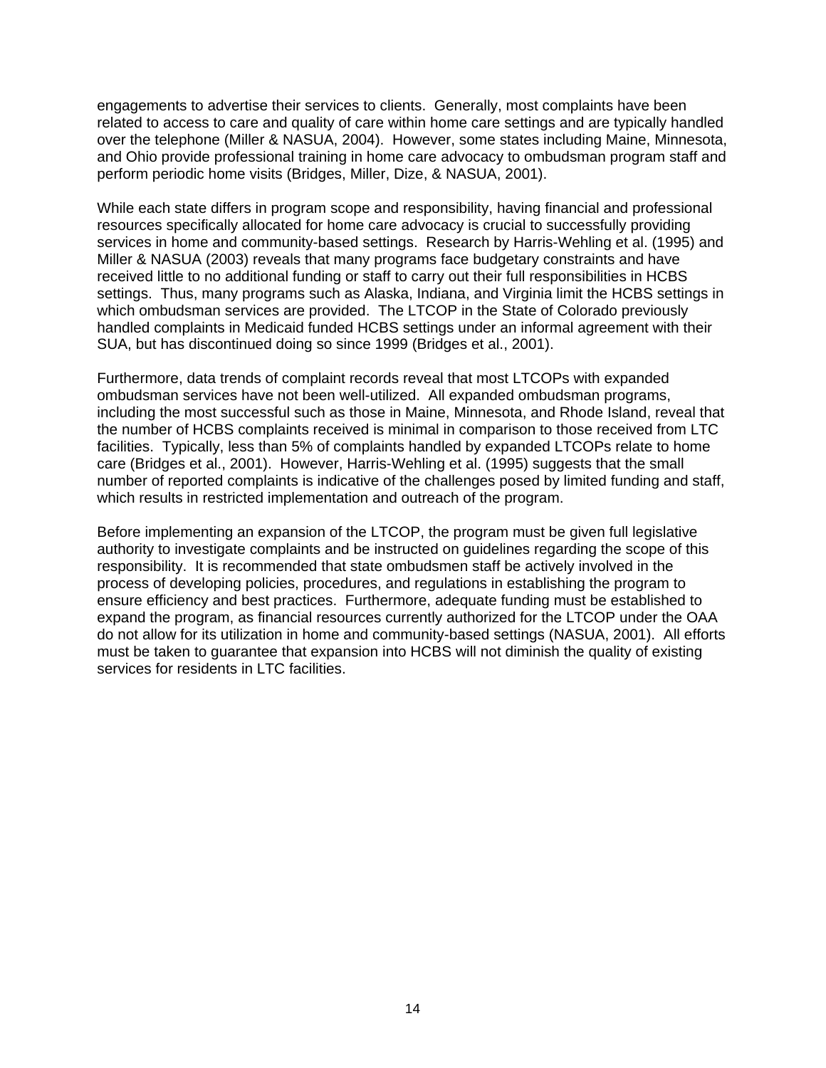engagements to advertise their services to clients. Generally, most complaints have been related to access to care and quality of care within home care settings and are typically handled over the telephone (Miller & NASUA, 2004). However, some states including Maine, Minnesota, and Ohio provide professional training in home care advocacy to ombudsman program staff and perform periodic home visits (Bridges, Miller, Dize, & NASUA, 2001).

While each state differs in program scope and responsibility, having financial and professional resources specifically allocated for home care advocacy is crucial to successfully providing services in home and community-based settings. Research by Harris-Wehling et al. (1995) and Miller & NASUA (2003) reveals that many programs face budgetary constraints and have received little to no additional funding or staff to carry out their full responsibilities in HCBS settings. Thus, many programs such as Alaska, Indiana, and Virginia limit the HCBS settings in which ombudsman services are provided. The LTCOP in the State of Colorado previously handled complaints in Medicaid funded HCBS settings under an informal agreement with their SUA, but has discontinued doing so since 1999 (Bridges et al., 2001).

Furthermore, data trends of complaint records reveal that most LTCOPs with expanded ombudsman services have not been well-utilized. All expanded ombudsman programs, including the most successful such as those in Maine, Minnesota, and Rhode Island, reveal that the number of HCBS complaints received is minimal in comparison to those received from LTC facilities. Typically, less than 5% of complaints handled by expanded LTCOPs relate to home care (Bridges et al., 2001). However, Harris-Wehling et al. (1995) suggests that the small number of reported complaints is indicative of the challenges posed by limited funding and staff, which results in restricted implementation and outreach of the program.

Before implementing an expansion of the LTCOP, the program must be given full legislative authority to investigate complaints and be instructed on guidelines regarding the scope of this responsibility. It is recommended that state ombudsmen staff be actively involved in the process of developing policies, procedures, and regulations in establishing the program to ensure efficiency and best practices. Furthermore, adequate funding must be established to expand the program, as financial resources currently authorized for the LTCOP under the OAA do not allow for its utilization in home and community-based settings (NASUA, 2001). All efforts must be taken to guarantee that expansion into HCBS will not diminish the quality of existing services for residents in LTC facilities.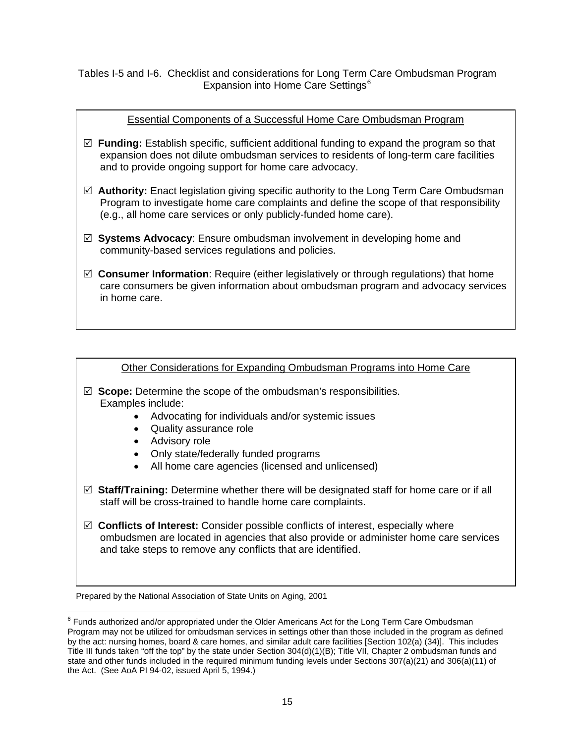Tables I-5 and I-6. Checklist and considerations for Long Term Care Ombudsman Program Expansion into Home Care Settings[6]

Essential Components of a Successful Home Care Ombudsman Program

☑ **Funding:** Establish specific, sufficient additional funding to expand the program so that expansion does not dilute ombudsman services to residents of long-term care facilities and to provide ongoing support for home care advocacy.

☑ **Authority:** Enact legislation giving specific authority to the Long Term Care Ombudsman Program to investigate home care complaints and define the scope of that responsibility (e.g., all home care services or only publicly-funded home care).

☑ **Systems Advocacy**: Ensure ombudsman involvement in developing home and community-based services regulations and policies.

☑ **Consumer Information**: Require (either legislatively or through regulations) that home care consumers be given information about ombudsman program and advocacy services in home care.

Other Considerations for Expanding Ombudsman Programs into Home Care

☑ **Scope:** Determine the scope of the ombudsman's responsibilities. Examples include:

- Advocating for individuals and/or systemic issues
- Quality assurance role
- Advisory role
- Only state/federally funded programs
- All home care agencies (licensed and unlicensed)

☑ **Staff/Training:** Determine whether there will be designated staff for home care or if all staff will be cross-trained to handle home care complaints.

☑ **Conflicts of Interest:** Consider possible conflicts of interest, especially where ombudsmen are located in agencies that also provide or administer home care services and take steps to remove any conflicts that are identified.

Prepared by the National Association of State Units on Aging, 2001

[6] Funds authorized and/or appropriated under the Older Americans Act for the Long Term Care Ombudsman Program may not be utilized for ombudsman services in settings other than those included in the program as defined by the act: nursing homes, board & care homes, and similar adult care facilities [Section 102(a) (34)]. This includes Title III funds taken "off the top" by the state under Section 304(d)(1)(B); Title VII, Chapter 2 ombudsman funds and state and other funds included in the required minimum funding levels under Sections 307(a)(21) and 306(a)(11) of the Act. (See AoA PI 94-02, issued April 5, 1994.)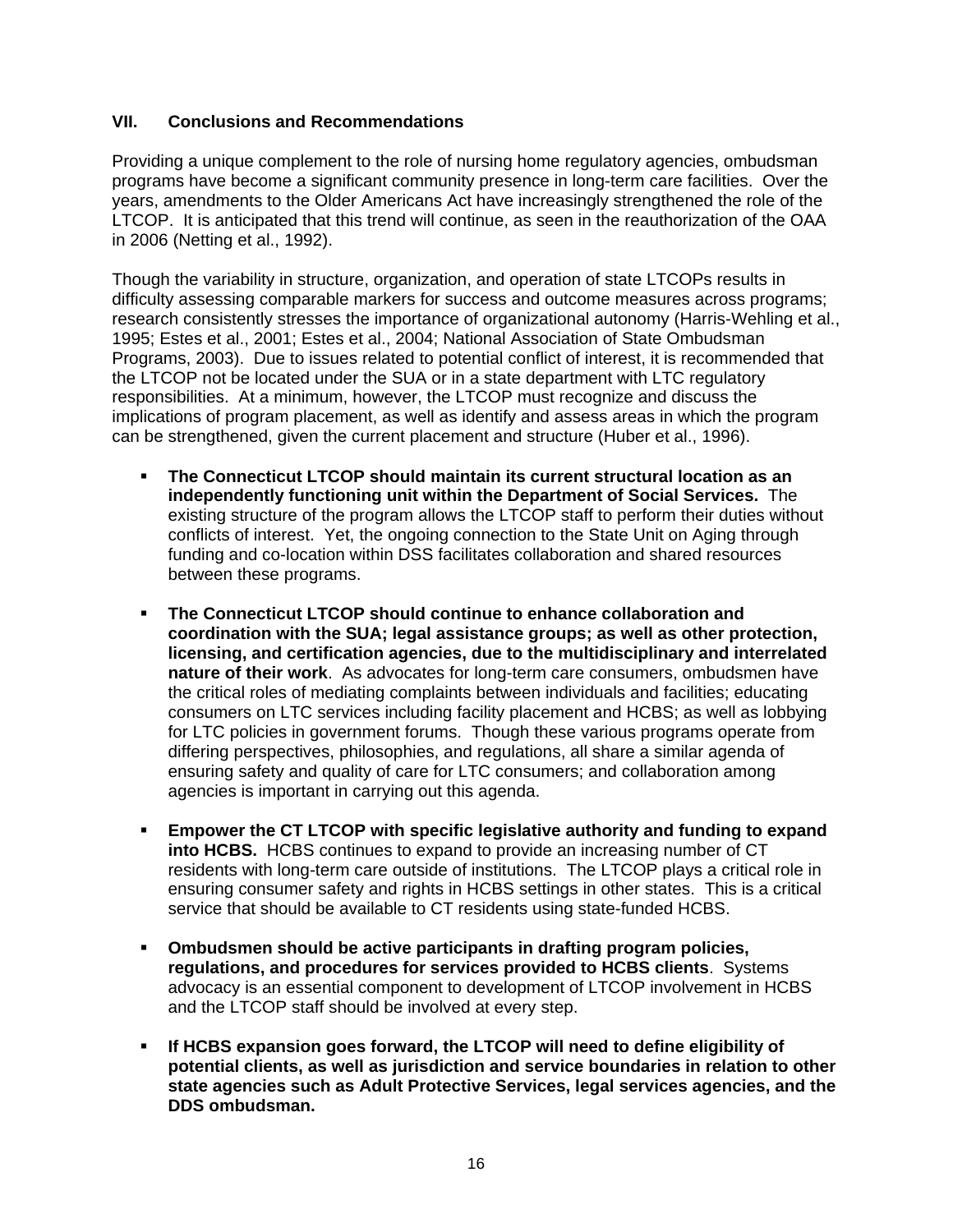## VII. Conclusions and Recommendations

Providing a unique complement to the role of nursing home regulatory agencies, ombudsman programs have become a significant community presence in long-term care facilities. Over the years, amendments to the Older Americans Act have increasingly strengthened the role of the LTCOP. It is anticipated that this trend will continue, as seen in the reauthorization of the OAA in 2006 (Netting et al., 1992).

Though the variability in structure, organization, and operation of state LTCOPs results in difficulty assessing comparable markers for success and outcome measures across programs; research consistently stresses the importance of organizational autonomy (Harris-Wehling et al., 1995; Estes et al., 2001; Estes et al., 2004; National Association of State Ombudsman Programs, 2003). Due to issues related to potential conflict of interest, it is recommended that the LTCOP not be located under the SUA or in a state department with LTC regulatory responsibilities. At a minimum, however, the LTCOP must recognize and discuss the implications of program placement, as well as identify and assess areas in which the program can be strengthened, given the current placement and structure (Huber et al., 1996).

- **The Connecticut LTCOP should maintain its current structural location as an independently functioning unit within the Department of Social Services.** The existing structure of the program allows the LTCOP staff to perform their duties without conflicts of interest. Yet, the ongoing connection to the State Unit on Aging through funding and co-location within DSS facilitates collaboration and shared resources between these programs.

- **The Connecticut LTCOP should continue to enhance collaboration and coordination with the SUA; legal assistance groups; as well as other protection, licensing, and certification agencies, due to the multidisciplinary and interrelated nature of their work**. As advocates for long-term care consumers, ombudsmen have the critical roles of mediating complaints between individuals and facilities; educating consumers on LTC services including facility placement and HCBS; as well as lobbying for LTC policies in government forums. Though these various programs operate from differing perspectives, philosophies, and regulations, all share a similar agenda of ensuring safety and quality of care for LTC consumers; and collaboration among agencies is important in carrying out this agenda.

- **Empower the CT LTCOP with specific legislative authority and funding to expand into HCBS.** HCBS continues to expand to provide an increasing number of CT residents with long-term care outside of institutions. The LTCOP plays a critical role in ensuring consumer safety and rights in HCBS settings in other states. This is a critical service that should be available to CT residents using state-funded HCBS.

- **Ombudsmen should be active participants in drafting program policies, regulations, and procedures for services provided to HCBS clients**. Systems advocacy is an essential component to development of LTCOP involvement in HCBS and the LTCOP staff should be involved at every step.

- **If HCBS expansion goes forward, the LTCOP will need to define eligibility of potential clients, as well as jurisdiction and service boundaries in relation to other state agencies such as Adult Protective Services, legal services agencies, and the DDS ombudsman.**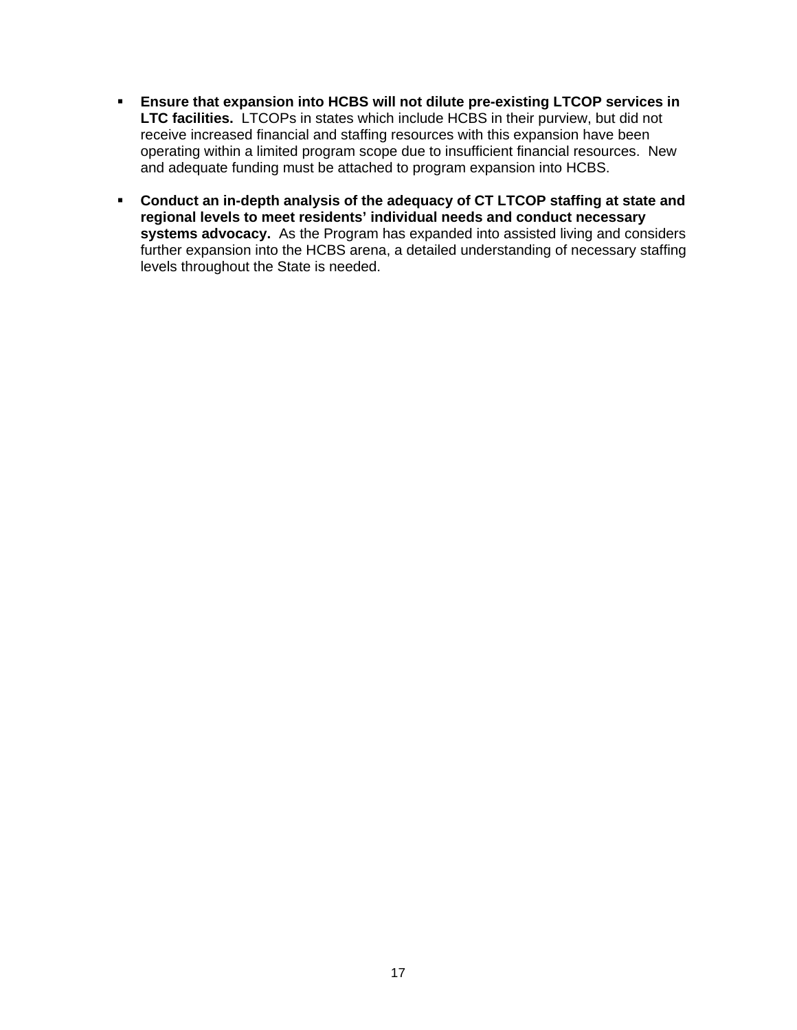- **Ensure that expansion into HCBS will not dilute pre-existing LTCOP services in LTC facilities.** LTCOPs in states which include HCBS in their purview, but did not receive increased financial and staffing resources with this expansion have been operating within a limited program scope due to insufficient financial resources. New and adequate funding must be attached to program expansion into HCBS.

- **Conduct an in-depth analysis of the adequacy of CT LTCOP staffing at state and regional levels to meet residents' individual needs and conduct necessary systems advocacy.** As the Program has expanded into assisted living and considers further expansion into the HCBS arena, a detailed understanding of necessary staffing levels throughout the State is needed.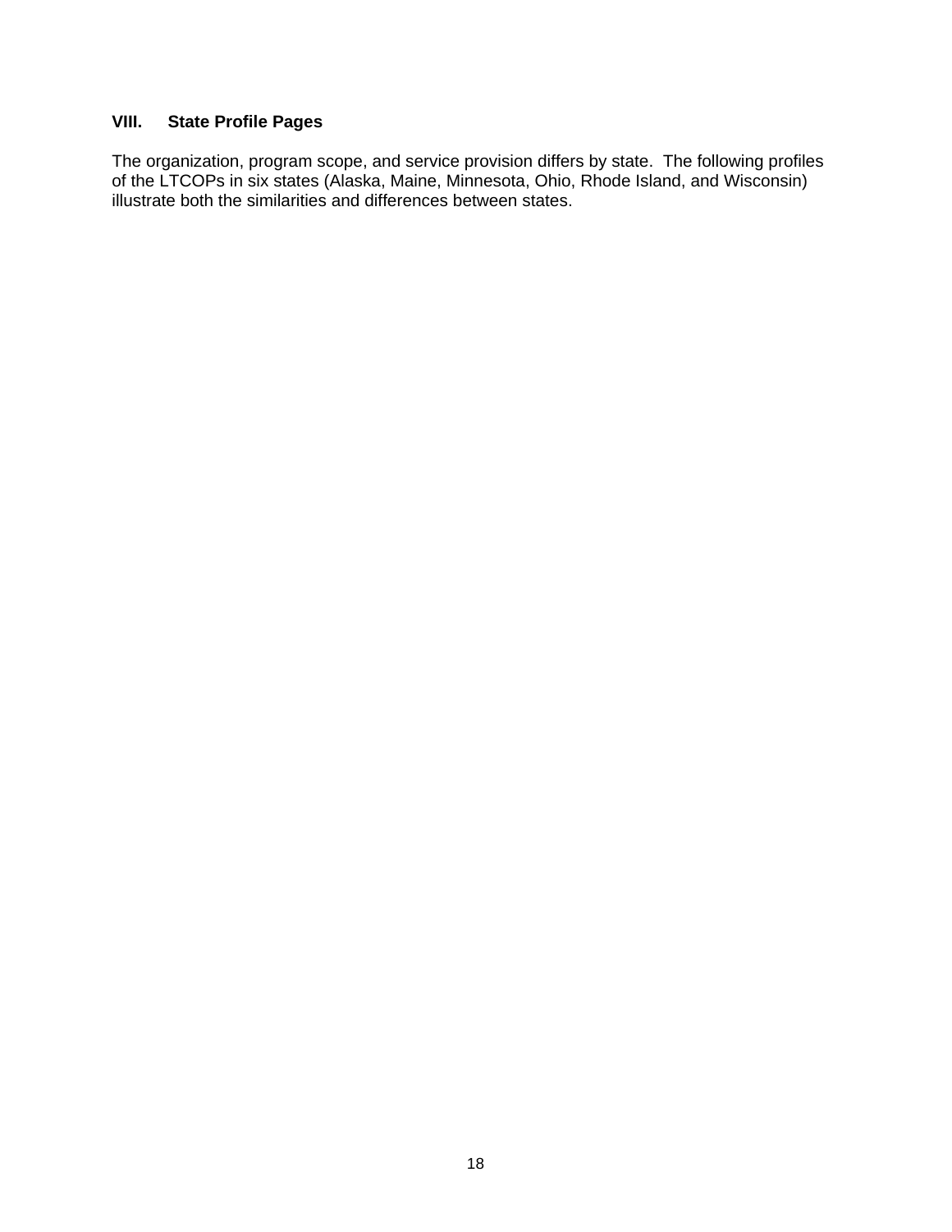## VIII. State Profile Pages

The organization, program scope, and service provision differs by state. The following profiles of the LTCOPs in six states (Alaska, Maine, Minnesota, Ohio, Rhode Island, and Wisconsin) illustrate both the similarities and differences between states.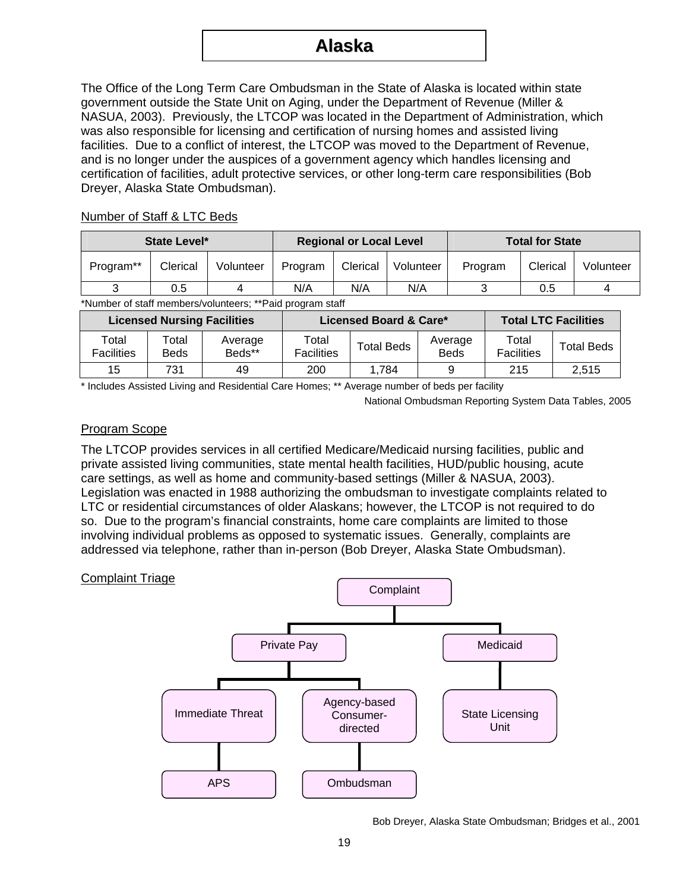# Alaska

The Office of the Long Term Care Ombudsman in the State of Alaska is located within state government outside the State Unit on Aging, under the Department of Revenue (Miller & NASUA, 2003). Previously, the LTCOP was located in the Department of Administration, which was also responsible for licensing and certification of nursing homes and assisted living facilities. Due to a conflict of interest, the LTCOP was moved to the Department of Revenue, and is no longer under the auspices of a government agency which handles licensing and certification of facilities, adult protective services, or other long-term care responsibilities (Bob Dreyer, Alaska State Ombudsman).

Number of Staff & LTC Beds

| State Level* | | | Regional or Local Level | | | Total for State | | |
|---|---|---|---|---|---|---|---|---|
| Program** | Clerical | Volunteer | Program | Clerical | Volunteer | Program | Clerical | Volunteer |
| 3 | 0.5 | 4 | N/A | N/A | N/A | 3 | 0.5 | 4 |

*Number of staff members/volunteers; **Paid program staff

| Licensed Nursing Facilities | | | Licensed Board & Care* | | | Total LTC Facilities | |
|---|---|---|---|---|---|---|---|
| Total Facilities | Total Beds | Average Beds** | Total Facilities | Total Beds | Average Beds | Total Facilities | Total Beds |
| 15 | 731 | 49 | 200 | 1,784 | 9 | 215 | 2,515 |

\* Includes Assisted Living and Residential Care Homes; ** Average number of beds per facility

National Ombudsman Reporting System Data Tables, 2005

Program Scope

The LTCOP provides services in all certified Medicare/Medicaid nursing facilities, public and private assisted living communities, state mental health facilities, HUD/public housing, acute care settings, as well as home and community-based settings (Miller & NASUA, 2003). Legislation was enacted in 1988 authorizing the ombudsman to investigate complaints related to LTC or residential circumstances of older Alaskans; however, the LTCOP is not required to do so. Due to the program's financial constraints, home care complaints are limited to those involving individual problems as opposed to systematic issues. Generally, complaints are addressed via telephone, rather than in-person (Bob Dreyer, Alaska State Ombudsman).

Complaint Triage

- Complaint
  - Private Pay
    - Immediate Threat
      - APS
    - Agency-based Consumer-directed
      - Ombudsman
  - Medicaid
    - State Licensing Unit

Bob Dreyer, Alaska State Ombudsman; Bridges et al., 2001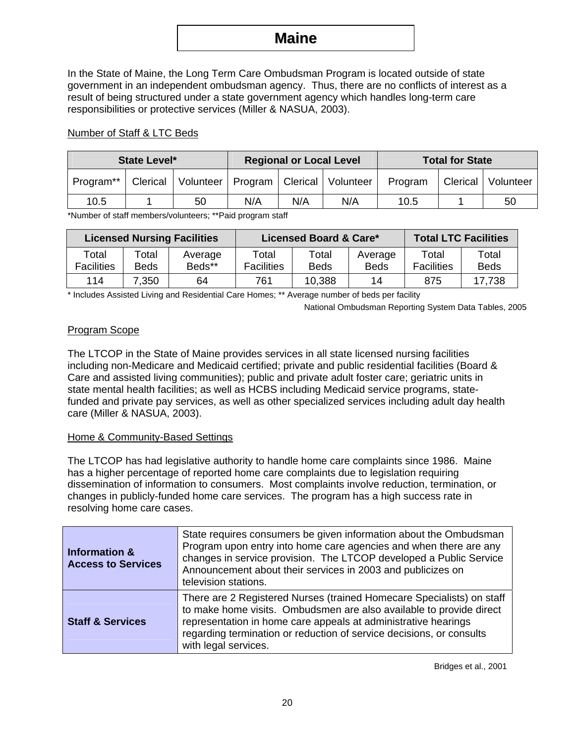# Maine

In the State of Maine, the Long Term Care Ombudsman Program is located outside of state government in an independent ombudsman agency. Thus, there are no conflicts of interest as a result of being structured under a state government agency which handles long-term care responsibilities or protective services (Miller & NASUA, 2003).

Number of Staff & LTC Beds

| State Level* | | | Regional or Local Level | | | Total for State | | |
|---|---|---|---|---|---|---|---|---|
| Program** | Clerical | Volunteer | Program | Clerical | Volunteer | Program | Clerical | Volunteer |
| 10.5 | 1 | 50 | N/A | N/A | N/A | 10.5 | 1 | 50 |

*Number of staff members/volunteers; **Paid program staff

| Licensed Nursing Facilities | | | Licensed Board & Care* | | | Total LTC Facilities | |
|---|---|---|---|---|---|---|---|
| Total Facilities | Total Beds | Average Beds** | Total Facilities | Total Beds | Average Beds | Total Facilities | Total Beds |
| 114 | 7,350 | 64 | 761 | 10,388 | 14 | 875 | 17,738 |

* Includes Assisted Living and Residential Care Homes; ** Average number of beds per facility

National Ombudsman Reporting System Data Tables, 2005

Program Scope

The LTCOP in the State of Maine provides services in all state licensed nursing facilities including non-Medicare and Medicaid certified; private and public residential facilities (Board & Care and assisted living communities); public and private adult foster care; geriatric units in state mental health facilities; as well as HCBS including Medicaid service programs, state-funded and private pay services, as well as other specialized services including adult day health care (Miller & NASUA, 2003).

Home & Community-Based Settings

The LTCOP has had legislative authority to handle home care complaints since 1986. Maine has a higher percentage of reported home care complaints due to legislation requiring dissemination of information to consumers. Most complaints involve reduction, termination, or changes in publicly-funded home care services. The program has a high success rate in resolving home care cases.

| | |
|---|---|
| **Information & Access to Services** | State requires consumers be given information about the Ombudsman Program upon entry into home care agencies and when there are any changes in service provision. The LTCOP developed a Public Service Announcement about their services in 2003 and publicizes on television stations. |
| **Staff & Services** | There are 2 Registered Nurses (trained Homecare Specialists) on staff to make home visits. Ombudsmen are also available to provide direct representation in home care appeals at administrative hearings regarding termination or reduction of service decisions, or consults with legal services. |

Bridges et al., 2001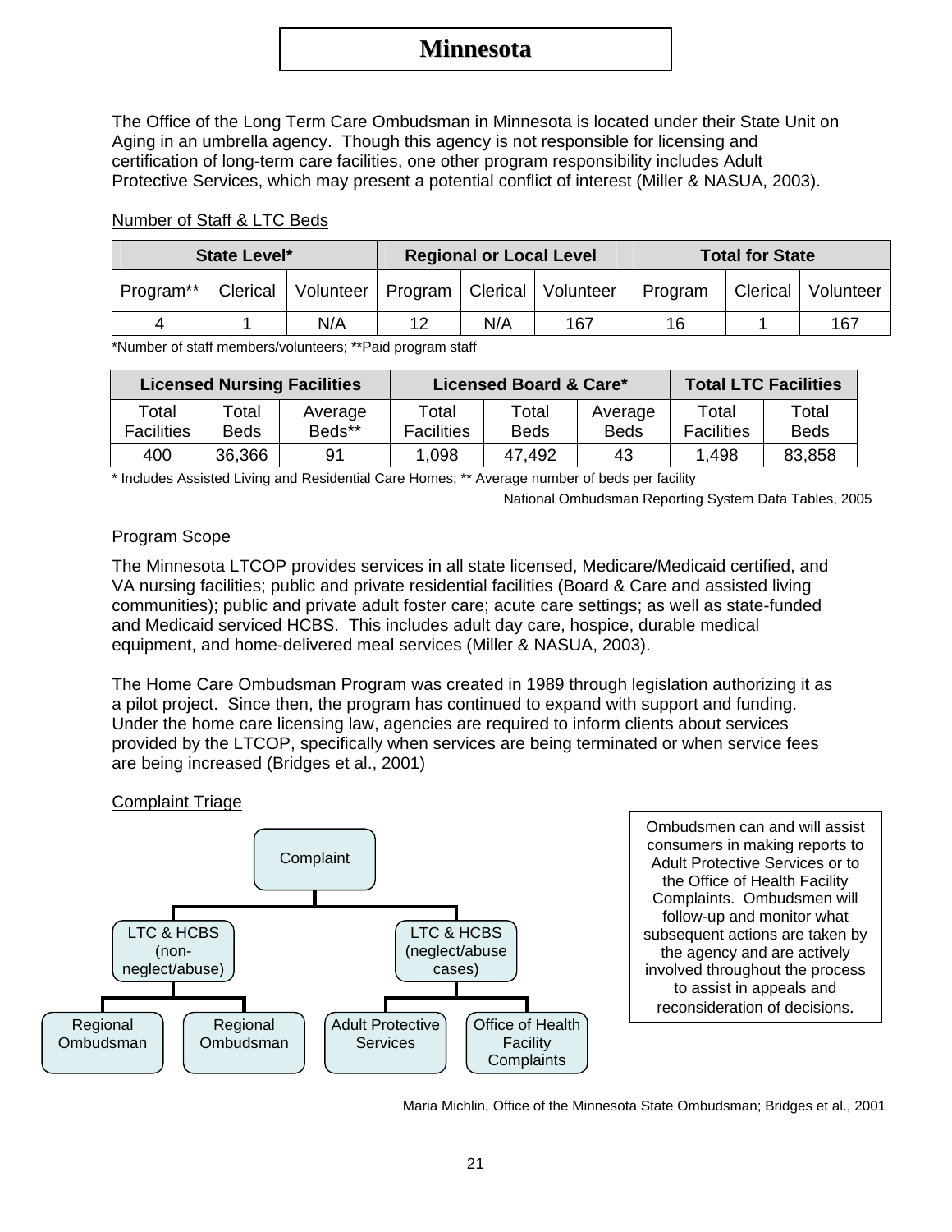# Minnesota

The Office of the Long Term Care Ombudsman in Minnesota is located under their State Unit on Aging in an umbrella agency. Though this agency is not responsible for licensing and certification of long-term care facilities, one other program responsibility includes Adult Protective Services, which may present a potential conflict of interest (Miller & NASUA, 2003).

Number of Staff & LTC Beds

| State Level* | | | Regional or Local Level | | | Total for State | | |
|---|---|---|---|---|---|---|---|---|
| Program** | Clerical | Volunteer | Program | Clerical | Volunteer | Program | Clerical | Volunteer |
| 4 | 1 | N/A | 12 | N/A | 167 | 16 | 1 | 167 |

*Number of staff members/volunteers; **Paid program staff

| Licensed Nursing Facilities | | | Licensed Board & Care* | | | Total LTC Facilities | |
|---|---|---|---|---|---|---|---|
| Total Facilities | Total Beds | Average Beds** | Total Facilities | Total Beds | Average Beds | Total Facilities | Total Beds |
| 400 | 36,366 | 91 | 1,098 | 47,492 | 43 | 1,498 | 83,858 |

* Includes Assisted Living and Residential Care Homes; ** Average number of beds per facility

National Ombudsman Reporting System Data Tables, 2005

Program Scope

The Minnesota LTCOP provides services in all state licensed, Medicare/Medicaid certified, and VA nursing facilities; public and private residential facilities (Board & Care and assisted living communities); public and private adult foster care; acute care settings; as well as state-funded and Medicaid serviced HCBS. This includes adult day care, hospice, durable medical equipment, and home-delivered meal services (Miller & NASUA, 2003).

The Home Care Ombudsman Program was created in 1989 through legislation authorizing it as a pilot project. Since then, the program has continued to expand with support and funding. Under the home care licensing law, agencies are required to inform clients about services provided by the LTCOP, specifically when services are being terminated or when service fees are being increased (Bridges et al., 2001)

Complaint Triage

- Complaint
  - LTC & HCBS (non-neglect/abuse)
    - Regional Ombudsman
    - Regional Ombudsman
  - LTC & HCBS (neglect/abuse cases)
    - Adult Protective Services
    - Office of Health Facility Complaints

Ombudsmen can and will assist consumers in making reports to Adult Protective Services or to the Office of Health Facility Complaints. Ombudsmen will follow-up and monitor what subsequent actions are taken by the agency and are actively involved throughout the process to assist in appeals and reconsideration of decisions.

Maria Michlin, Office of the Minnesota State Ombudsman; Bridges et al., 2001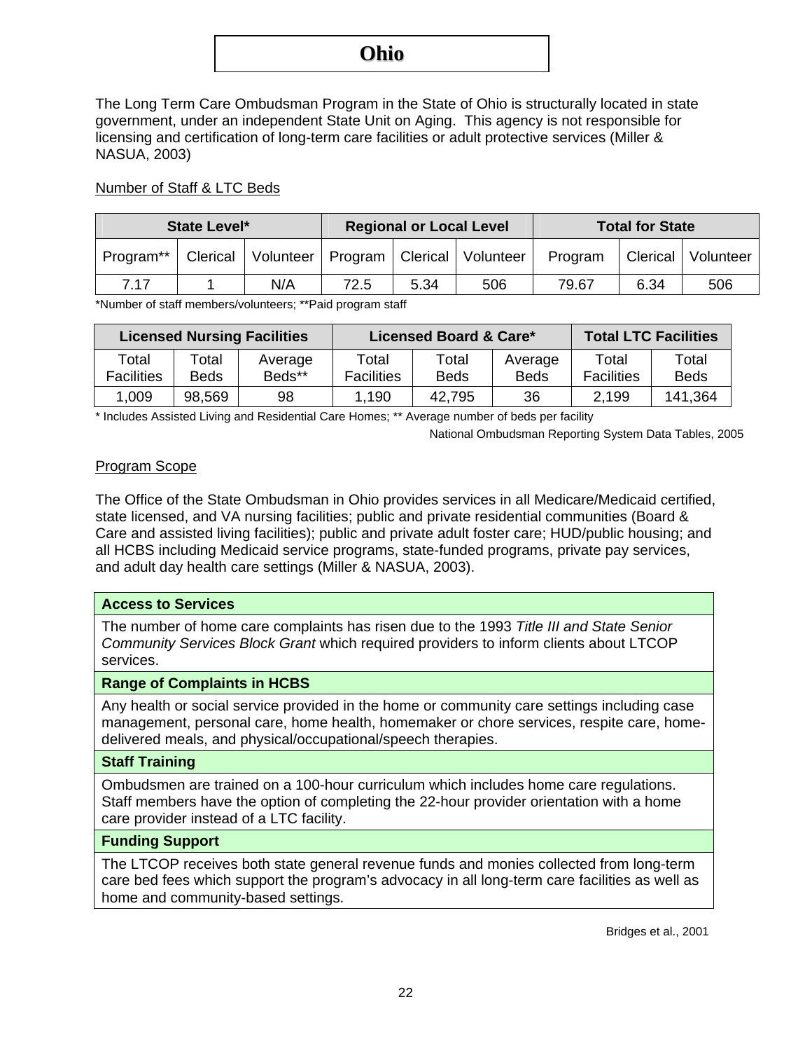# Ohio

The Long Term Care Ombudsman Program in the State of Ohio is structurally located in state government, under an independent State Unit on Aging. This agency is not responsible for licensing and certification of long-term care facilities or adult protective services (Miller & NASUA, 2003)

Number of Staff & LTC Beds

| State Level* | | | Regional or Local Level | | | Total for State | | |
|---|---|---|---|---|---|---|---|---|
| Program** | Clerical | Volunteer | Program | Clerical | Volunteer | Program | Clerical | Volunteer |
| 7.17 | 1 | N/A | 72.5 | 5.34 | 506 | 79.67 | 6.34 | 506 |

*Number of staff members/volunteers; **Paid program staff

| Licensed Nursing Facilities | | | Licensed Board & Care* | | | Total LTC Facilities | |
|---|---|---|---|---|---|---|---|
| Total Facilities | Total Beds | Average Beds** | Total Facilities | Total Beds | Average Beds | Total Facilities | Total Beds |
| 1,009 | 98,569 | 98 | 1,190 | 42,795 | 36 | 2,199 | 141,364 |

* Includes Assisted Living and Residential Care Homes; ** Average number of beds per facility

National Ombudsman Reporting System Data Tables, 2005

Program Scope

The Office of the State Ombudsman in Ohio provides services in all Medicare/Medicaid certified, state licensed, and VA nursing facilities; public and private residential communities (Board & Care and assisted living facilities); public and private adult foster care; HUD/public housing; and all HCBS including Medicaid service programs, state-funded programs, private pay services, and adult day health care settings (Miller & NASUA, 2003).

| **Access to Services** |
|---|
| The number of home care complaints has risen due to the 1993 *Title III and State Senior Community Services Block Grant* which required providers to inform clients about LTCOP services. |
| **Range of Complaints in HCBS** |
| Any health or social service provided in the home or community care settings including case management, personal care, home health, homemaker or chore services, respite care, home-delivered meals, and physical/occupational/speech therapies. |
| **Staff Training** |
| Ombudsmen are trained on a 100-hour curriculum which includes home care regulations. Staff members have the option of completing the 22-hour provider orientation with a home care provider instead of a LTC facility. |
| **Funding Support** |
| The LTCOP receives both state general revenue funds and monies collected from long-term care bed fees which support the program's advocacy in all long-term care facilities as well as home and community-based settings. |

Bridges et al., 2001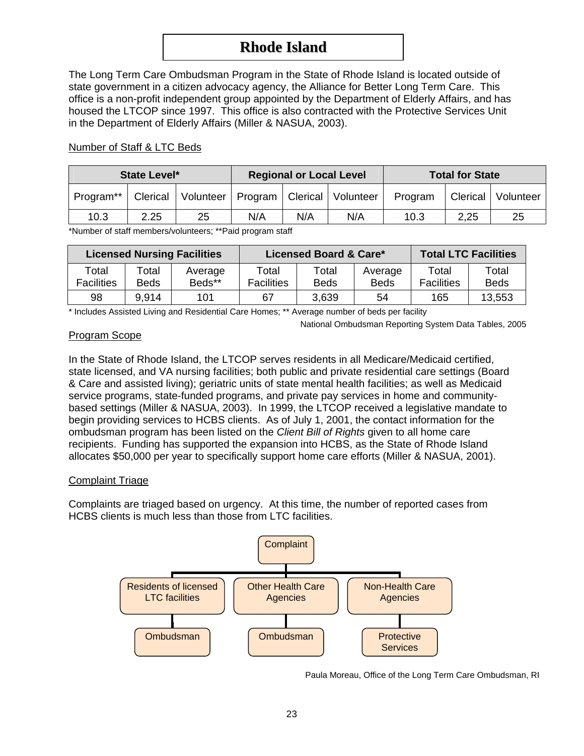# Rhode Island

The Long Term Care Ombudsman Program in the State of Rhode Island is located outside of state government in a citizen advocacy agency, the Alliance for Better Long Term Care. This office is a non-profit independent group appointed by the Department of Elderly Affairs, and has housed the LTCOP since 1997. This office is also contracted with the Protective Services Unit in the Department of Elderly Affairs (Miller & NASUA, 2003).

Number of Staff & LTC Beds

| State Level* | | | Regional or Local Level | | | Total for State | | |
|---|---|---|---|---|---|---|---|---|
| Program** | Clerical | Volunteer | Program | Clerical | Volunteer | Program | Clerical | Volunteer |
| 10.3 | 2.25 | 25 | N/A | N/A | N/A | 10.3 | 2,25 | 25 |

*Number of staff members/volunteers; **Paid program staff

| Licensed Nursing Facilities | | | Licensed Board & Care* | | | Total LTC Facilities | |
|---|---|---|---|---|---|---|---|
| Total Facilities | Total Beds | Average Beds** | Total Facilities | Total Beds | Average Beds | Total Facilities | Total Beds |
| 98 | 9,914 | 101 | 67 | 3,639 | 54 | 165 | 13,553 |

* Includes Assisted Living and Residential Care Homes; ** Average number of beds per facility

National Ombudsman Reporting System Data Tables, 2005

Program Scope

In the State of Rhode Island, the LTCOP serves residents in all Medicare/Medicaid certified, state licensed, and VA nursing facilities; both public and private residential care settings (Board & Care and assisted living); geriatric units of state mental health facilities; as well as Medicaid service programs, state-funded programs, and private pay services in home and community-based settings (Miller & NASUA, 2003). In 1999, the LTCOP received a legislative mandate to begin providing services to HCBS clients. As of July 1, 2001, the contact information for the ombudsman program has been listed on the *Client Bill of Rights* given to all home care recipients. Funding has supported the expansion into HCBS, as the State of Rhode Island allocates $50,000 per year to specifically support home care efforts (Miller & NASUA, 2001).

Complaint Triage

Complaints are triaged based on urgency. At this time, the number of reported cases from HCBS clients is much less than those from LTC facilities.

Complaint
- Residents of licensed LTC facilities → Ombudsman
- Other Health Care Agencies → Ombudsman
- Non-Health Care Agencies → Protective Services

Paula Moreau, Office of the Long Term Care Ombudsman, RI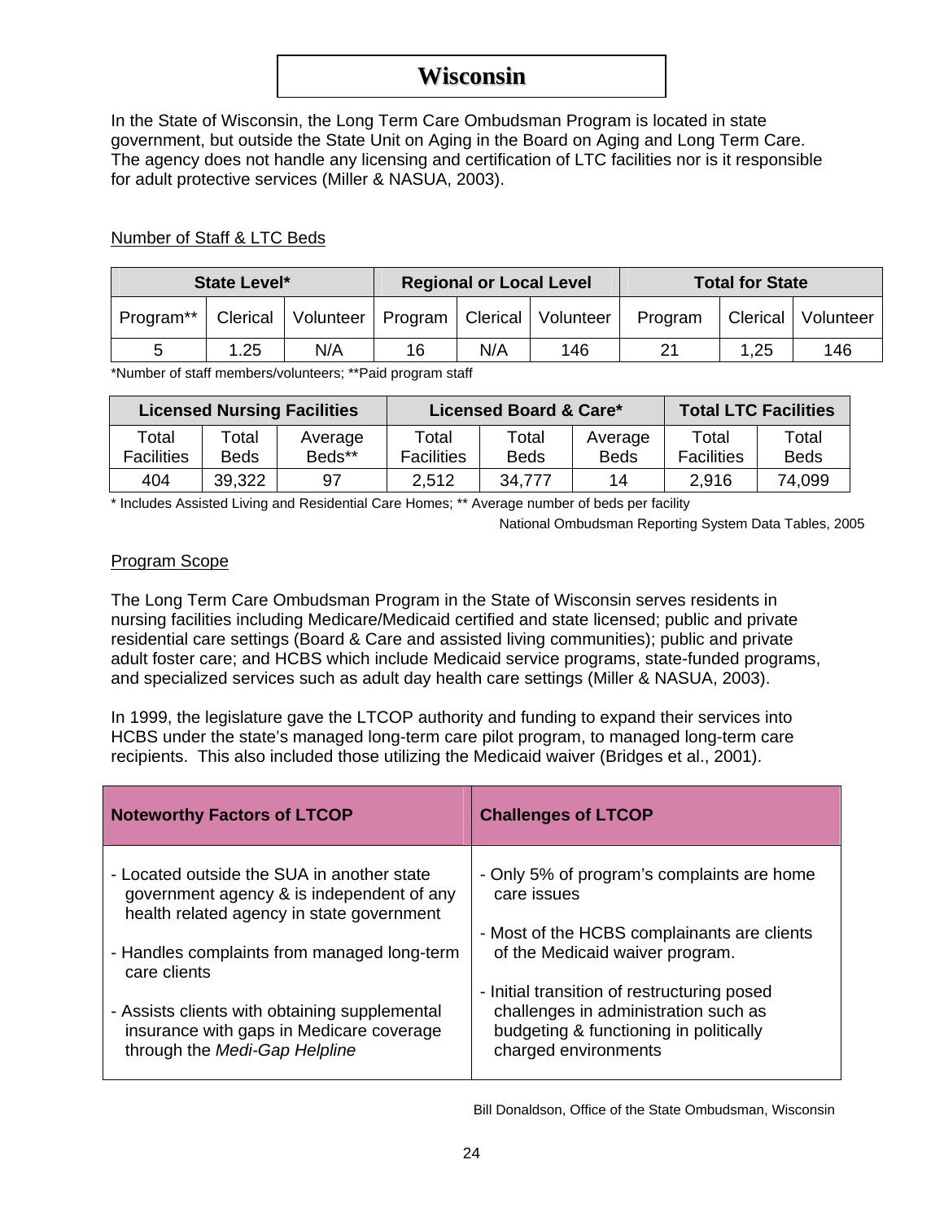# Wisconsin

In the State of Wisconsin, the Long Term Care Ombudsman Program is located in state government, but outside the State Unit on Aging in the Board on Aging and Long Term Care. The agency does not handle any licensing and certification of LTC facilities nor is it responsible for adult protective services (Miller & NASUA, 2003).

Number of Staff & LTC Beds

| State Level* | | | Regional or Local Level | | | Total for State | | |
|---|---|---|---|---|---|---|---|---|
| Program** | Clerical | Volunteer | Program | Clerical | Volunteer | Program | Clerical | Volunteer |
| 5 | 1.25 | N/A | 16 | N/A | 146 | 21 | 1,25 | 146 |

*Number of staff members/volunteers; **Paid program staff

| Licensed Nursing Facilities | | | Licensed Board & Care* | | | Total LTC Facilities | |
|---|---|---|---|---|---|---|---|
| Total Facilities | Total Beds | Average Beds** | Total Facilities | Total Beds | Average Beds | Total Facilities | Total Beds |
| 404 | 39,322 | 97 | 2,512 | 34,777 | 14 | 2,916 | 74,099 |

* Includes Assisted Living and Residential Care Homes; ** Average number of beds per facility

National Ombudsman Reporting System Data Tables, 2005

Program Scope

The Long Term Care Ombudsman Program in the State of Wisconsin serves residents in nursing facilities including Medicare/Medicaid certified and state licensed; public and private residential care settings (Board & Care and assisted living communities); public and private adult foster care; and HCBS which include Medicaid service programs, state-funded programs, and specialized services such as adult day health care settings (Miller & NASUA, 2003).

In 1999, the legislature gave the LTCOP authority and funding to expand their services into HCBS under the state's managed long-term care pilot program, to managed long-term care recipients. This also included those utilizing the Medicaid waiver (Bridges et al., 2001).

| Noteworthy Factors of LTCOP | Challenges of LTCOP |
|---|---|
| - Located outside the SUA in another state government agency & is independent of any health related agency in state government<br>- Handles complaints from managed long-term care clients<br>- Assists clients with obtaining supplemental insurance with gaps in Medicare coverage through the *Medi-Gap Helpline* | - Only 5% of program's complaints are home care issues<br>- Most of the HCBS complainants are clients of the Medicaid waiver program.<br>- Initial transition of restructuring posed challenges in administration such as budgeting & functioning in politically charged environments |

Bill Donaldson, Office of the State Ombudsman, Wisconsin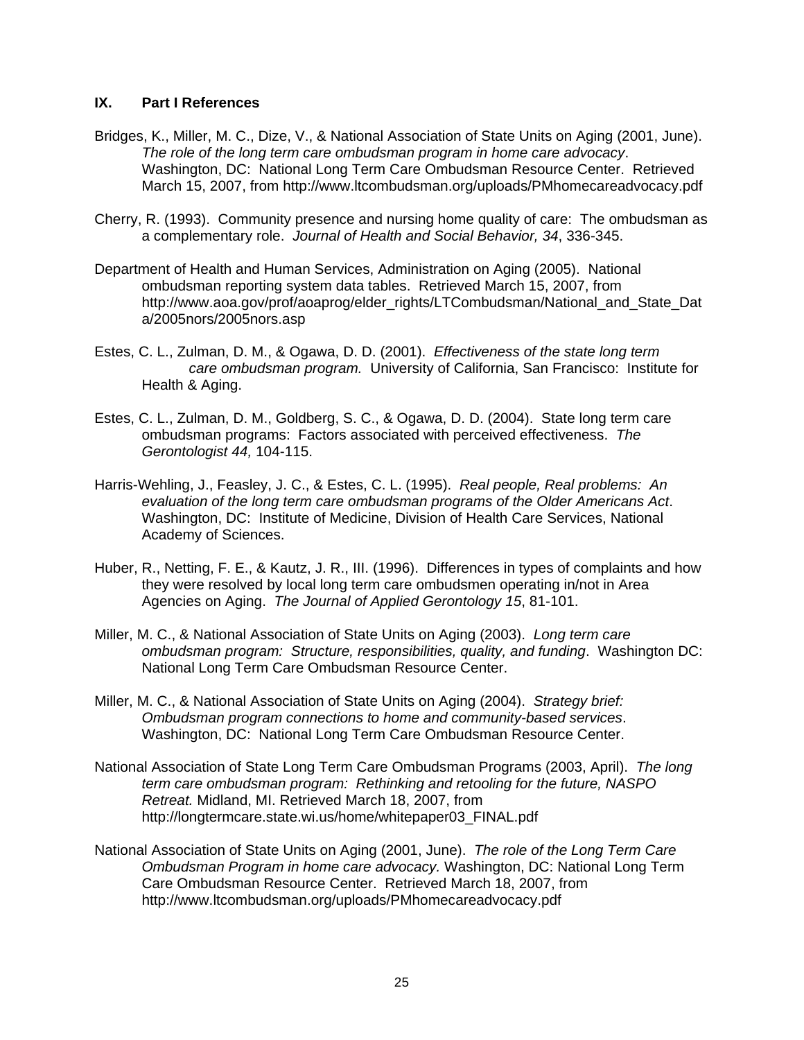## IX. Part I References

Bridges, K., Miller, M. C., Dize, V., & National Association of State Units on Aging (2001, June). *The role of the long term care ombudsman program in home care advocacy*. Washington, DC: National Long Term Care Ombudsman Resource Center. Retrieved March 15, 2007, from http://www.ltcombudsman.org/uploads/PMhomecareadvocacy.pdf

Cherry, R. (1993). Community presence and nursing home quality of care: The ombudsman as a complementary role. *Journal of Health and Social Behavior, 34*, 336-345.

Department of Health and Human Services, Administration on Aging (2005). National ombudsman reporting system data tables. Retrieved March 15, 2007, from http://www.aoa.gov/prof/aoaprog/elder_rights/LTCombudsman/National_and_State_Data/2005nors/2005nors.asp

Estes, C. L., Zulman, D. M., & Ogawa, D. D. (2001). *Effectiveness of the state long term care ombudsman program.* University of California, San Francisco: Institute for Health & Aging.

Estes, C. L., Zulman, D. M., Goldberg, S. C., & Ogawa, D. D. (2004). State long term care ombudsman programs: Factors associated with perceived effectiveness. *The Gerontologist 44,* 104-115.

Harris-Wehling, J., Feasley, J. C., & Estes, C. L. (1995). *Real people, Real problems: An evaluation of the long term care ombudsman programs of the Older Americans Act*. Washington, DC: Institute of Medicine, Division of Health Care Services, National Academy of Sciences.

Huber, R., Netting, F. E., & Kautz, J. R., III. (1996). Differences in types of complaints and how they were resolved by local long term care ombudsmen operating in/not in Area Agencies on Aging. *The Journal of Applied Gerontology 15*, 81-101.

Miller, M. C., & National Association of State Units on Aging (2003). *Long term care ombudsman program: Structure, responsibilities, quality, and funding*. Washington DC: National Long Term Care Ombudsman Resource Center.

Miller, M. C., & National Association of State Units on Aging (2004). *Strategy brief: Ombudsman program connections to home and community-based services*. Washington, DC: National Long Term Care Ombudsman Resource Center.

National Association of State Long Term Care Ombudsman Programs (2003, April). *The long term care ombudsman program: Rethinking and retooling for the future, NASPO Retreat.* Midland, MI. Retrieved March 18, 2007, from http://longtermcare.state.wi.us/home/whitepaper03_FINAL.pdf

National Association of State Units on Aging (2001, June). *The role of the Long Term Care Ombudsman Program in home care advocacy.* Washington, DC: National Long Term Care Ombudsman Resource Center. Retrieved March 18, 2007, from http://www.ltcombudsman.org/uploads/PMhomecareadvocacy.pdf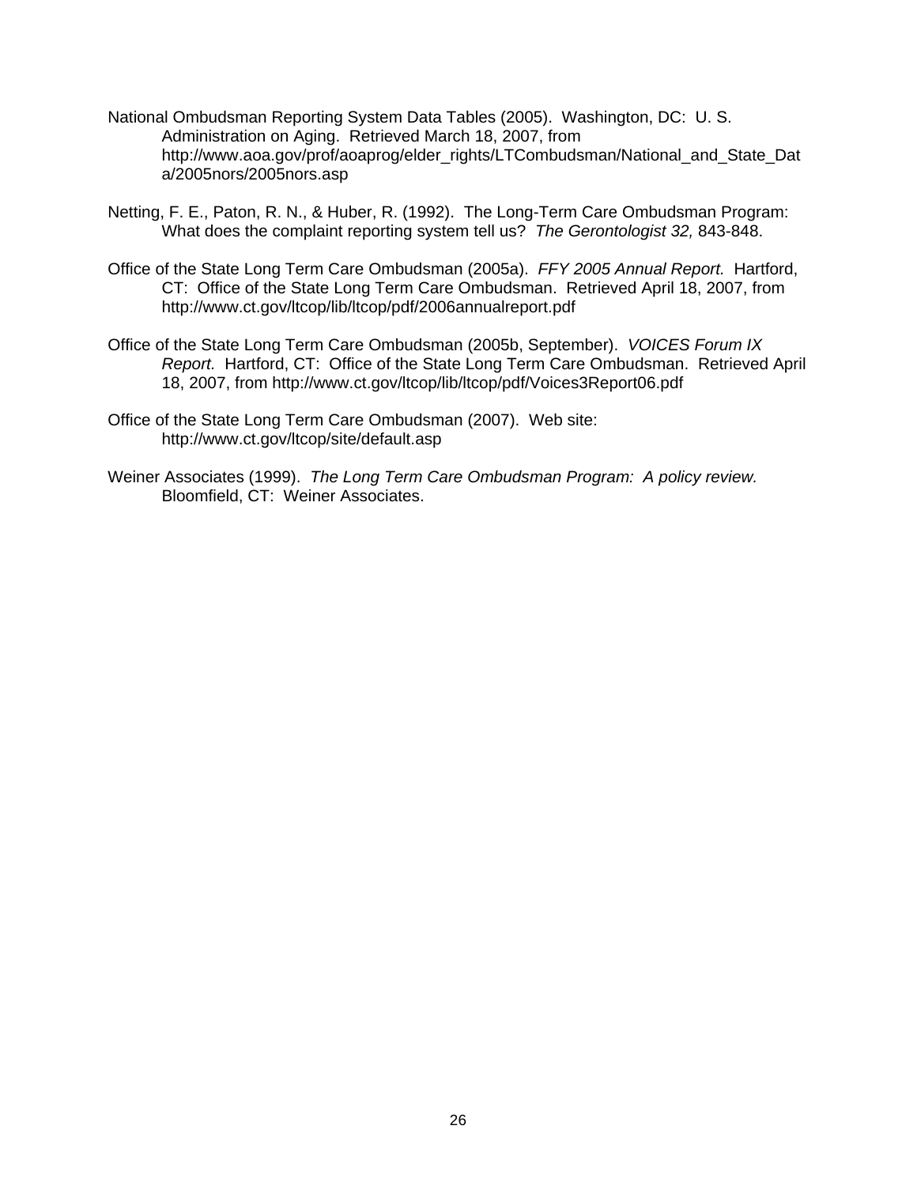National Ombudsman Reporting System Data Tables (2005). Washington, DC: U. S. Administration on Aging. Retrieved March 18, 2007, from http://www.aoa.gov/prof/aoaprog/elder_rights/LTCombudsman/National_and_State_Data/2005nors/2005nors.asp

Netting, F. E., Paton, R. N., & Huber, R. (1992). The Long-Term Care Ombudsman Program: What does the complaint reporting system tell us? *The Gerontologist 32,* 843-848.

Office of the State Long Term Care Ombudsman (2005a). *FFY 2005 Annual Report.* Hartford, CT: Office of the State Long Term Care Ombudsman. Retrieved April 18, 2007, from http://www.ct.gov/ltcop/lib/ltcop/pdf/2006annualreport.pdf

Office of the State Long Term Care Ombudsman (2005b, September). *VOICES Forum IX Report.* Hartford, CT: Office of the State Long Term Care Ombudsman. Retrieved April 18, 2007, from http://www.ct.gov/ltcop/lib/ltcop/pdf/Voices3Report06.pdf

Office of the State Long Term Care Ombudsman (2007). Web site: http://www.ct.gov/ltcop/site/default.asp

Weiner Associates (1999). *The Long Term Care Ombudsman Program: A policy review.* Bloomfield, CT: Weiner Associates.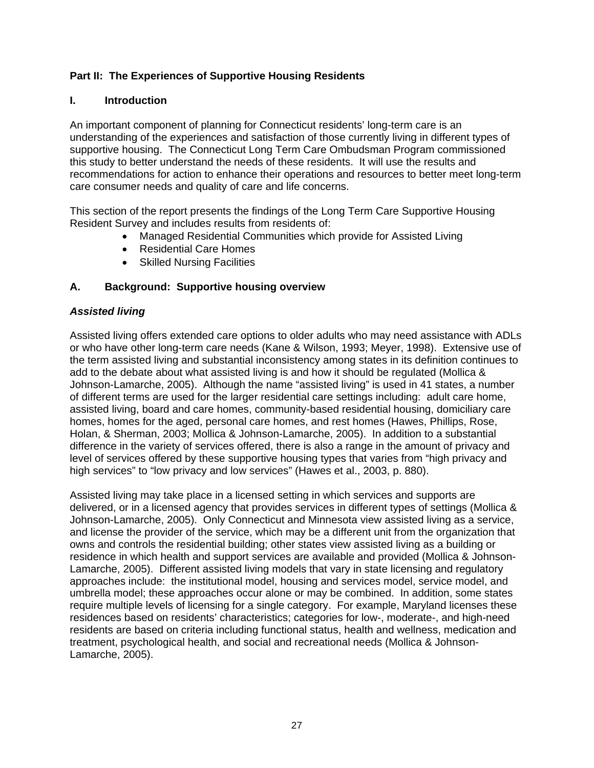## Part II: The Experiences of Supportive Housing Residents

### I. Introduction

An important component of planning for Connecticut residents' long-term care is an understanding of the experiences and satisfaction of those currently living in different types of supportive housing. The Connecticut Long Term Care Ombudsman Program commissioned this study to better understand the needs of these residents. It will use the results and recommendations for action to enhance their operations and resources to better meet long-term care consumer needs and quality of care and life concerns.

This section of the report presents the findings of the Long Term Care Supportive Housing Resident Survey and includes results from residents of:

- Managed Residential Communities which provide for Assisted Living
- Residential Care Homes
- Skilled Nursing Facilities

### A. Background: Supportive housing overview

#### *Assisted living*

Assisted living offers extended care options to older adults who may need assistance with ADLs or who have other long-term care needs (Kane & Wilson, 1993; Meyer, 1998). Extensive use of the term assisted living and substantial inconsistency among states in its definition continues to add to the debate about what assisted living is and how it should be regulated (Mollica & Johnson-Lamarche, 2005). Although the name "assisted living" is used in 41 states, a number of different terms are used for the larger residential care settings including: adult care home, assisted living, board and care homes, community-based residential housing, domiciliary care homes, homes for the aged, personal care homes, and rest homes (Hawes, Phillips, Rose, Holan, & Sherman, 2003; Mollica & Johnson-Lamarche, 2005). In addition to a substantial difference in the variety of services offered, there is also a range in the amount of privacy and level of services offered by these supportive housing types that varies from "high privacy and high services" to "low privacy and low services" (Hawes et al., 2003, p. 880).

Assisted living may take place in a licensed setting in which services and supports are delivered, or in a licensed agency that provides services in different types of settings (Mollica & Johnson-Lamarche, 2005). Only Connecticut and Minnesota view assisted living as a service, and license the provider of the service, which may be a different unit from the organization that owns and controls the residential building; other states view assisted living as a building or residence in which health and support services are available and provided (Mollica & Johnson-Lamarche, 2005). Different assisted living models that vary in state licensing and regulatory approaches include: the institutional model, housing and services model, service model, and umbrella model; these approaches occur alone or may be combined. In addition, some states require multiple levels of licensing for a single category. For example, Maryland licenses these residences based on residents' characteristics; categories for low-, moderate-, and high-need residents are based on criteria including functional status, health and wellness, medication and treatment, psychological health, and social and recreational needs (Mollica & Johnson-Lamarche, 2005).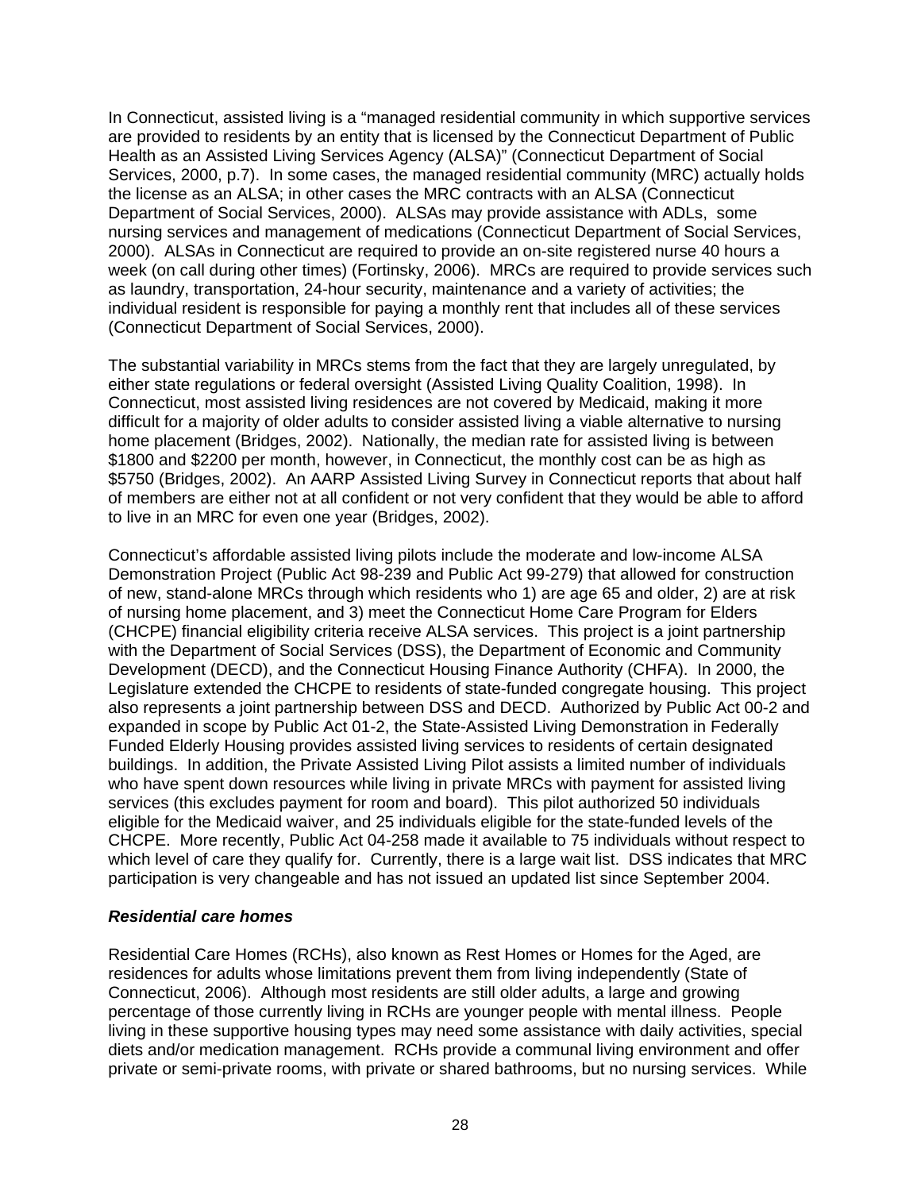In Connecticut, assisted living is a "managed residential community in which supportive services are provided to residents by an entity that is licensed by the Connecticut Department of Public Health as an Assisted Living Services Agency (ALSA)" (Connecticut Department of Social Services, 2000, p.7). In some cases, the managed residential community (MRC) actually holds the license as an ALSA; in other cases the MRC contracts with an ALSA (Connecticut Department of Social Services, 2000). ALSAs may provide assistance with ADLs, some nursing services and management of medications (Connecticut Department of Social Services, 2000). ALSAs in Connecticut are required to provide an on-site registered nurse 40 hours a week (on call during other times) (Fortinsky, 2006). MRCs are required to provide services such as laundry, transportation, 24-hour security, maintenance and a variety of activities; the individual resident is responsible for paying a monthly rent that includes all of these services (Connecticut Department of Social Services, 2000).

The substantial variability in MRCs stems from the fact that they are largely unregulated, by either state regulations or federal oversight (Assisted Living Quality Coalition, 1998). In Connecticut, most assisted living residences are not covered by Medicaid, making it more difficult for a majority of older adults to consider assisted living a viable alternative to nursing home placement (Bridges, 2002). Nationally, the median rate for assisted living is between $1800 and $2200 per month, however, in Connecticut, the monthly cost can be as high as $5750 (Bridges, 2002). An AARP Assisted Living Survey in Connecticut reports that about half of members are either not at all confident or not very confident that they would be able to afford to live in an MRC for even one year (Bridges, 2002).

Connecticut's affordable assisted living pilots include the moderate and low-income ALSA Demonstration Project (Public Act 98-239 and Public Act 99-279) that allowed for construction of new, stand-alone MRCs through which residents who 1) are age 65 and older, 2) are at risk of nursing home placement, and 3) meet the Connecticut Home Care Program for Elders (CHCPE) financial eligibility criteria receive ALSA services. This project is a joint partnership with the Department of Social Services (DSS), the Department of Economic and Community Development (DECD), and the Connecticut Housing Finance Authority (CHFA). In 2000, the Legislature extended the CHCPE to residents of state-funded congregate housing. This project also represents a joint partnership between DSS and DECD. Authorized by Public Act 00-2 and expanded in scope by Public Act 01-2, the State-Assisted Living Demonstration in Federally Funded Elderly Housing provides assisted living services to residents of certain designated buildings. In addition, the Private Assisted Living Pilot assists a limited number of individuals who have spent down resources while living in private MRCs with payment for assisted living services (this excludes payment for room and board). This pilot authorized 50 individuals eligible for the Medicaid waiver, and 25 individuals eligible for the state-funded levels of the CHCPE. More recently, Public Act 04-258 made it available to 75 individuals without respect to which level of care they qualify for. Currently, there is a large wait list. DSS indicates that MRC participation is very changeable and has not issued an updated list since September 2004.

### *Residential care homes*

Residential Care Homes (RCHs), also known as Rest Homes or Homes for the Aged, are residences for adults whose limitations prevent them from living independently (State of Connecticut, 2006). Although most residents are still older adults, a large and growing percentage of those currently living in RCHs are younger people with mental illness. People living in these supportive housing types may need some assistance with daily activities, special diets and/or medication management. RCHs provide a communal living environment and offer private or semi-private rooms, with private or shared bathrooms, but no nursing services. While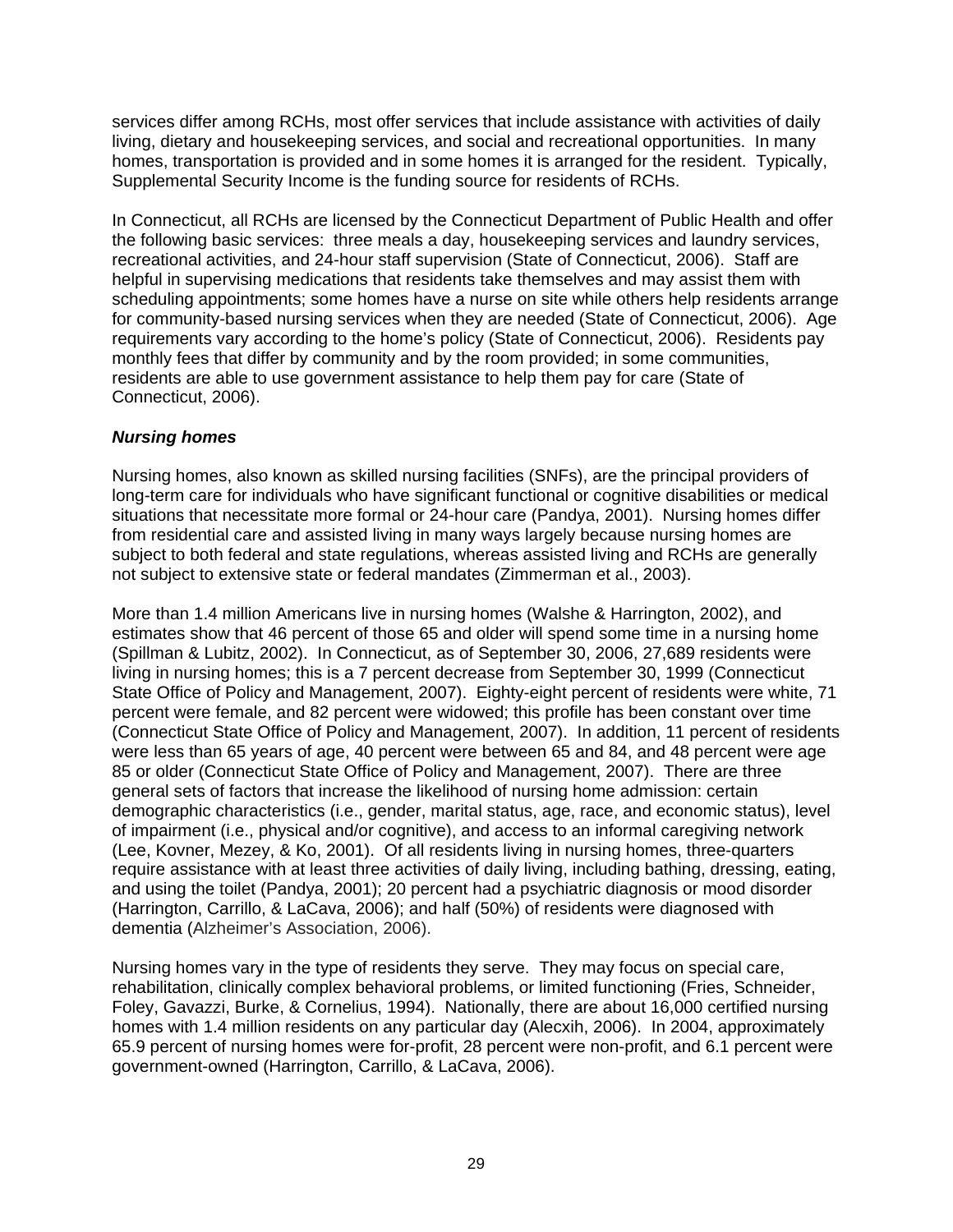services differ among RCHs, most offer services that include assistance with activities of daily living, dietary and housekeeping services, and social and recreational opportunities. In many homes, transportation is provided and in some homes it is arranged for the resident. Typically, Supplemental Security Income is the funding source for residents of RCHs.

In Connecticut, all RCHs are licensed by the Connecticut Department of Public Health and offer the following basic services: three meals a day, housekeeping services and laundry services, recreational activities, and 24-hour staff supervision (State of Connecticut, 2006). Staff are helpful in supervising medications that residents take themselves and may assist them with scheduling appointments; some homes have a nurse on site while others help residents arrange for community-based nursing services when they are needed (State of Connecticut, 2006). Age requirements vary according to the home's policy (State of Connecticut, 2006). Residents pay monthly fees that differ by community and by the room provided; in some communities, residents are able to use government assistance to help them pay for care (State of Connecticut, 2006).

### *Nursing homes*

Nursing homes, also known as skilled nursing facilities (SNFs), are the principal providers of long-term care for individuals who have significant functional or cognitive disabilities or medical situations that necessitate more formal or 24-hour care (Pandya, 2001). Nursing homes differ from residential care and assisted living in many ways largely because nursing homes are subject to both federal and state regulations, whereas assisted living and RCHs are generally not subject to extensive state or federal mandates (Zimmerman et al., 2003).

More than 1.4 million Americans live in nursing homes (Walshe & Harrington, 2002), and estimates show that 46 percent of those 65 and older will spend some time in a nursing home (Spillman & Lubitz, 2002). In Connecticut, as of September 30, 2006, 27,689 residents were living in nursing homes; this is a 7 percent decrease from September 30, 1999 (Connecticut State Office of Policy and Management, 2007). Eighty-eight percent of residents were white, 71 percent were female, and 82 percent were widowed; this profile has been constant over time (Connecticut State Office of Policy and Management, 2007). In addition, 11 percent of residents were less than 65 years of age, 40 percent were between 65 and 84, and 48 percent were age 85 or older (Connecticut State Office of Policy and Management, 2007). There are three general sets of factors that increase the likelihood of nursing home admission: certain demographic characteristics (i.e., gender, marital status, age, race, and economic status), level of impairment (i.e., physical and/or cognitive), and access to an informal caregiving network (Lee, Kovner, Mezey, & Ko, 2001). Of all residents living in nursing homes, three-quarters require assistance with at least three activities of daily living, including bathing, dressing, eating, and using the toilet (Pandya, 2001); 20 percent had a psychiatric diagnosis or mood disorder (Harrington, Carrillo, & LaCava, 2006); and half (50%) of residents were diagnosed with dementia (Alzheimer's Association, 2006).

Nursing homes vary in the type of residents they serve. They may focus on special care, rehabilitation, clinically complex behavioral problems, or limited functioning (Fries, Schneider, Foley, Gavazzi, Burke, & Cornelius, 1994). Nationally, there are about 16,000 certified nursing homes with 1.4 million residents on any particular day (Alecxih, 2006). In 2004, approximately 65.9 percent of nursing homes were for-profit, 28 percent were non-profit, and 6.1 percent were government-owned (Harrington, Carrillo, & LaCava, 2006).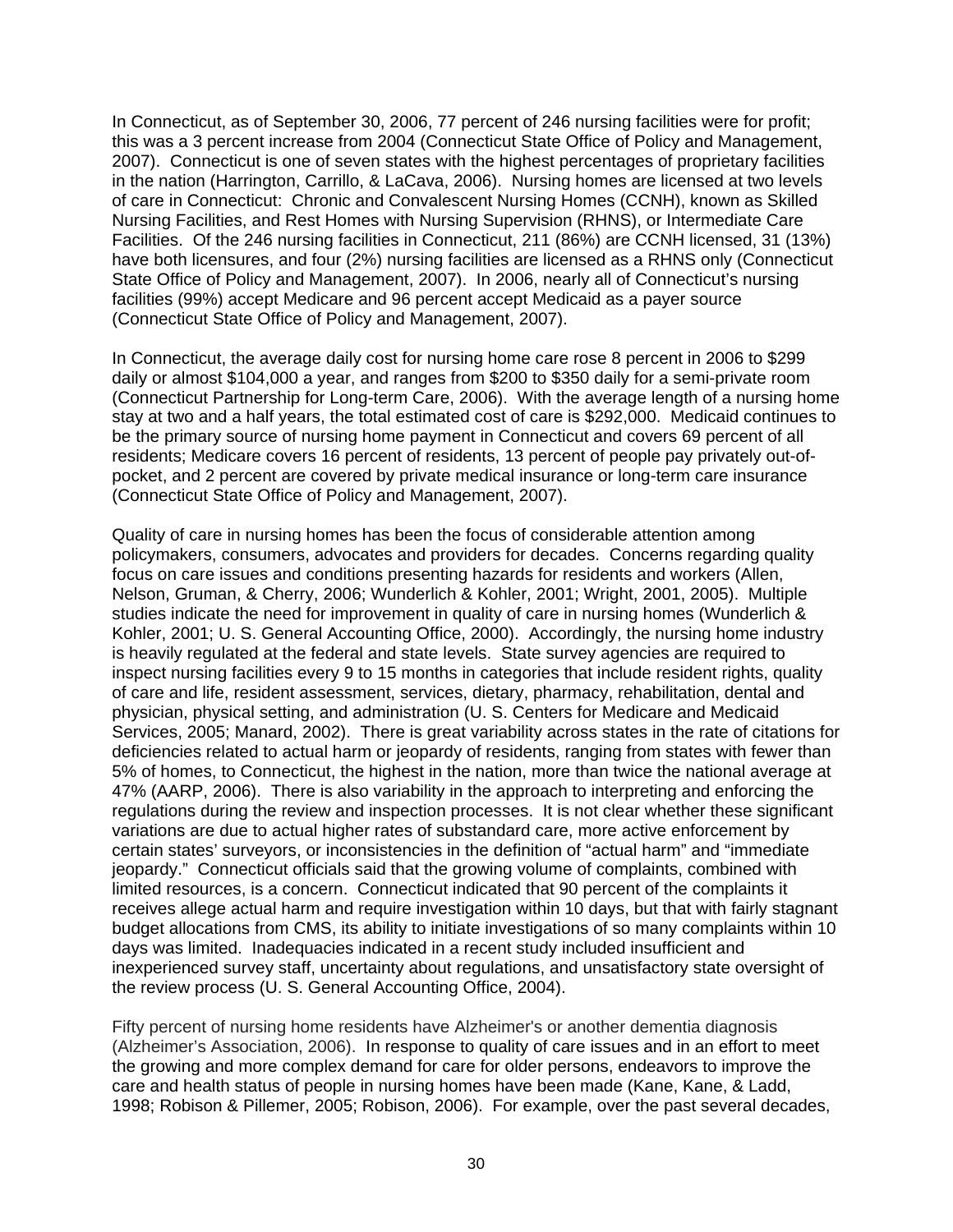In Connecticut, as of September 30, 2006, 77 percent of 246 nursing facilities were for profit; this was a 3 percent increase from 2004 (Connecticut State Office of Policy and Management, 2007). Connecticut is one of seven states with the highest percentages of proprietary facilities in the nation (Harrington, Carrillo, & LaCava, 2006). Nursing homes are licensed at two levels of care in Connecticut: Chronic and Convalescent Nursing Homes (CCNH), known as Skilled Nursing Facilities, and Rest Homes with Nursing Supervision (RHNS), or Intermediate Care Facilities. Of the 246 nursing facilities in Connecticut, 211 (86%) are CCNH licensed, 31 (13%) have both licensures, and four (2%) nursing facilities are licensed as a RHNS only (Connecticut State Office of Policy and Management, 2007). In 2006, nearly all of Connecticut's nursing facilities (99%) accept Medicare and 96 percent accept Medicaid as a payer source (Connecticut State Office of Policy and Management, 2007).

In Connecticut, the average daily cost for nursing home care rose 8 percent in 2006 to $299 daily or almost $104,000 a year, and ranges from $200 to $350 daily for a semi-private room (Connecticut Partnership for Long-term Care, 2006). With the average length of a nursing home stay at two and a half years, the total estimated cost of care is $292,000. Medicaid continues to be the primary source of nursing home payment in Connecticut and covers 69 percent of all residents; Medicare covers 16 percent of residents, 13 percent of people pay privately out-of-pocket, and 2 percent are covered by private medical insurance or long-term care insurance (Connecticut State Office of Policy and Management, 2007).

Quality of care in nursing homes has been the focus of considerable attention among policymakers, consumers, advocates and providers for decades. Concerns regarding quality focus on care issues and conditions presenting hazards for residents and workers (Allen, Nelson, Gruman, & Cherry, 2006; Wunderlich & Kohler, 2001; Wright, 2001, 2005). Multiple studies indicate the need for improvement in quality of care in nursing homes (Wunderlich & Kohler, 2001; U. S. General Accounting Office, 2000). Accordingly, the nursing home industry is heavily regulated at the federal and state levels. State survey agencies are required to inspect nursing facilities every 9 to 15 months in categories that include resident rights, quality of care and life, resident assessment, services, dietary, pharmacy, rehabilitation, dental and physician, physical setting, and administration (U. S. Centers for Medicare and Medicaid Services, 2005; Manard, 2002). There is great variability across states in the rate of citations for deficiencies related to actual harm or jeopardy of residents, ranging from states with fewer than 5% of homes, to Connecticut, the highest in the nation, more than twice the national average at 47% (AARP, 2006). There is also variability in the approach to interpreting and enforcing the regulations during the review and inspection processes. It is not clear whether these significant variations are due to actual higher rates of substandard care, more active enforcement by certain states' surveyors, or inconsistencies in the definition of "actual harm" and "immediate jeopardy." Connecticut officials said that the growing volume of complaints, combined with limited resources, is a concern. Connecticut indicated that 90 percent of the complaints it receives allege actual harm and require investigation within 10 days, but that with fairly stagnant budget allocations from CMS, its ability to initiate investigations of so many complaints within 10 days was limited. Inadequacies indicated in a recent study included insufficient and inexperienced survey staff, uncertainty about regulations, and unsatisfactory state oversight of the review process (U. S. General Accounting Office, 2004).

Fifty percent of nursing home residents have Alzheimer's or another dementia diagnosis (Alzheimer's Association, 2006). In response to quality of care issues and in an effort to meet the growing and more complex demand for care for older persons, endeavors to improve the care and health status of people in nursing homes have been made (Kane, Kane, & Ladd, 1998; Robison & Pillemer, 2005; Robison, 2006). For example, over the past several decades,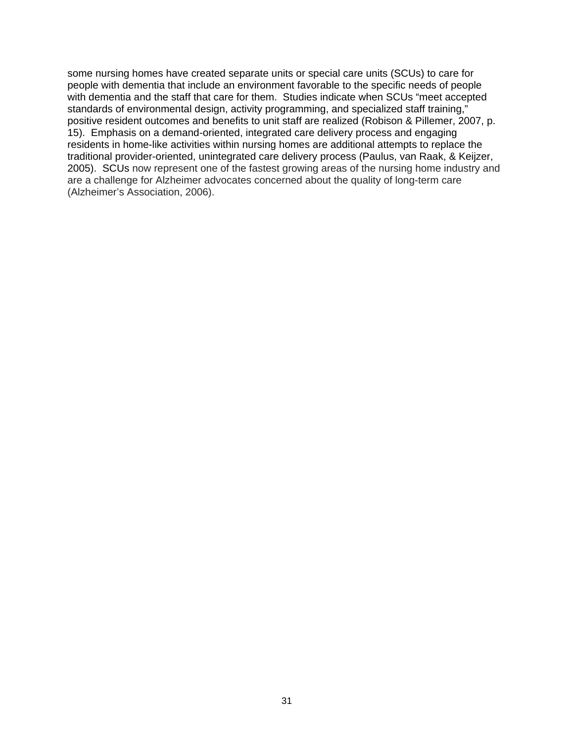some nursing homes have created separate units or special care units (SCUs) to care for people with dementia that include an environment favorable to the specific needs of people with dementia and the staff that care for them. Studies indicate when SCUs "meet accepted standards of environmental design, activity programming, and specialized staff training," positive resident outcomes and benefits to unit staff are realized (Robison & Pillemer, 2007, p. 15). Emphasis on a demand-oriented, integrated care delivery process and engaging residents in home-like activities within nursing homes are additional attempts to replace the traditional provider-oriented, unintegrated care delivery process (Paulus, van Raak, & Keijzer, 2005). SCUs now represent one of the fastest growing areas of the nursing home industry and are a challenge for Alzheimer advocates concerned about the quality of long-term care (Alzheimer's Association, 2006).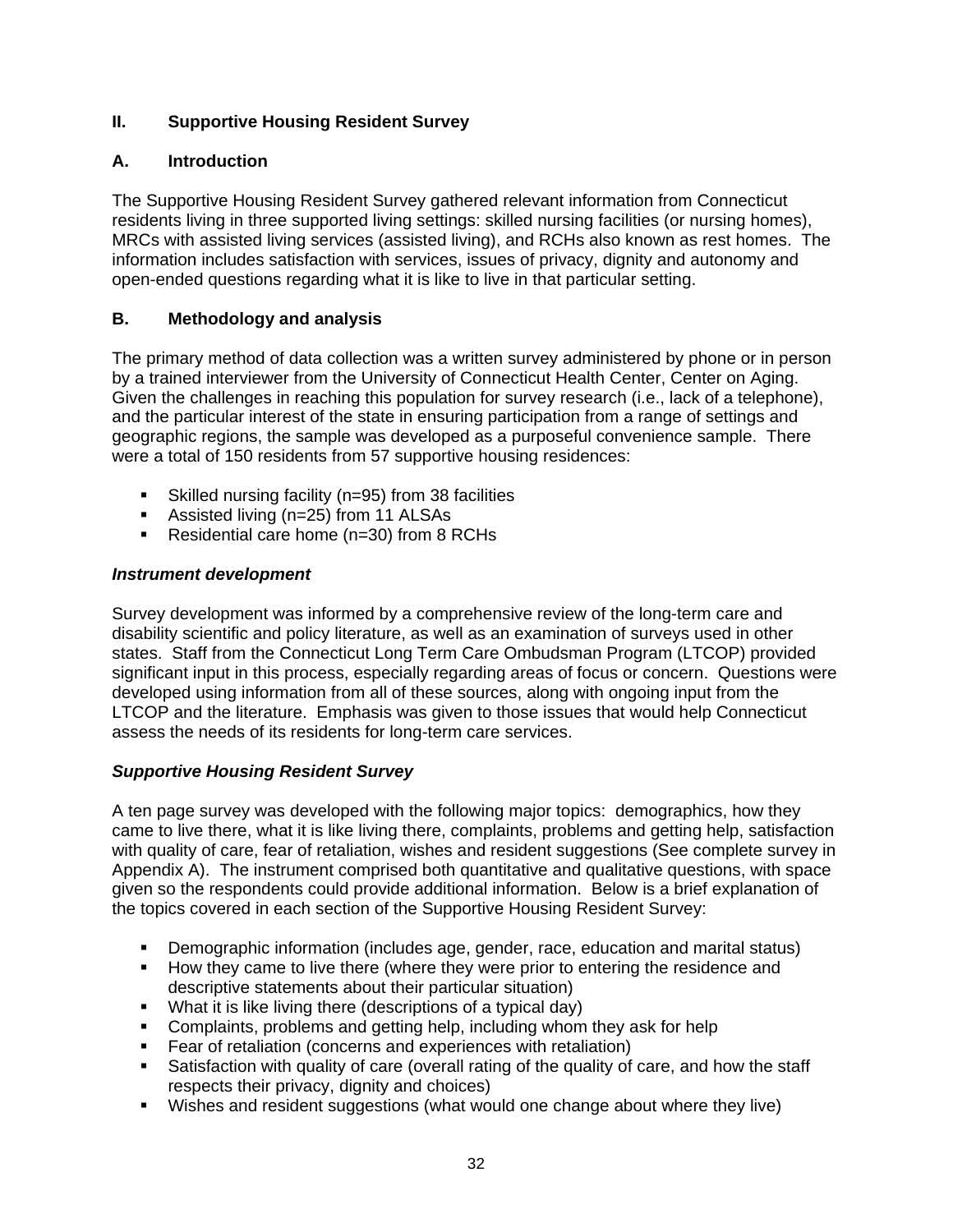## II. Supportive Housing Resident Survey

### A. Introduction

The Supportive Housing Resident Survey gathered relevant information from Connecticut residents living in three supported living settings: skilled nursing facilities (or nursing homes), MRCs with assisted living services (assisted living), and RCHs also known as rest homes. The information includes satisfaction with services, issues of privacy, dignity and autonomy and open-ended questions regarding what it is like to live in that particular setting.

### B. Methodology and analysis

The primary method of data collection was a written survey administered by phone or in person by a trained interviewer from the University of Connecticut Health Center, Center on Aging. Given the challenges in reaching this population for survey research (i.e., lack of a telephone), and the particular interest of the state in ensuring participation from a range of settings and geographic regions, the sample was developed as a purposeful convenience sample. There were a total of 150 residents from 57 supportive housing residences:

- Skilled nursing facility (n=95) from 38 facilities
- Assisted living (n=25) from 11 ALSAs
- Residential care home (n=30) from 8 RCHs

***Instrument development***

Survey development was informed by a comprehensive review of the long-term care and disability scientific and policy literature, as well as an examination of surveys used in other states. Staff from the Connecticut Long Term Care Ombudsman Program (LTCOP) provided significant input in this process, especially regarding areas of focus or concern. Questions were developed using information from all of these sources, along with ongoing input from the LTCOP and the literature. Emphasis was given to those issues that would help Connecticut assess the needs of its residents for long-term care services.

***Supportive Housing Resident Survey***

A ten page survey was developed with the following major topics: demographics, how they came to live there, what it is like living there, complaints, problems and getting help, satisfaction with quality of care, fear of retaliation, wishes and resident suggestions (See complete survey in Appendix A). The instrument comprised both quantitative and qualitative questions, with space given so the respondents could provide additional information. Below is a brief explanation of the topics covered in each section of the Supportive Housing Resident Survey:

- Demographic information (includes age, gender, race, education and marital status)
- How they came to live there (where they were prior to entering the residence and descriptive statements about their particular situation)
- What it is like living there (descriptions of a typical day)
- Complaints, problems and getting help, including whom they ask for help
- Fear of retaliation (concerns and experiences with retaliation)
- Satisfaction with quality of care (overall rating of the quality of care, and how the staff respects their privacy, dignity and choices)
- Wishes and resident suggestions (what would one change about where they live)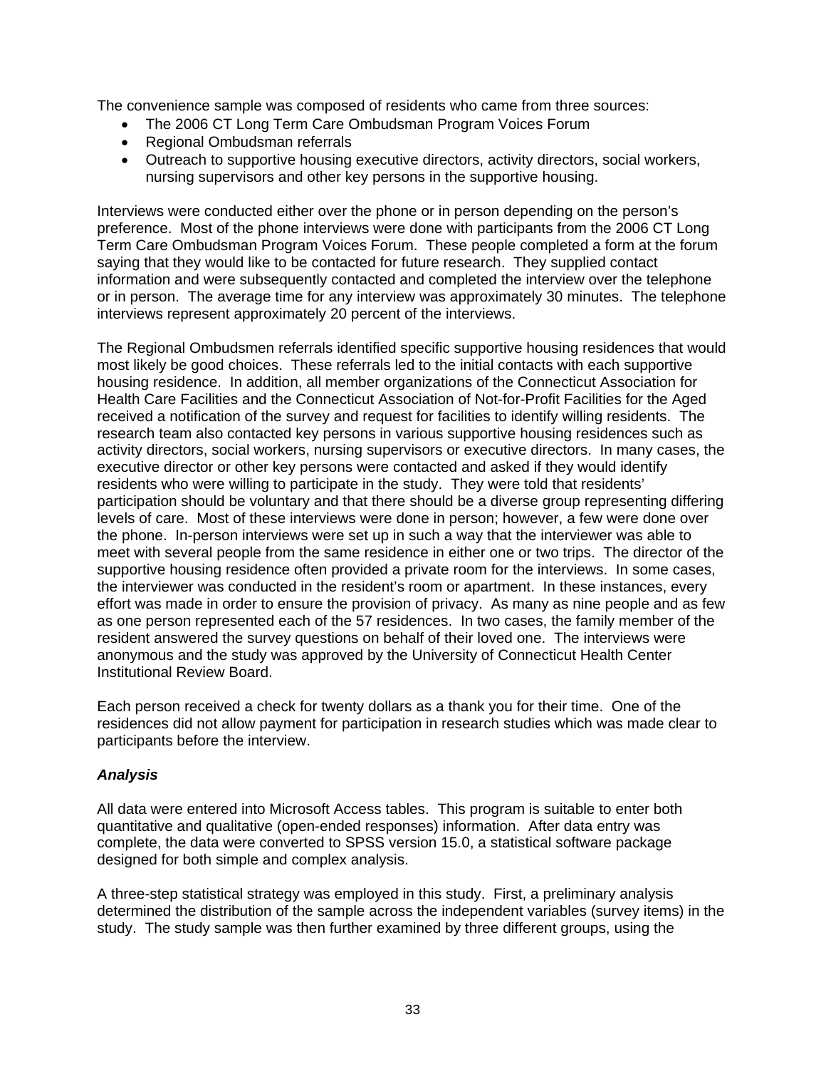The convenience sample was composed of residents who came from three sources:

- The 2006 CT Long Term Care Ombudsman Program Voices Forum
- Regional Ombudsman referrals
- Outreach to supportive housing executive directors, activity directors, social workers, nursing supervisors and other key persons in the supportive housing.

Interviews were conducted either over the phone or in person depending on the person's preference. Most of the phone interviews were done with participants from the 2006 CT Long Term Care Ombudsman Program Voices Forum. These people completed a form at the forum saying that they would like to be contacted for future research. They supplied contact information and were subsequently contacted and completed the interview over the telephone or in person. The average time for any interview was approximately 30 minutes. The telephone interviews represent approximately 20 percent of the interviews.

The Regional Ombudsmen referrals identified specific supportive housing residences that would most likely be good choices. These referrals led to the initial contacts with each supportive housing residence. In addition, all member organizations of the Connecticut Association for Health Care Facilities and the Connecticut Association of Not-for-Profit Facilities for the Aged received a notification of the survey and request for facilities to identify willing residents. The research team also contacted key persons in various supportive housing residences such as activity directors, social workers, nursing supervisors or executive directors. In many cases, the executive director or other key persons were contacted and asked if they would identify residents who were willing to participate in the study. They were told that residents' participation should be voluntary and that there should be a diverse group representing differing levels of care. Most of these interviews were done in person; however, a few were done over the phone. In-person interviews were set up in such a way that the interviewer was able to meet with several people from the same residence in either one or two trips. The director of the supportive housing residence often provided a private room for the interviews. In some cases, the interviewer was conducted in the resident's room or apartment. In these instances, every effort was made in order to ensure the provision of privacy. As many as nine people and as few as one person represented each of the 57 residences. In two cases, the family member of the resident answered the survey questions on behalf of their loved one. The interviews were anonymous and the study was approved by the University of Connecticut Health Center Institutional Review Board.

Each person received a check for twenty dollars as a thank you for their time. One of the residences did not allow payment for participation in research studies which was made clear to participants before the interview.

### *Analysis*

All data were entered into Microsoft Access tables. This program is suitable to enter both quantitative and qualitative (open-ended responses) information. After data entry was complete, the data were converted to SPSS version 15.0, a statistical software package designed for both simple and complex analysis.

A three-step statistical strategy was employed in this study. First, a preliminary analysis determined the distribution of the sample across the independent variables (survey items) in the study. The study sample was then further examined by three different groups, using the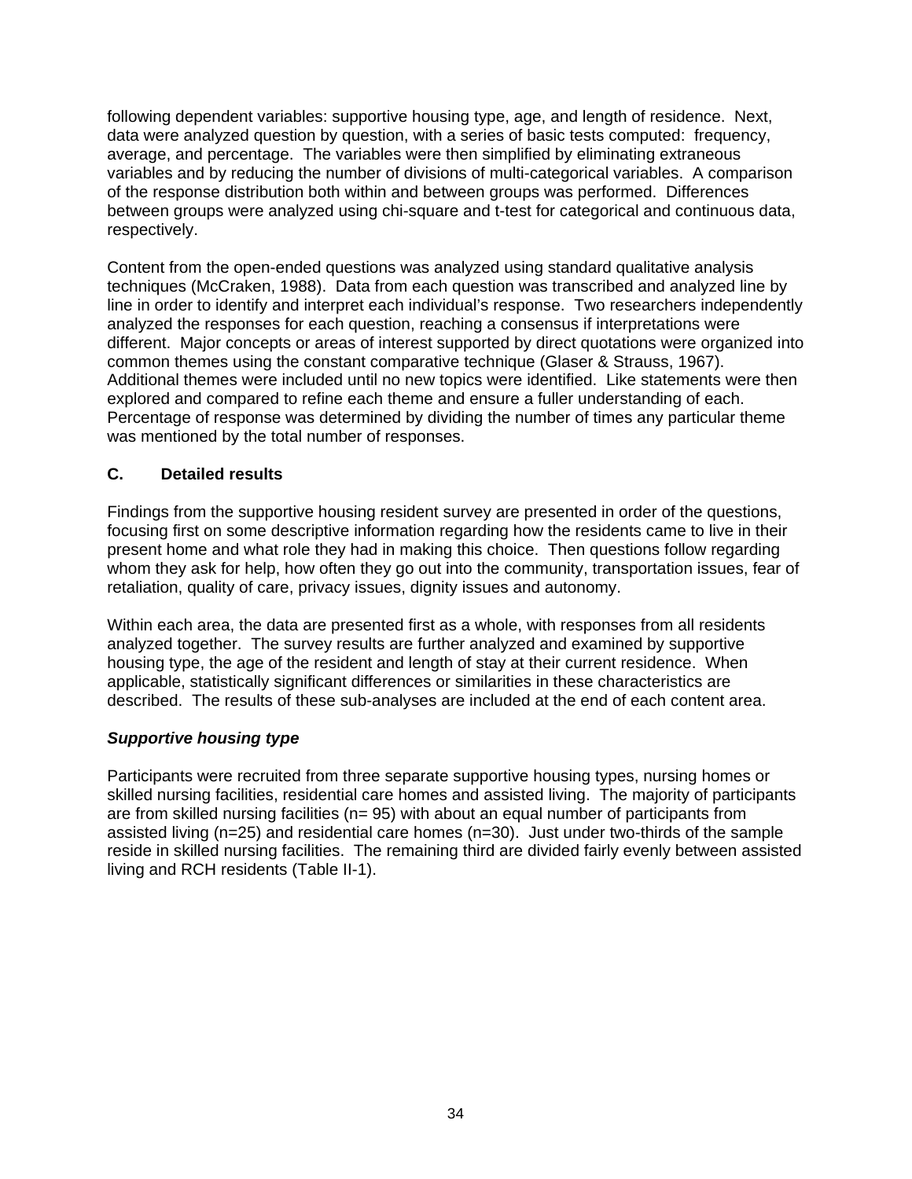following dependent variables: supportive housing type, age, and length of residence. Next, data were analyzed question by question, with a series of basic tests computed: frequency, average, and percentage. The variables were then simplified by eliminating extraneous variables and by reducing the number of divisions of multi-categorical variables. A comparison of the response distribution both within and between groups was performed. Differences between groups were analyzed using chi-square and t-test for categorical and continuous data, respectively.

Content from the open-ended questions was analyzed using standard qualitative analysis techniques (McCraken, 1988). Data from each question was transcribed and analyzed line by line in order to identify and interpret each individual's response. Two researchers independently analyzed the responses for each question, reaching a consensus if interpretations were different. Major concepts or areas of interest supported by direct quotations were organized into common themes using the constant comparative technique (Glaser & Strauss, 1967). Additional themes were included until no new topics were identified. Like statements were then explored and compared to refine each theme and ensure a fuller understanding of each. Percentage of response was determined by dividing the number of times any particular theme was mentioned by the total number of responses.

### C. Detailed results

Findings from the supportive housing resident survey are presented in order of the questions, focusing first on some descriptive information regarding how the residents came to live in their present home and what role they had in making this choice. Then questions follow regarding whom they ask for help, how often they go out into the community, transportation issues, fear of retaliation, quality of care, privacy issues, dignity issues and autonomy.

Within each area, the data are presented first as a whole, with responses from all residents analyzed together. The survey results are further analyzed and examined by supportive housing type, the age of the resident and length of stay at their current residence. When applicable, statistically significant differences or similarities in these characteristics are described. The results of these sub-analyses are included at the end of each content area.

#### *Supportive housing type*

Participants were recruited from three separate supportive housing types, nursing homes or skilled nursing facilities, residential care homes and assisted living. The majority of participants are from skilled nursing facilities (n= 95) with about an equal number of participants from assisted living (n=25) and residential care homes (n=30). Just under two-thirds of the sample reside in skilled nursing facilities. The remaining third are divided fairly evenly between assisted living and RCH residents (Table II-1).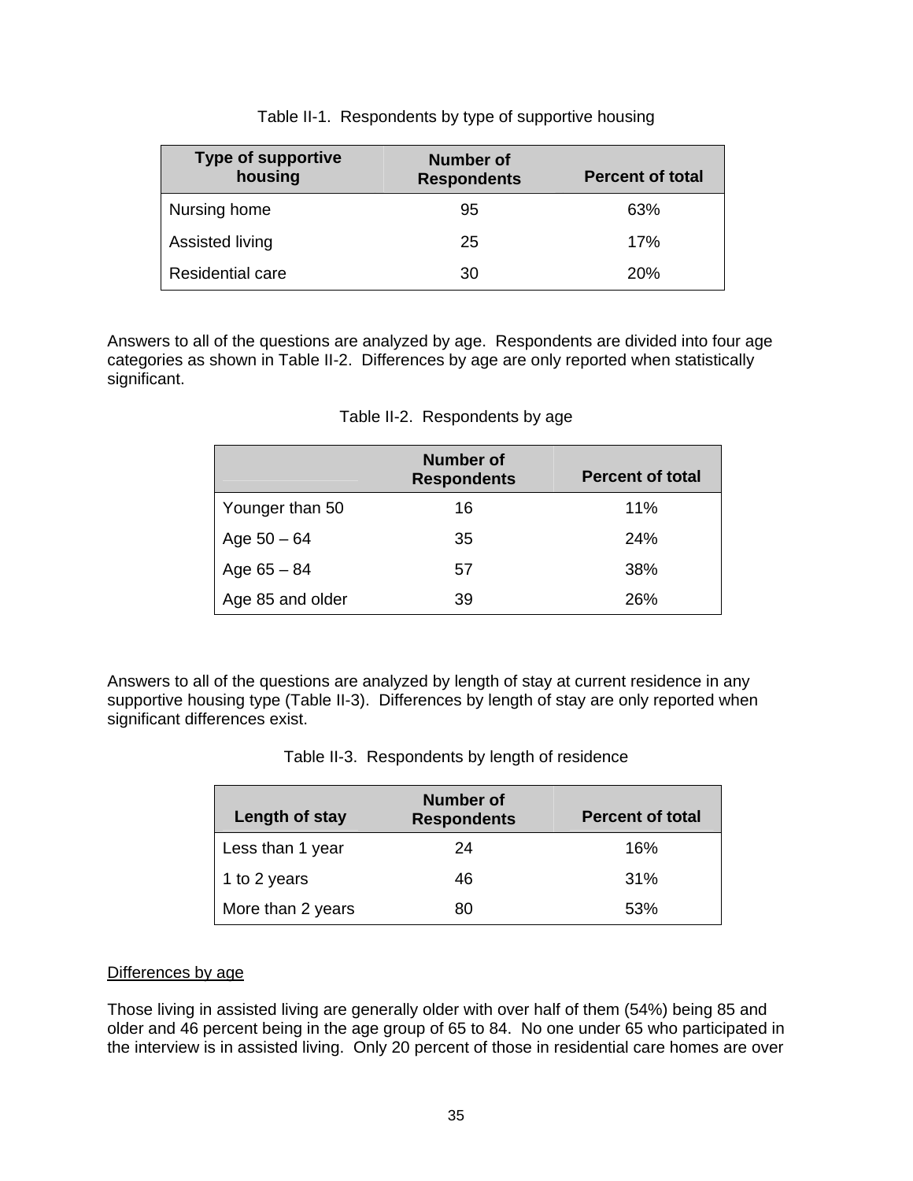Table II-1. Respondents by type of supportive housing

| Type of supportive housing | Number of Respondents | Percent of total |
|---|---|---|
| Nursing home | 95 | 63% |
| Assisted living | 25 | 17% |
| Residential care | 30 | 20% |

Answers to all of the questions are analyzed by age. Respondents are divided into four age categories as shown in Table II-2. Differences by age are only reported when statistically significant.

Table II-2. Respondents by age

| | Number of Respondents | Percent of total |
|---|---|---|
| Younger than 50 | 16 | 11% |
| Age 50 – 64 | 35 | 24% |
| Age 65 – 84 | 57 | 38% |
| Age 85 and older | 39 | 26% |

Answers to all of the questions are analyzed by length of stay at current residence in any supportive housing type (Table II-3). Differences by length of stay are only reported when significant differences exist.

Table II-3. Respondents by length of residence

| Length of stay | Number of Respondents | Percent of total |
|---|---|---|
| Less than 1 year | 24 | 16% |
| 1 to 2 years | 46 | 31% |
| More than 2 years | 80 | 53% |

Differences by age

Those living in assisted living are generally older with over half of them (54%) being 85 and older and 46 percent being in the age group of 65 to 84. No one under 65 who participated in the interview is in assisted living. Only 20 percent of those in residential care homes are over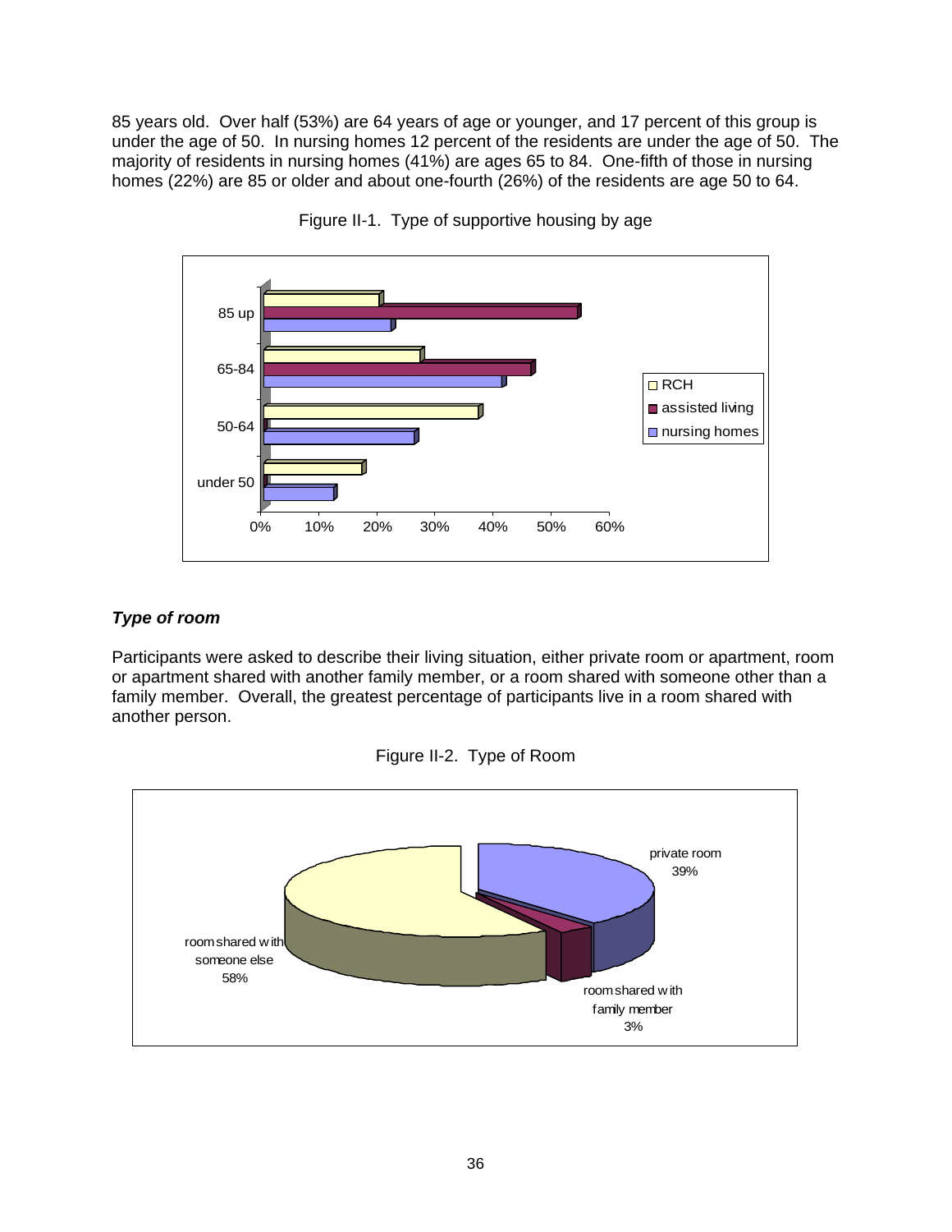85 years old. Over half (53%) are 64 years of age or younger, and 17 percent of this group is under the age of 50. In nursing homes 12 percent of the residents are under the age of 50. The majority of residents in nursing homes (41%) are ages 65 to 84. One-fifth of those in nursing homes (22%) are 85 or older and about one-fourth (26%) of the residents are age 50 to 64.

Figure II-1. Type of supportive housing by age

### *Type of room*

Participants were asked to describe their living situation, either private room or apartment, room or apartment shared with another family member, or a room shared with someone other than a family member. Overall, the greatest percentage of participants live in a room shared with another person.

Figure II-2. Type of Room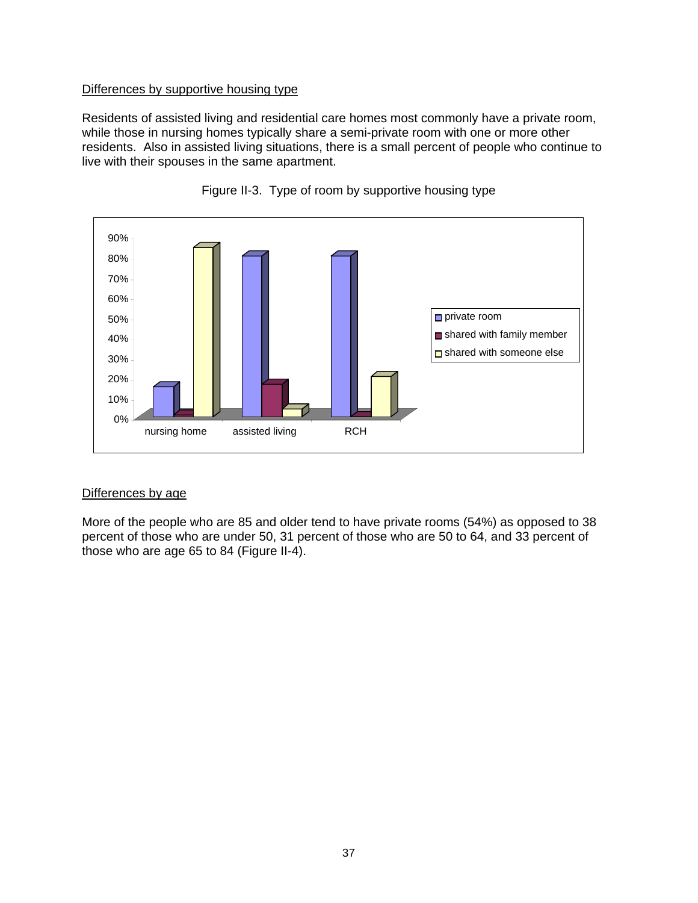Differences by supportive housing type

Residents of assisted living and residential care homes most commonly have a private room, while those in nursing homes typically share a semi-private room with one or more other residents. Also in assisted living situations, there is a small percent of people who continue to live with their spouses in the same apartment.

Figure II-3. Type of room by supportive housing type

Differences by age

More of the people who are 85 and older tend to have private rooms (54%) as opposed to 38 percent of those who are under 50, 31 percent of those who are 50 to 64, and 33 percent of those who are age 65 to 84 (Figure II-4).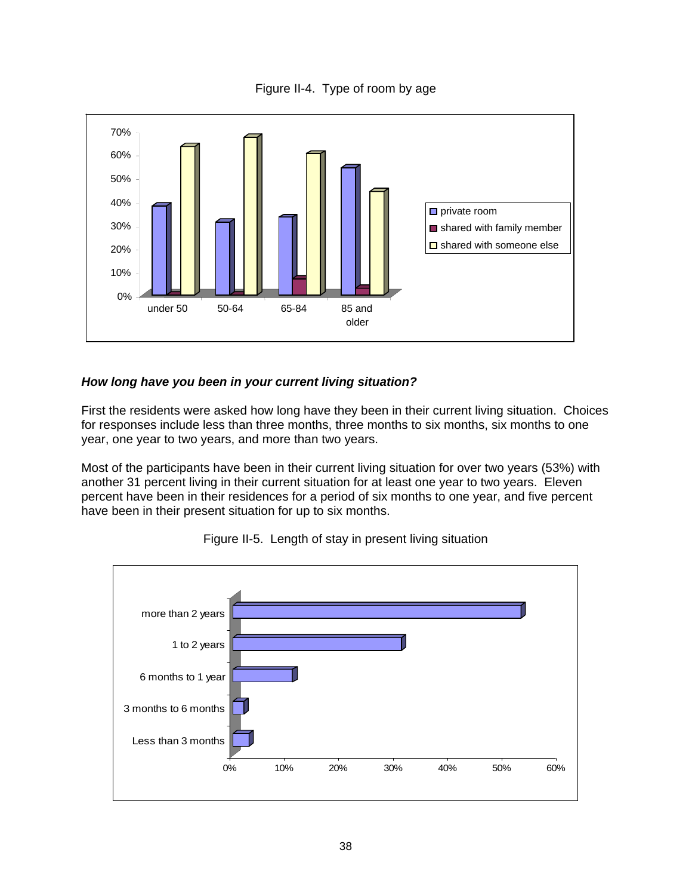Figure II-4. Type of room by age

### *How long have you been in your current living situation?*

First the residents were asked how long have they been in their current living situation. Choices for responses include less than three months, three months to six months, six months to one year, one year to two years, and more than two years.

Most of the participants have been in their current living situation for over two years (53%) with another 31 percent living in their current situation for at least one year to two years. Eleven percent have been in their residences for a period of six months to one year, and five percent have been in their present situation for up to six months.

Figure II-5. Length of stay in present living situation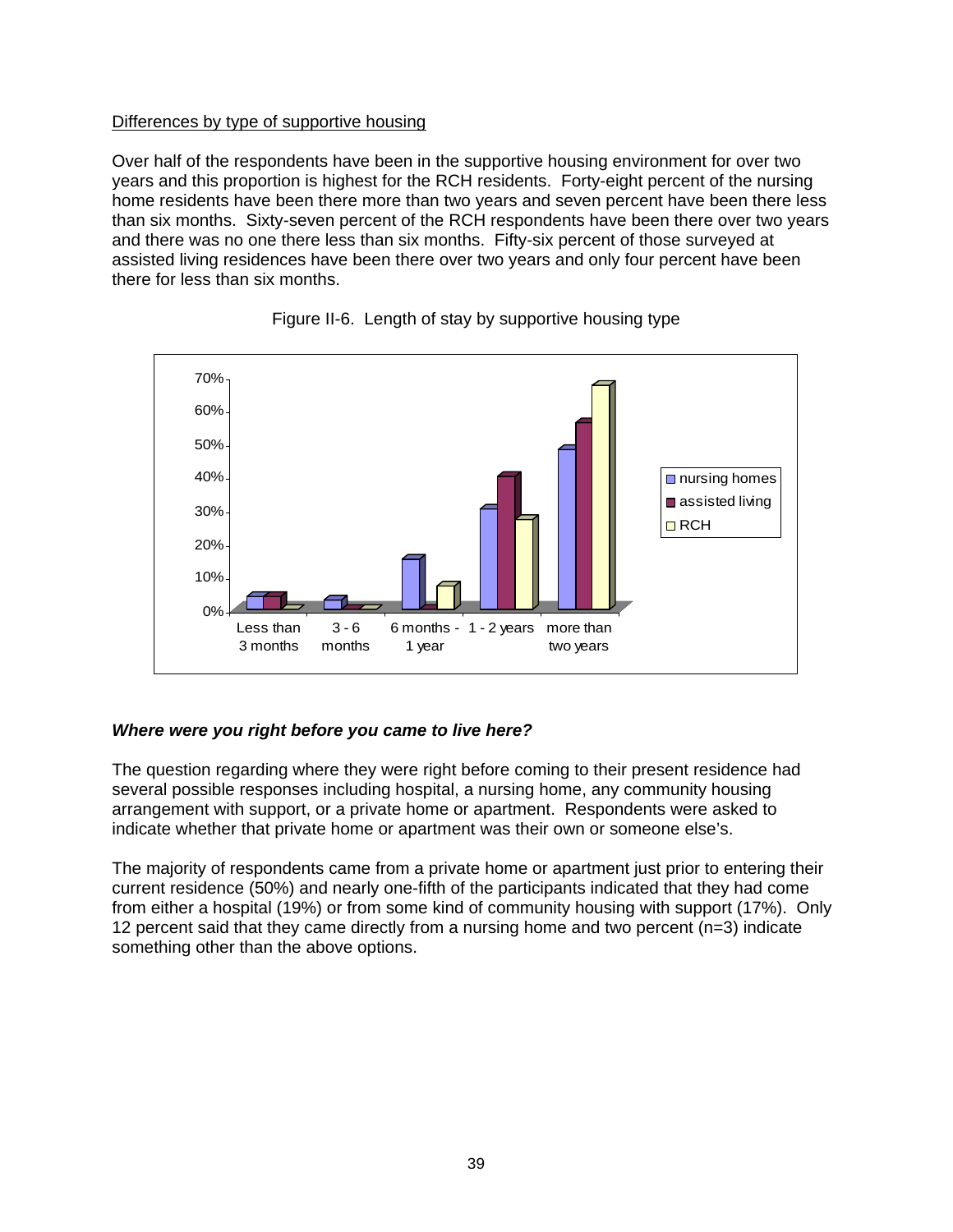Differences by type of supportive housing

Over half of the respondents have been in the supportive housing environment for over two years and this proportion is highest for the RCH residents. Forty-eight percent of the nursing home residents have been there more than two years and seven percent have been there less than six months. Sixty-seven percent of the RCH respondents have been there over two years and there was no one there less than six months. Fifty-six percent of those surveyed at assisted living residences have been there over two years and only four percent have been there for less than six months.

Figure II-6. Length of stay by supportive housing type

***Where were you right before you came to live here?***

The question regarding where they were right before coming to their present residence had several possible responses including hospital, a nursing home, any community housing arrangement with support, or a private home or apartment. Respondents were asked to indicate whether that private home or apartment was their own or someone else's.

The majority of respondents came from a private home or apartment just prior to entering their current residence (50%) and nearly one-fifth of the participants indicated that they had come from either a hospital (19%) or from some kind of community housing with support (17%). Only 12 percent said that they came directly from a nursing home and two percent (n=3) indicate something other than the above options.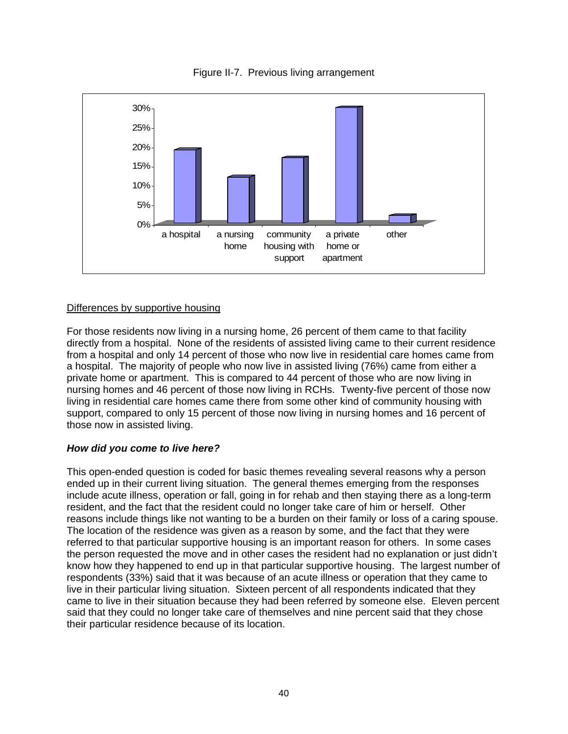Figure II-7. Previous living arrangement

Differences by supportive housing

For those residents now living in a nursing home, 26 percent of them came to that facility directly from a hospital. None of the residents of assisted living came to their current residence from a hospital and only 14 percent of those who now live in residential care homes came from a hospital. The majority of people who now live in assisted living (76%) came from either a private home or apartment. This is compared to 44 percent of those who are now living in nursing homes and 46 percent of those now living in RCHs. Twenty-five percent of those now living in residential care homes came there from some other kind of community housing with support, compared to only 15 percent of those now living in nursing homes and 16 percent of those now in assisted living.

***How did you come to live here?***

This open-ended question is coded for basic themes revealing several reasons why a person ended up in their current living situation. The general themes emerging from the responses include acute illness, operation or fall, going in for rehab and then staying there as a long-term resident, and the fact that the resident could no longer take care of him or herself. Other reasons include things like not wanting to be a burden on their family or loss of a caring spouse. The location of the residence was given as a reason by some, and the fact that they were referred to that particular supportive housing is an important reason for others. In some cases the person requested the move and in other cases the resident had no explanation or just didn't know how they happened to end up in that particular supportive housing. The largest number of respondents (33%) said that it was because of an acute illness or operation that they came to live in their particular living situation. Sixteen percent of all respondents indicated that they came to live in their situation because they had been referred by someone else. Eleven percent said that they could no longer take care of themselves and nine percent said that they chose their particular residence because of its location.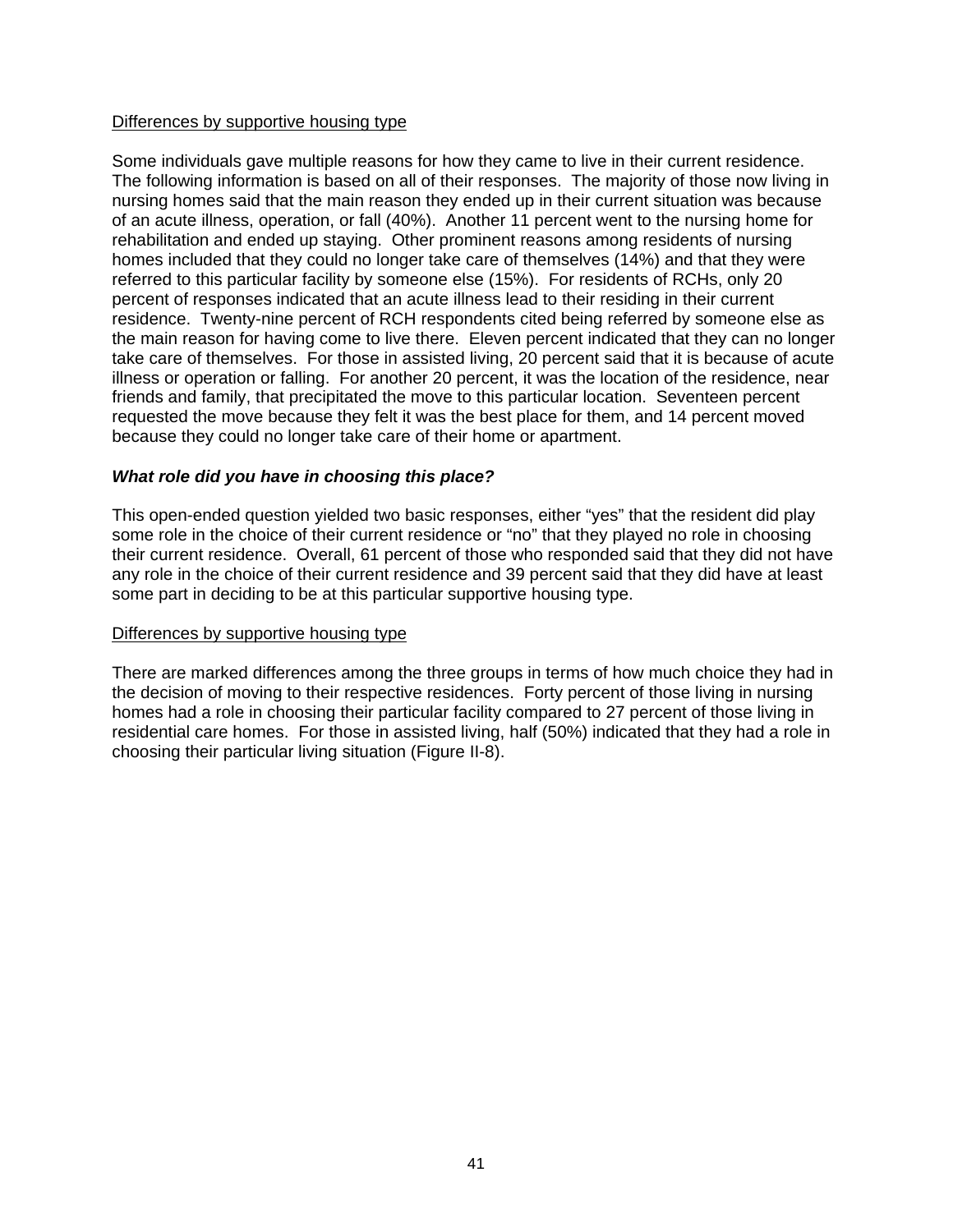Differences by supportive housing type

Some individuals gave multiple reasons for how they came to live in their current residence. The following information is based on all of their responses. The majority of those now living in nursing homes said that the main reason they ended up in their current situation was because of an acute illness, operation, or fall (40%). Another 11 percent went to the nursing home for rehabilitation and ended up staying. Other prominent reasons among residents of nursing homes included that they could no longer take care of themselves (14%) and that they were referred to this particular facility by someone else (15%). For residents of RCHs, only 20 percent of responses indicated that an acute illness lead to their residing in their current residence. Twenty-nine percent of RCH respondents cited being referred by someone else as the main reason for having come to live there. Eleven percent indicated that they can no longer take care of themselves. For those in assisted living, 20 percent said that it is because of acute illness or operation or falling. For another 20 percent, it was the location of the residence, near friends and family, that precipitated the move to this particular location. Seventeen percent requested the move because they felt it was the best place for them, and 14 percent moved because they could no longer take care of their home or apartment.

***What role did you have in choosing this place?***

This open-ended question yielded two basic responses, either "yes" that the resident did play some role in the choice of their current residence or "no" that they played no role in choosing their current residence. Overall, 61 percent of those who responded said that they did not have any role in the choice of their current residence and 39 percent said that they did have at least some part in deciding to be at this particular supportive housing type.

Differences by supportive housing type

There are marked differences among the three groups in terms of how much choice they had in the decision of moving to their respective residences. Forty percent of those living in nursing homes had a role in choosing their particular facility compared to 27 percent of those living in residential care homes. For those in assisted living, half (50%) indicated that they had a role in choosing their particular living situation (Figure II-8).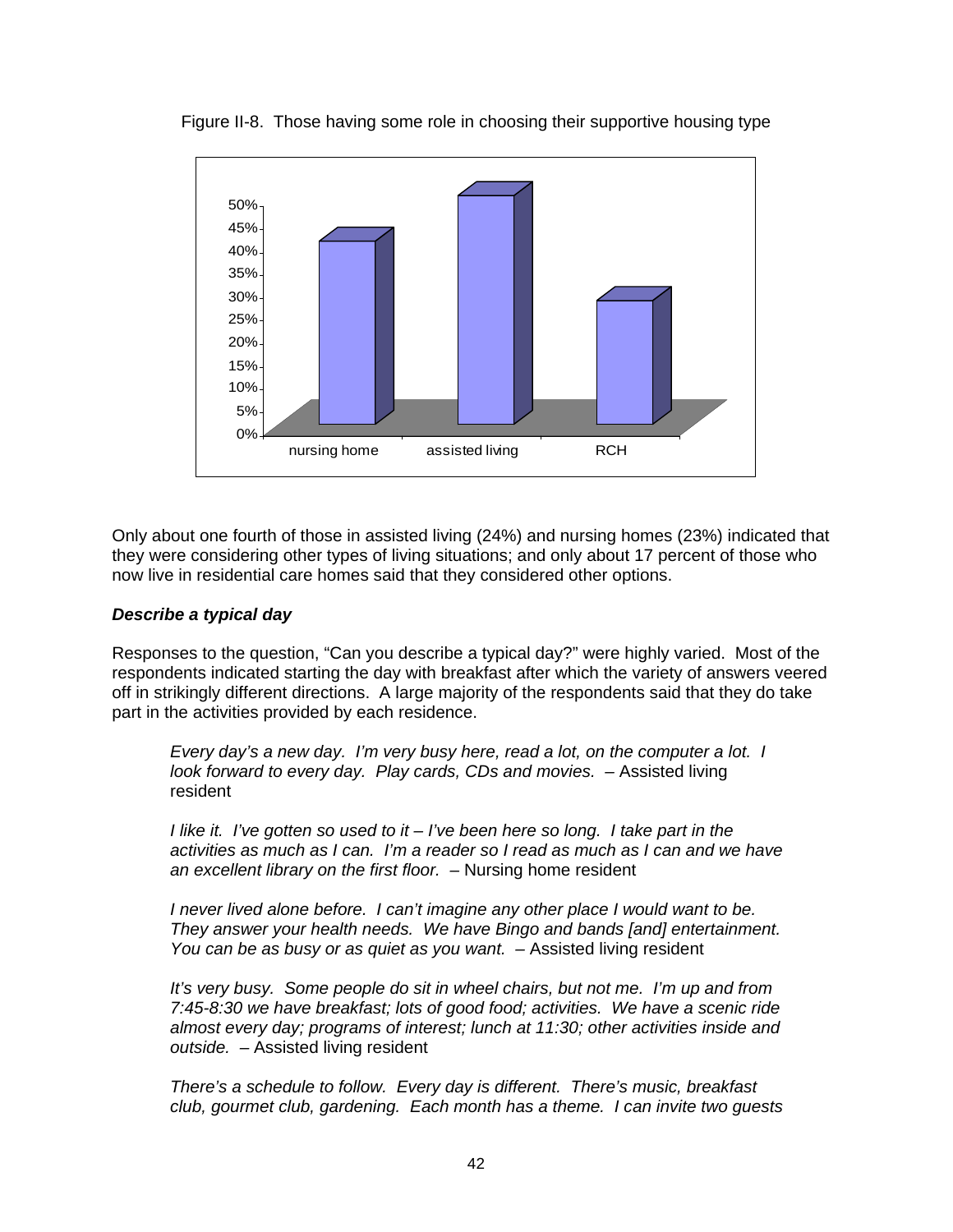Figure II-8. Those having some role in choosing their supportive housing type

Only about one fourth of those in assisted living (24%) and nursing homes (23%) indicated that they were considering other types of living situations; and only about 17 percent of those who now live in residential care homes said that they considered other options.

### *Describe a typical day*

Responses to the question, "Can you describe a typical day?" were highly varied. Most of the respondents indicated starting the day with breakfast after which the variety of answers veered off in strikingly different directions. A large majority of the respondents said that they do take part in the activities provided by each residence.

> *Every day's a new day. I'm very busy here, read a lot, on the computer a lot. I look forward to every day. Play cards, CDs and movies.* – Assisted living resident

> *I like it. I've gotten so used to it – I've been here so long. I take part in the activities as much as I can. I'm a reader so I read as much as I can and we have an excellent library on the first floor.* – Nursing home resident

> *I never lived alone before. I can't imagine any other place I would want to be. They answer your health needs. We have Bingo and bands [and] entertainment. You can be as busy or as quiet as you want.* – Assisted living resident

> *It's very busy. Some people do sit in wheel chairs, but not me. I'm up and from 7:45-8:30 we have breakfast; lots of good food; activities. We have a scenic ride almost every day; programs of interest; lunch at 11:30; other activities inside and outside.* – Assisted living resident

> *There's a schedule to follow. Every day is different. There's music, breakfast club, gourmet club, gardening. Each month has a theme. I can invite two guests*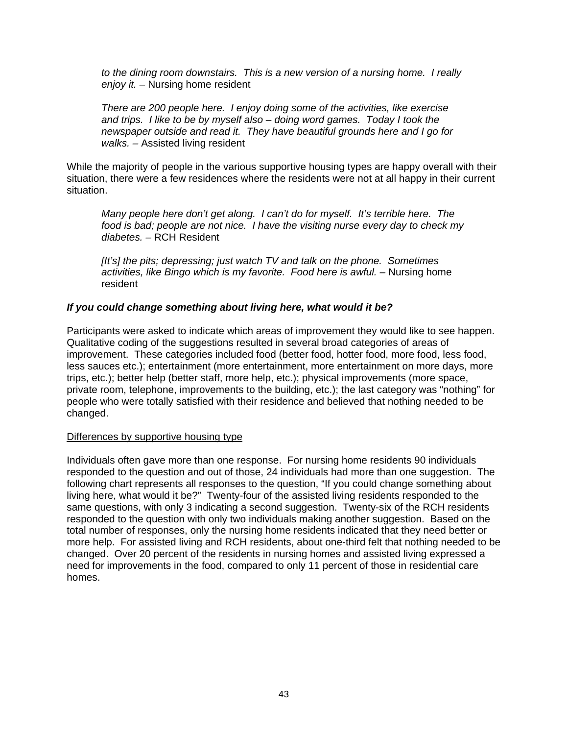> *to the dining room downstairs. This is a new version of a nursing home. I really enjoy it.* – Nursing home resident

> *There are 200 people here. I enjoy doing some of the activities, like exercise and trips. I like to be by myself also – doing word games. Today I took the newspaper outside and read it. They have beautiful grounds here and I go for walks.* – Assisted living resident

While the majority of people in the various supportive housing types are happy overall with their situation, there were a few residences where the residents were not at all happy in their current situation.

> *Many people here don't get along. I can't do for myself. It's terrible here. The food is bad; people are not nice. I have the visiting nurse every day to check my diabetes.* – RCH Resident

> *[It's] the pits; depressing; just watch TV and talk on the phone. Sometimes activities, like Bingo which is my favorite. Food here is awful.* – Nursing home resident

***If you could change something about living here, what would it be?***

Participants were asked to indicate which areas of improvement they would like to see happen. Qualitative coding of the suggestions resulted in several broad categories of areas of improvement. These categories included food (better food, hotter food, more food, less food, less sauces etc.); entertainment (more entertainment, more entertainment on more days, more trips, etc.); better help (better staff, more help, etc.); physical improvements (more space, private room, telephone, improvements to the building, etc.); the last category was "nothing" for people who were totally satisfied with their residence and believed that nothing needed to be changed.

Differences by supportive housing type

Individuals often gave more than one response. For nursing home residents 90 individuals responded to the question and out of those, 24 individuals had more than one suggestion. The following chart represents all responses to the question, "If you could change something about living here, what would it be?" Twenty-four of the assisted living residents responded to the same questions, with only 3 indicating a second suggestion. Twenty-six of the RCH residents responded to the question with only two individuals making another suggestion. Based on the total number of responses, only the nursing home residents indicated that they need better or more help. For assisted living and RCH residents, about one-third felt that nothing needed to be changed. Over 20 percent of the residents in nursing homes and assisted living expressed a need for improvements in the food, compared to only 11 percent of those in residential care homes.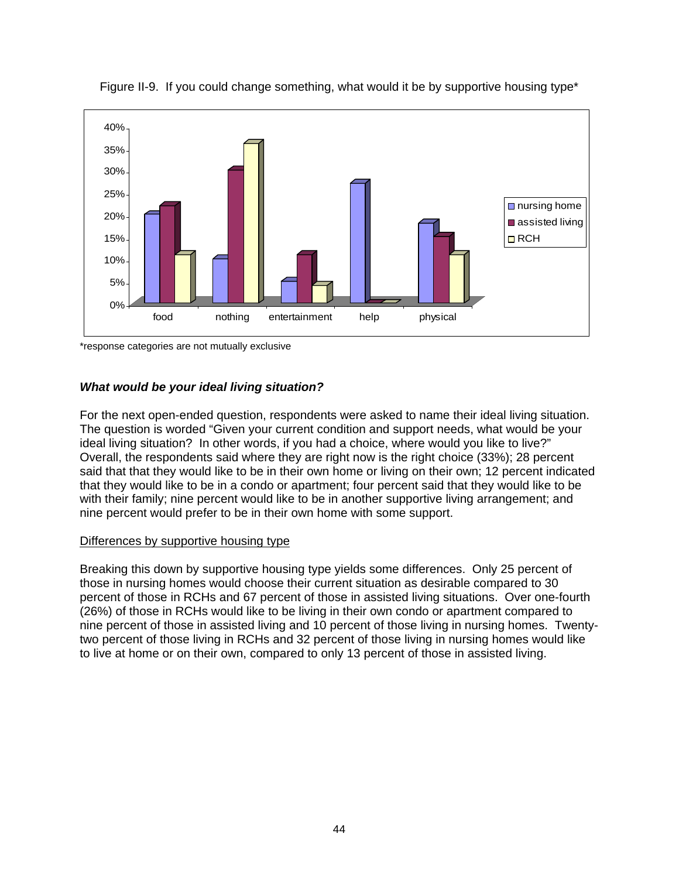Figure II-9. If you could change something, what would it be by supportive housing type*

*response categories are not mutually exclusive

### *What would be your ideal living situation?*

For the next open-ended question, respondents were asked to name their ideal living situation. The question is worded "Given your current condition and support needs, what would be your ideal living situation? In other words, if you had a choice, where would you like to live?" Overall, the respondents said where they are right now is the right choice (33%); 28 percent said that that they would like to be in their own home or living on their own; 12 percent indicated that they would like to be in a condo or apartment; four percent said that they would like to be with their family; nine percent would like to be in another supportive living arrangement; and nine percent would prefer to be in their own home with some support.

<u>Differences by supportive housing type</u>

Breaking this down by supportive housing type yields some differences. Only 25 percent of those in nursing homes would choose their current situation as desirable compared to 30 percent of those in RCHs and 67 percent of those in assisted living situations. Over one-fourth (26%) of those in RCHs would like to be living in their own condo or apartment compared to nine percent of those in assisted living and 10 percent of those living in nursing homes. Twenty-two percent of those living in RCHs and 32 percent of those living in nursing homes would like to live at home or on their own, compared to only 13 percent of those in assisted living.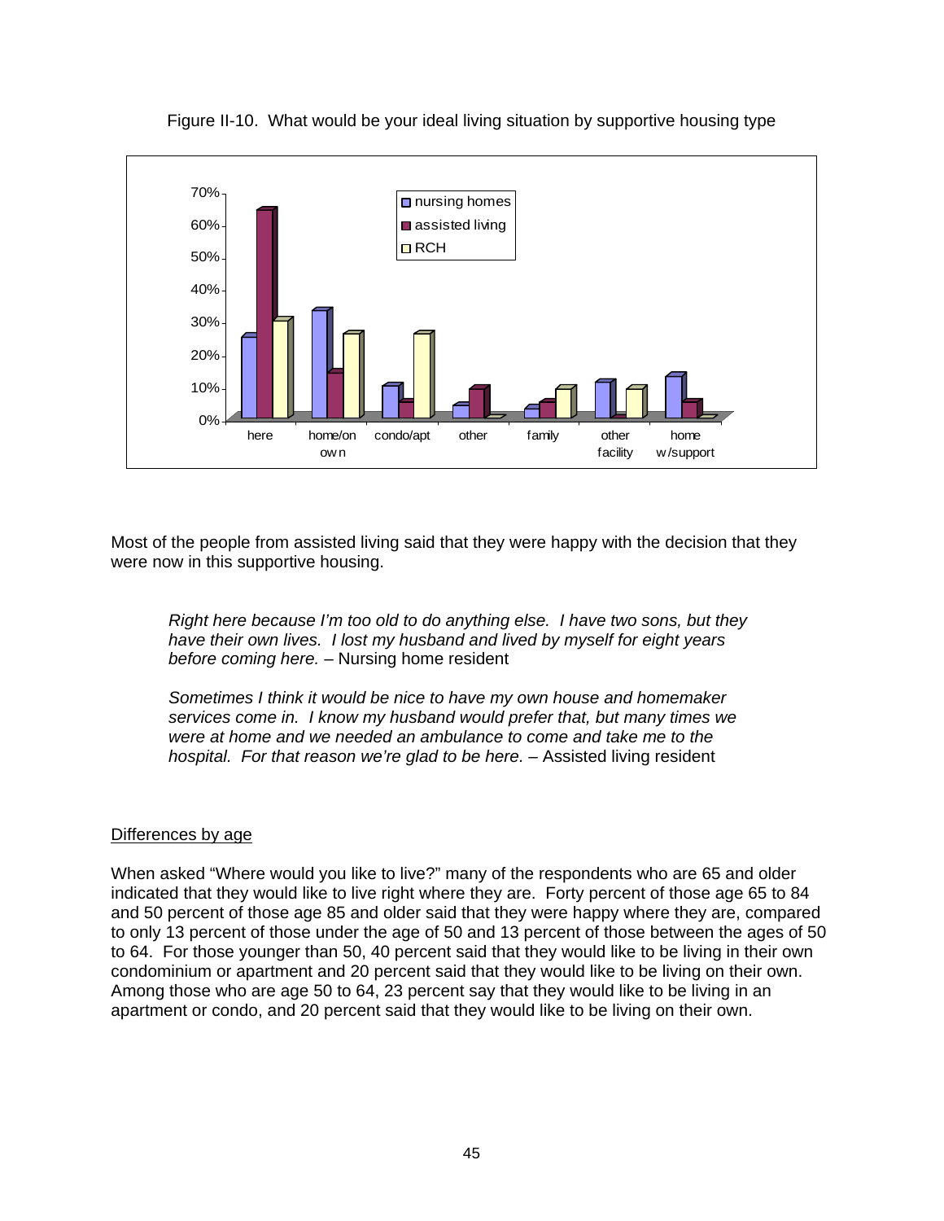Figure II-10. What would be your ideal living situation by supportive housing type

Most of the people from assisted living said that they were happy with the decision that they were now in this supportive housing.

> *Right here because I'm too old to do anything else. I have two sons, but they have their own lives. I lost my husband and lived by myself for eight years before coming here.* – Nursing home resident

> *Sometimes I think it would be nice to have my own house and homemaker services come in. I know my husband would prefer that, but many times we were at home and we needed an ambulance to come and take me to the hospital. For that reason we're glad to be here.* – Assisted living resident

Differences by age

When asked "Where would you like to live?" many of the respondents who are 65 and older indicated that they would like to live right where they are. Forty percent of those age 65 to 84 and 50 percent of those age 85 and older said that they were happy where they are, compared to only 13 percent of those under the age of 50 and 13 percent of those between the ages of 50 to 64. For those younger than 50, 40 percent said that they would like to be living in their own condominium or apartment and 20 percent said that they would like to be living on their own. Among those who are age 50 to 64, 23 percent say that they would like to be living in an apartment or condo, and 20 percent said that they would like to be living on their own.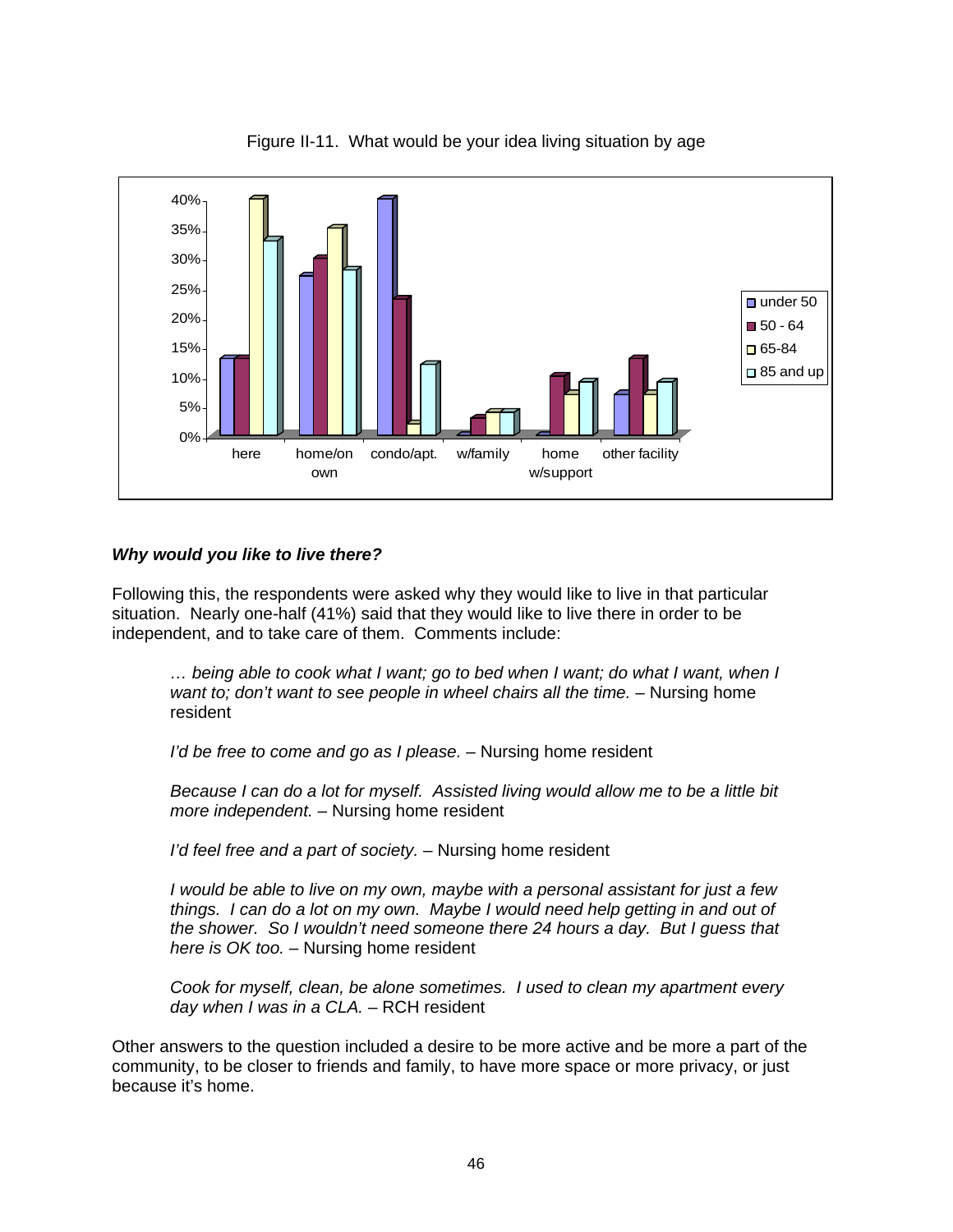Figure II-11. What would be your idea living situation by age

### *Why would you like to live there?*

Following this, the respondents were asked why they would like to live in that particular situation. Nearly one-half (41%) said that they would like to live there in order to be independent, and to take care of them. Comments include:

> *… being able to cook what I want; go to bed when I want; do what I want, when I want to; don't want to see people in wheel chairs all the time.* – Nursing home resident
>
> *I'd be free to come and go as I please.* – Nursing home resident
>
> *Because I can do a lot for myself. Assisted living would allow me to be a little bit more independent.* – Nursing home resident
>
> *I'd feel free and a part of society.* – Nursing home resident
>
> *I would be able to live on my own, maybe with a personal assistant for just a few things. I can do a lot on my own. Maybe I would need help getting in and out of the shower. So I wouldn't need someone there 24 hours a day. But I guess that here is OK too.* – Nursing home resident
>
> *Cook for myself, clean, be alone sometimes. I used to clean my apartment every day when I was in a CLA.* – RCH resident

Other answers to the question included a desire to be more active and be more a part of the community, to be closer to friends and family, to have more space or more privacy, or just because it's home.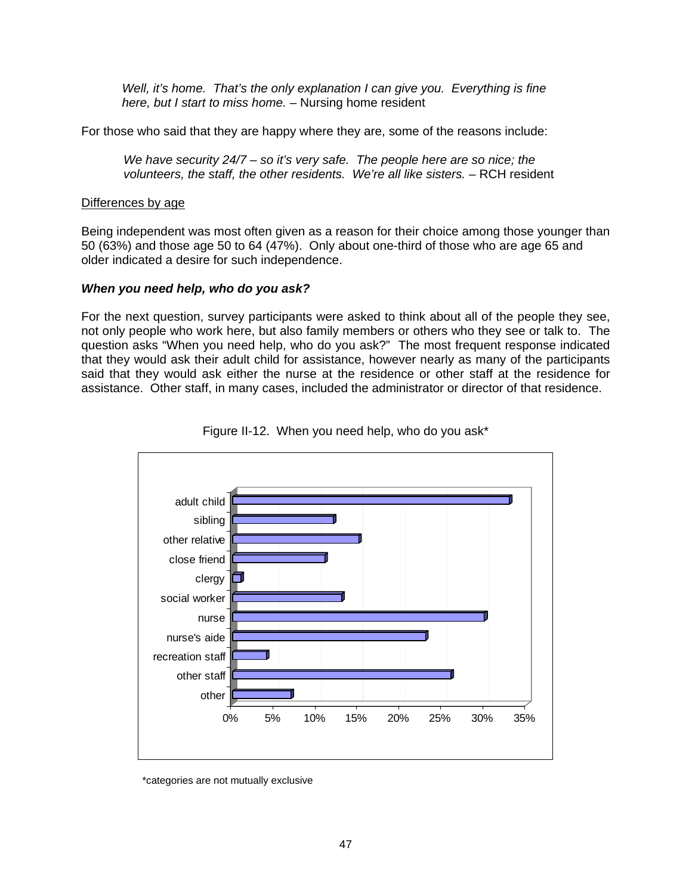*Well, it's home. That's the only explanation I can give you. Everything is fine here, but I start to miss home.* – Nursing home resident

For those who said that they are happy where they are, some of the reasons include:

*We have security 24/7 – so it's very safe. The people here are so nice; the volunteers, the staff, the other residents. We're all like sisters.* – RCH resident

<u>Differences by age</u>

Being independent was most often given as a reason for their choice among those younger than 50 (63%) and those age 50 to 64 (47%). Only about one-third of those who are age 65 and older indicated a desire for such independence.

***When you need help, who do you ask?***

For the next question, survey participants were asked to think about all of the people they see, not only people who work here, but also family members or others who they see or talk to. The question asks "When you need help, who do you ask?" The most frequent response indicated that they would ask their adult child for assistance, however nearly as many of the participants said that they would ask either the nurse at the residence or other staff at the residence for assistance. Other staff, in many cases, included the administrator or director of that residence.

Figure II-12. When you need help, who do you ask*

| Category | Approx. % |
|---|---|
| adult child | 33% |
| sibling | 12% |
| other relative | 15% |
| close friend | 11% |
| clergy | 1% |
| social worker | 13% |
| nurse | 30% |
| nurse's aide | 23% |
| recreation staff | 4% |
| other staff | 26% |
| other | 7% |

*categories are not mutually exclusive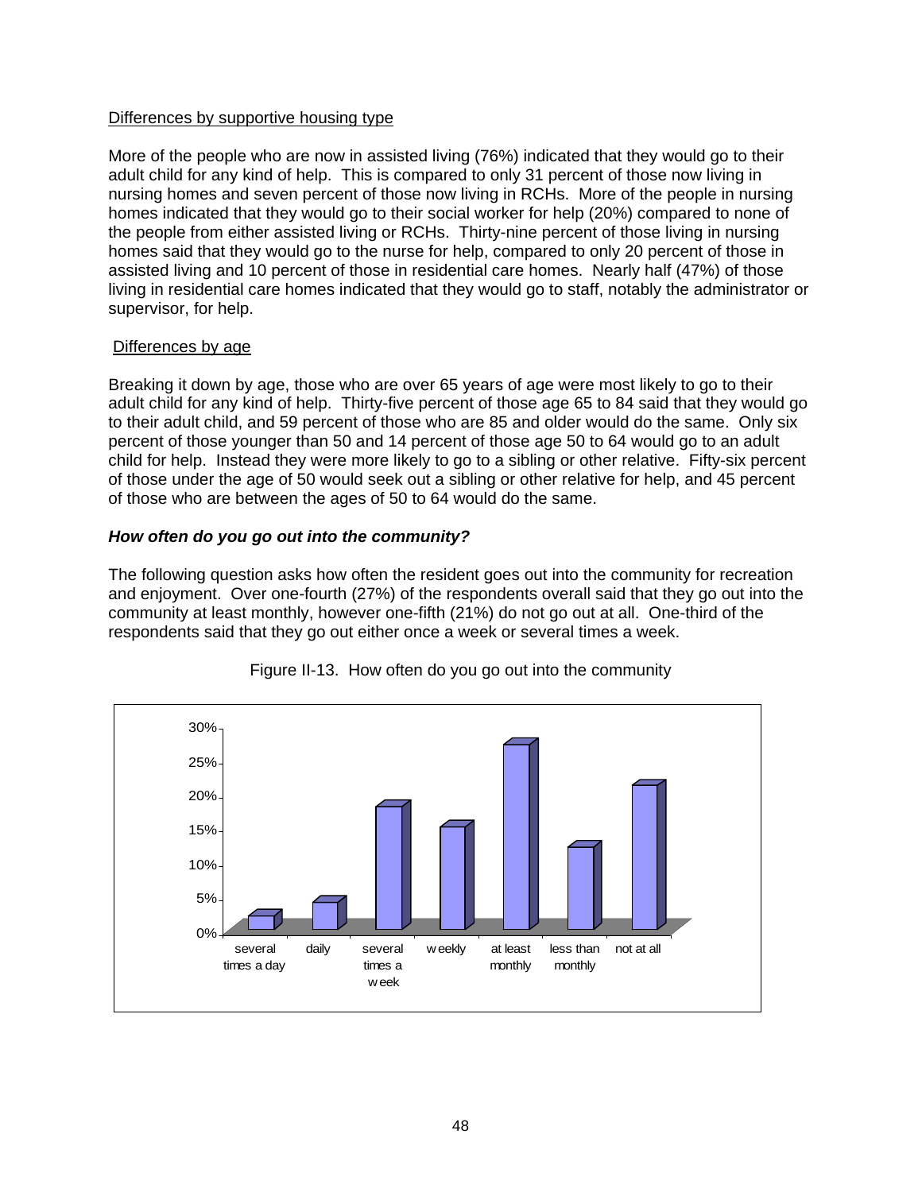Differences by supportive housing type

More of the people who are now in assisted living (76%) indicated that they would go to their adult child for any kind of help. This is compared to only 31 percent of those now living in nursing homes and seven percent of those now living in RCHs. More of the people in nursing homes indicated that they would go to their social worker for help (20%) compared to none of the people from either assisted living or RCHs. Thirty-nine percent of those living in nursing homes said that they would go to the nurse for help, compared to only 20 percent of those in assisted living and 10 percent of those in residential care homes. Nearly half (47%) of those living in residential care homes indicated that they would go to staff, notably the administrator or supervisor, for help.

Differences by age

Breaking it down by age, those who are over 65 years of age were most likely to go to their adult child for any kind of help. Thirty-five percent of those age 65 to 84 said that they would go to their adult child, and 59 percent of those who are 85 and older would do the same. Only six percent of those younger than 50 and 14 percent of those age 50 to 64 would go to an adult child for help. Instead they were more likely to go to a sibling or other relative. Fifty-six percent of those under the age of 50 would seek out a sibling or other relative for help, and 45 percent of those who are between the ages of 50 to 64 would do the same.

***How often do you go out into the community?***

The following question asks how often the resident goes out into the community for recreation and enjoyment. Over one-fourth (27%) of the respondents overall said that they go out into the community at least monthly, however one-fifth (21%) do not go out at all. One-third of the respondents said that they go out either once a week or several times a week.

Figure II-13. How often do you go out into the community

| Frequency | Percent (approx.) |
|---|---|
| several times a day | 2% |
| daily | 4% |
| several times a week | 18% |
| weekly | 15% |
| at least monthly | 27% |
| less than monthly | 12% |
| not at all | 21% |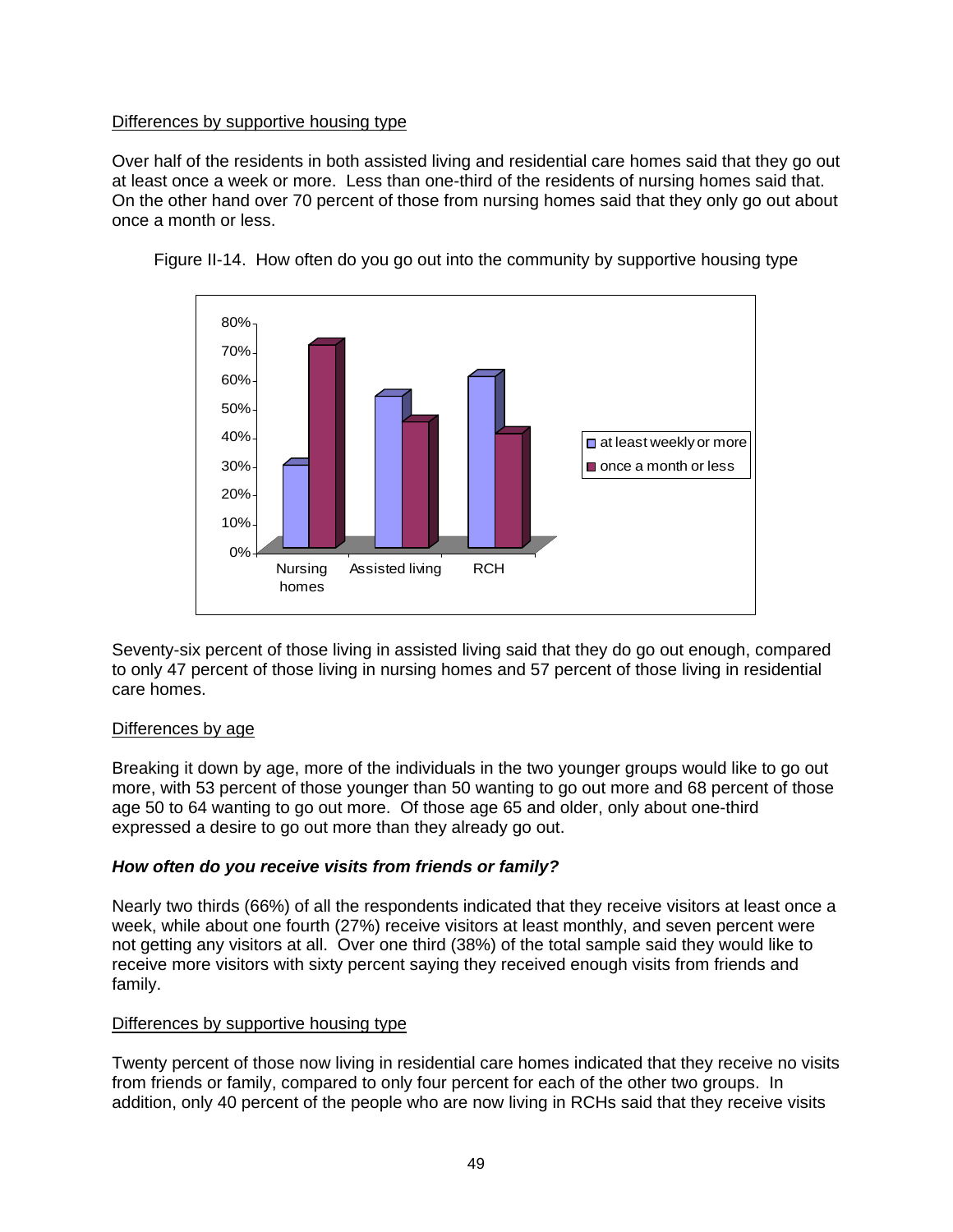Differences by supportive housing type

Over half of the residents in both assisted living and residential care homes said that they go out at least once a week or more. Less than one-third of the residents of nursing homes said that. On the other hand over 70 percent of those from nursing homes said that they only go out about once a month or less.

Figure II-14. How often do you go out into the community by supportive housing type

Seventy-six percent of those living in assisted living said that they do go out enough, compared to only 47 percent of those living in nursing homes and 57 percent of those living in residential care homes.

Differences by age

Breaking it down by age, more of the individuals in the two younger groups would like to go out more, with 53 percent of those younger than 50 wanting to go out more and 68 percent of those age 50 to 64 wanting to go out more. Of those age 65 and older, only about one-third expressed a desire to go out more than they already go out.

***How often do you receive visits from friends or family?***

Nearly two thirds (66%) of all the respondents indicated that they receive visitors at least once a week, while about one fourth (27%) receive visitors at least monthly, and seven percent were not getting any visitors at all. Over one third (38%) of the total sample said they would like to receive more visitors with sixty percent saying they received enough visits from friends and family.

Differences by supportive housing type

Twenty percent of those now living in residential care homes indicated that they receive no visits from friends or family, compared to only four percent for each of the other two groups. In addition, only 40 percent of the people who are now living in RCHs said that they receive visits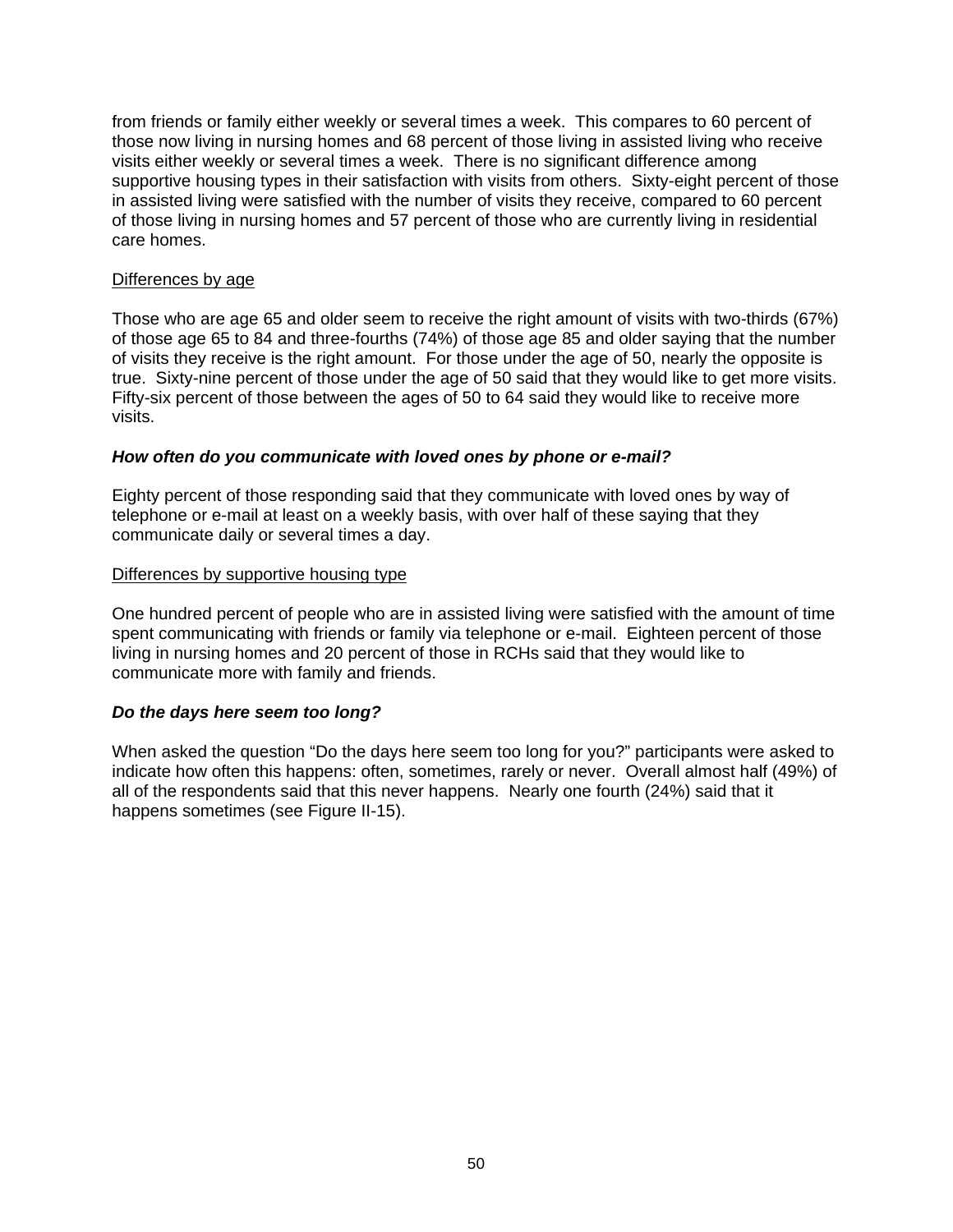from friends or family either weekly or several times a week. This compares to 60 percent of those now living in nursing homes and 68 percent of those living in assisted living who receive visits either weekly or several times a week. There is no significant difference among supportive housing types in their satisfaction with visits from others. Sixty-eight percent of those in assisted living were satisfied with the number of visits they receive, compared to 60 percent of those living in nursing homes and 57 percent of those who are currently living in residential care homes.

<u>Differences by age</u>

Those who are age 65 and older seem to receive the right amount of visits with two-thirds (67%) of those age 65 to 84 and three-fourths (74%) of those age 85 and older saying that the number of visits they receive is the right amount. For those under the age of 50, nearly the opposite is true. Sixty-nine percent of those under the age of 50 said that they would like to get more visits. Fifty-six percent of those between the ages of 50 to 64 said they would like to receive more visits.

### *How often do you communicate with loved ones by phone or e-mail?*

Eighty percent of those responding said that they communicate with loved ones by way of telephone or e-mail at least on a weekly basis, with over half of these saying that they communicate daily or several times a day.

<u>Differences by supportive housing type</u>

One hundred percent of people who are in assisted living were satisfied with the amount of time spent communicating with friends or family via telephone or e-mail. Eighteen percent of those living in nursing homes and 20 percent of those in RCHs said that they would like to communicate more with family and friends.

### *Do the days here seem too long?*

When asked the question "Do the days here seem too long for you?" participants were asked to indicate how often this happens: often, sometimes, rarely or never. Overall almost half (49%) of all of the respondents said that this never happens. Nearly one fourth (24%) said that it happens sometimes (see Figure II-15).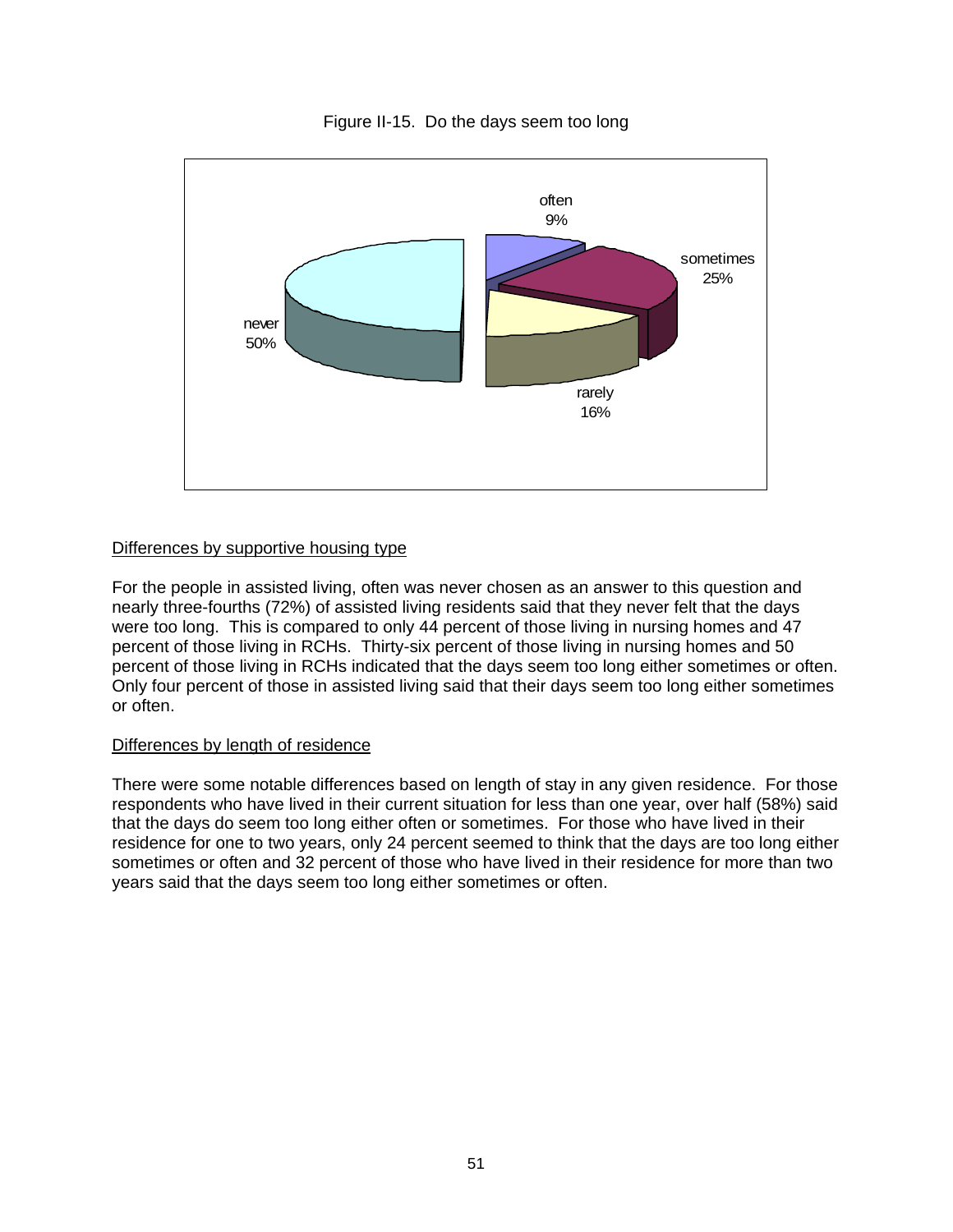Figure II-15. Do the days seem too long

often 9%

sometimes 25%

never 50%

rarely 16%

Differences by supportive housing type

For the people in assisted living, often was never chosen as an answer to this question and nearly three-fourths (72%) of assisted living residents said that they never felt that the days were too long. This is compared to only 44 percent of those living in nursing homes and 47 percent of those living in RCHs. Thirty-six percent of those living in nursing homes and 50 percent of those living in RCHs indicated that the days seem too long either sometimes or often. Only four percent of those in assisted living said that their days seem too long either sometimes or often.

Differences by length of residence

There were some notable differences based on length of stay in any given residence. For those respondents who have lived in their current situation for less than one year, over half (58%) said that the days do seem too long either often or sometimes. For those who have lived in their residence for one to two years, only 24 percent seemed to think that the days are too long either sometimes or often and 32 percent of those who have lived in their residence for more than two years said that the days seem too long either sometimes or often.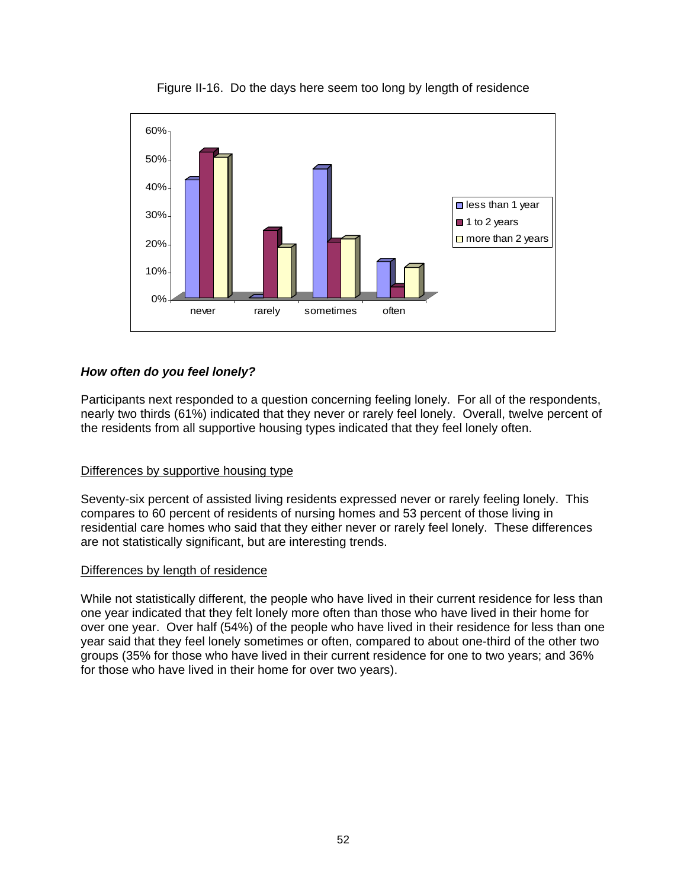Figure II-16. Do the days here seem too long by length of residence

### *How often do you feel lonely?*

Participants next responded to a question concerning feeling lonely. For all of the respondents, nearly two thirds (61%) indicated that they never or rarely feel lonely. Overall, twelve percent of the residents from all supportive housing types indicated that they feel lonely often.

<u>Differences by supportive housing type</u>

Seventy-six percent of assisted living residents expressed never or rarely feeling lonely. This compares to 60 percent of residents of nursing homes and 53 percent of those living in residential care homes who said that they either never or rarely feel lonely. These differences are not statistically significant, but are interesting trends.

<u>Differences by length of residence</u>

While not statistically different, the people who have lived in their current residence for less than one year indicated that they felt lonely more often than those who have lived in their home for over one year. Over half (54%) of the people who have lived in their residence for less than one year said that they feel lonely sometimes or often, compared to about one-third of the other two groups (35% for those who have lived in their current residence for one to two years; and 36% for those who have lived in their home for over two years).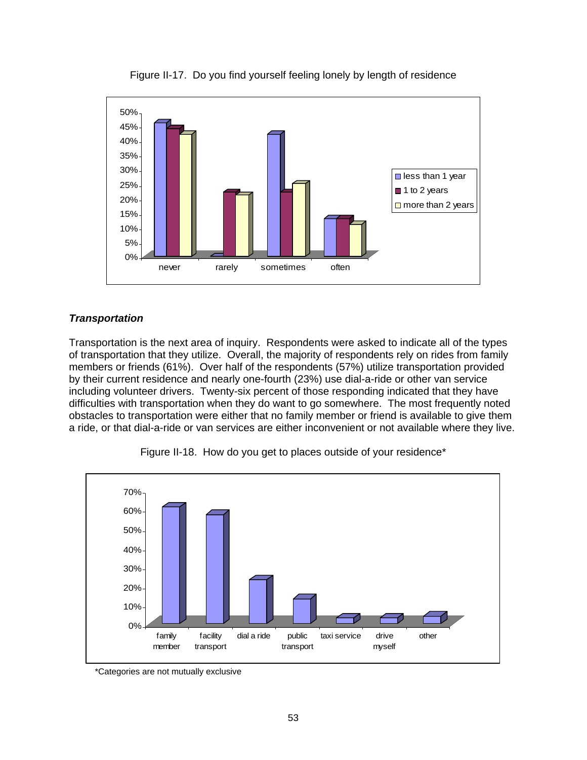Figure II-17. Do you find yourself feeling lonely by length of residence

### *Transportation*

Transportation is the next area of inquiry. Respondents were asked to indicate all of the types of transportation that they utilize. Overall, the majority of respondents rely on rides from family members or friends (61%). Over half of the respondents (57%) utilize transportation provided by their current residence and nearly one-fourth (23%) use dial-a-ride or other van service including volunteer drivers. Twenty-six percent of those responding indicated that they have difficulties with transportation when they do want to go somewhere. The most frequently noted obstacles to transportation were either that no family member or friend is available to give them a ride, or that dial-a-ride or van services are either inconvenient or not available where they live.

Figure II-18. How do you get to places outside of your residence*

*Categories are not mutually exclusive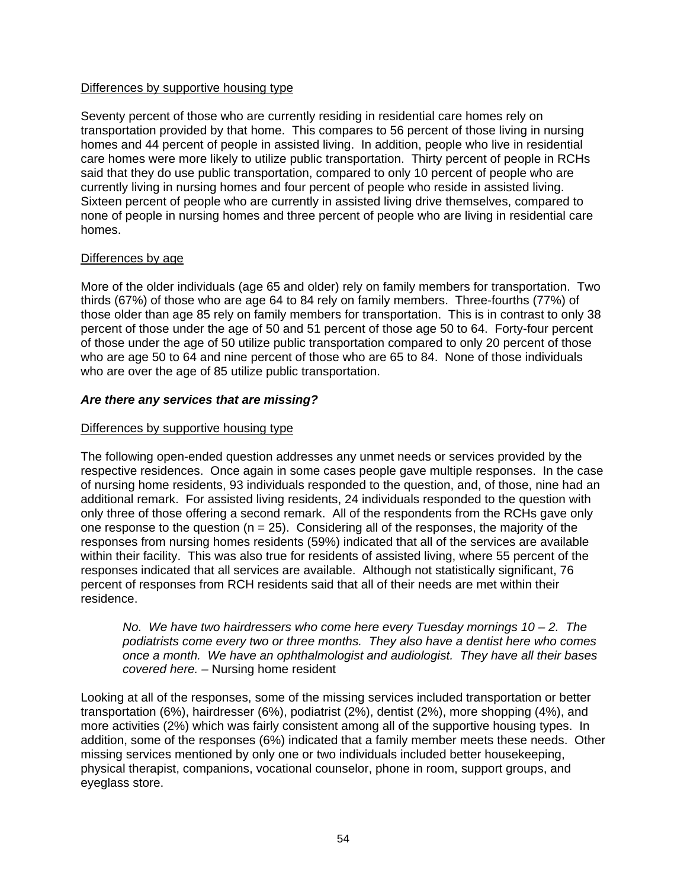Differences by supportive housing type

Seventy percent of those who are currently residing in residential care homes rely on transportation provided by that home. This compares to 56 percent of those living in nursing homes and 44 percent of people in assisted living. In addition, people who live in residential care homes were more likely to utilize public transportation. Thirty percent of people in RCHs said that they do use public transportation, compared to only 10 percent of people who are currently living in nursing homes and four percent of people who reside in assisted living. Sixteen percent of people who are currently in assisted living drive themselves, compared to none of people in nursing homes and three percent of people who are living in residential care homes.

Differences by age

More of the older individuals (age 65 and older) rely on family members for transportation. Two thirds (67%) of those who are age 64 to 84 rely on family members. Three-fourths (77%) of those older than age 85 rely on family members for transportation. This is in contrast to only 38 percent of those under the age of 50 and 51 percent of those age 50 to 64. Forty-four percent of those under the age of 50 utilize public transportation compared to only 20 percent of those who are age 50 to 64 and nine percent of those who are 65 to 84. None of those individuals who are over the age of 85 utilize public transportation.

***Are there any services that are missing?***

Differences by supportive housing type

The following open-ended question addresses any unmet needs or services provided by the respective residences. Once again in some cases people gave multiple responses. In the case of nursing home residents, 93 individuals responded to the question, and, of those, nine had an additional remark. For assisted living residents, 24 individuals responded to the question with only three of those offering a second remark. All of the respondents from the RCHs gave only one response to the question (n = 25). Considering all of the responses, the majority of the responses from nursing homes residents (59%) indicated that all of the services are available within their facility. This was also true for residents of assisted living, where 55 percent of the responses indicated that all services are available. Although not statistically significant, 76 percent of responses from RCH residents said that all of their needs are met within their residence.

> *No. We have two hairdressers who come here every Tuesday mornings 10 – 2. The podiatrists come every two or three months. They also have a dentist here who comes once a month. We have an ophthalmologist and audiologist. They have all their bases covered here.* – Nursing home resident

Looking at all of the responses, some of the missing services included transportation or better transportation (6%), hairdresser (6%), podiatrist (2%), dentist (2%), more shopping (4%), and more activities (2%) which was fairly consistent among all of the supportive housing types. In addition, some of the responses (6%) indicated that a family member meets these needs. Other missing services mentioned by only one or two individuals included better housekeeping, physical therapist, companions, vocational counselor, phone in room, support groups, and eyeglass store.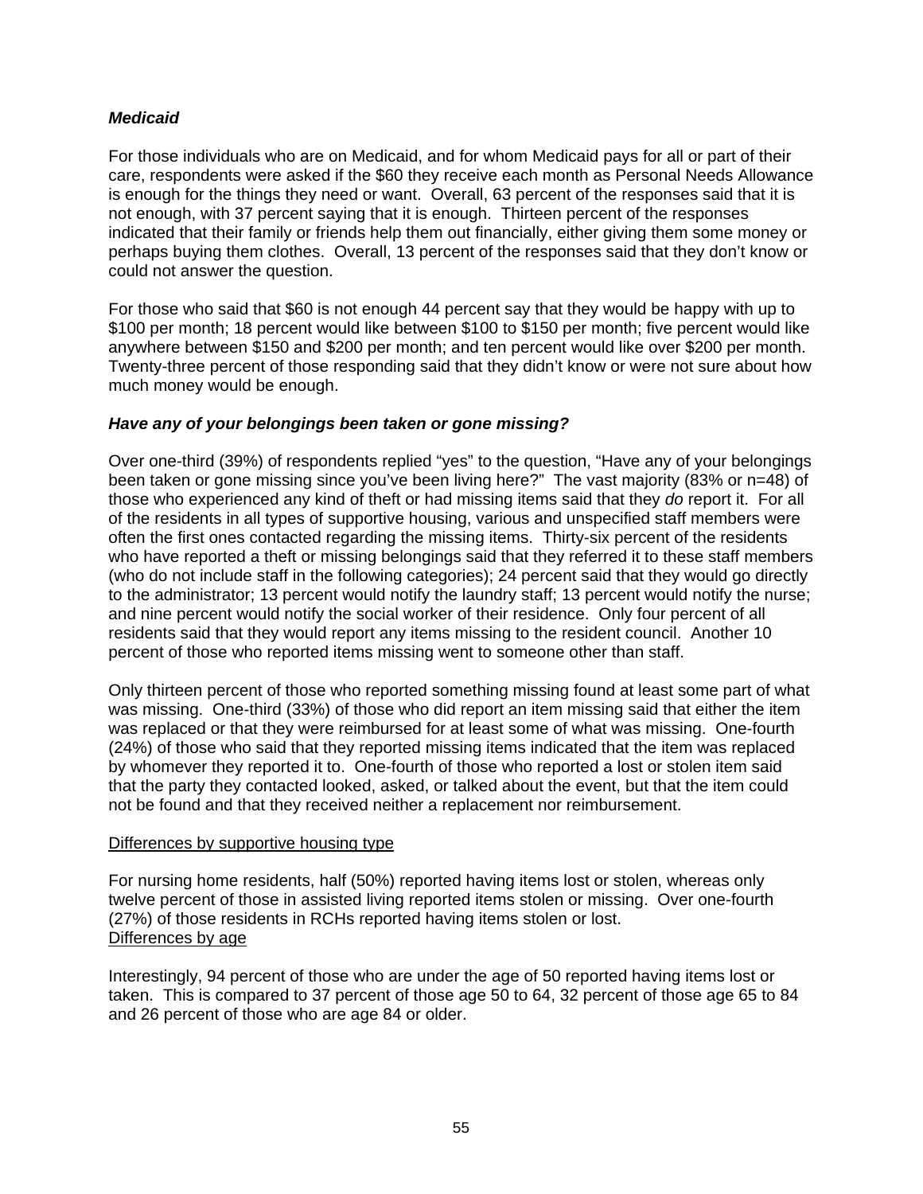### *Medicaid*

For those individuals who are on Medicaid, and for whom Medicaid pays for all or part of their care, respondents were asked if the $60 they receive each month as Personal Needs Allowance is enough for the things they need or want. Overall, 63 percent of the responses said that it is not enough, with 37 percent saying that it is enough. Thirteen percent of the responses indicated that their family or friends help them out financially, either giving them some money or perhaps buying them clothes. Overall, 13 percent of the responses said that they don't know or could not answer the question.

For those who said that $60 is not enough 44 percent say that they would be happy with up to $100 per month; 18 percent would like between $100 to $150 per month; five percent would like anywhere between $150 and $200 per month; and ten percent would like over $200 per month. Twenty-three percent of those responding said that they didn't know or were not sure about how much money would be enough.

### *Have any of your belongings been taken or gone missing?*

Over one-third (39%) of respondents replied "yes" to the question, "Have any of your belongings been taken or gone missing since you've been living here?" The vast majority (83% or n=48) of those who experienced any kind of theft or had missing items said that they *do* report it. For all of the residents in all types of supportive housing, various and unspecified staff members were often the first ones contacted regarding the missing items. Thirty-six percent of the residents who have reported a theft or missing belongings said that they referred it to these staff members (who do not include staff in the following categories); 24 percent said that they would go directly to the administrator; 13 percent would notify the laundry staff; 13 percent would notify the nurse; and nine percent would notify the social worker of their residence. Only four percent of all residents said that they would report any items missing to the resident council. Another 10 percent of those who reported items missing went to someone other than staff.

Only thirteen percent of those who reported something missing found at least some part of what was missing. One-third (33%) of those who did report an item missing said that either the item was replaced or that they were reimbursed for at least some of what was missing. One-fourth (24%) of those who said that they reported missing items indicated that the item was replaced by whomever they reported it to. One-fourth of those who reported a lost or stolen item said that the party they contacted looked, asked, or talked about the event, but that the item could not be found and that they received neither a replacement nor reimbursement.

<u>Differences by supportive housing type</u>

For nursing home residents, half (50%) reported having items lost or stolen, whereas only twelve percent of those in assisted living reported items stolen or missing. Over one-fourth (27%) of those residents in RCHs reported having items stolen or lost.

<u>Differences by age</u>

Interestingly, 94 percent of those who are under the age of 50 reported having items lost or taken. This is compared to 37 percent of those age 50 to 64, 32 percent of those age 65 to 84 and 26 percent of those who are age 84 or older.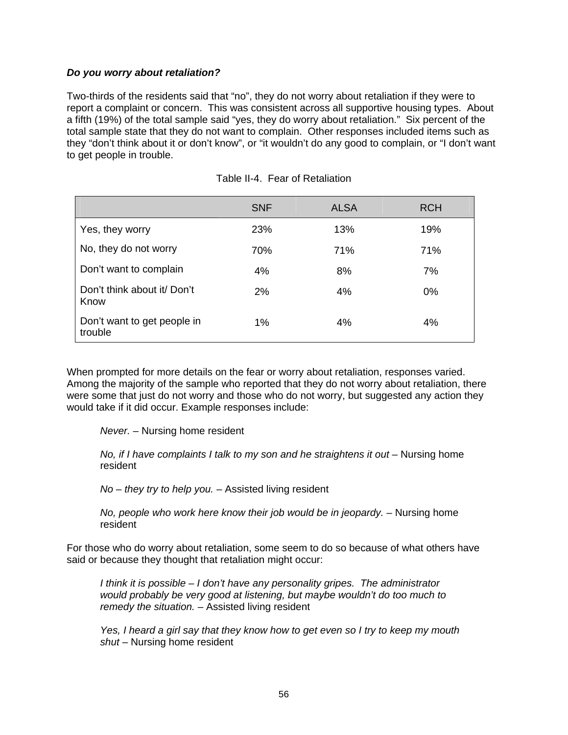***Do you worry about retaliation?***

Two-thirds of the residents said that "no", they do not worry about retaliation if they were to report a complaint or concern. This was consistent across all supportive housing types. About a fifth (19%) of the total sample said "yes, they do worry about retaliation." Six percent of the total sample state that they do not want to complain. Other responses included items such as they "don't think about it or don't know", or "it wouldn't do any good to complain, or "I don't want to get people in trouble.

Table II-4. Fear of Retaliation

| | SNF | ALSA | RCH |
|---|---|---|---|
| Yes, they worry | 23% | 13% | 19% |
| No, they do not worry | 70% | 71% | 71% |
| Don't want to complain | 4% | 8% | 7% |
| Don't think about it/ Don't Know | 2% | 4% | 0% |
| Don't want to get people in trouble | 1% | 4% | 4% |

When prompted for more details on the fear or worry about retaliation, responses varied. Among the majority of the sample who reported that they do not worry about retaliation, there were some that just do not worry and those who do not worry, but suggested any action they would take if it did occur. Example responses include:

> *Never.* – Nursing home resident
>
> *No, if I have complaints I talk to my son and he straightens it out* – Nursing home resident
>
> *No – they try to help you.* – Assisted living resident
>
> *No, people who work here know their job would be in jeopardy.* – Nursing home resident

For those who do worry about retaliation, some seem to do so because of what others have said or because they thought that retaliation might occur:

> *I think it is possible – I don't have any personality gripes. The administrator would probably be very good at listening, but maybe wouldn't do too much to remedy the situation.* – Assisted living resident
>
> *Yes, I heard a girl say that they know how to get even so I try to keep my mouth shut* – Nursing home resident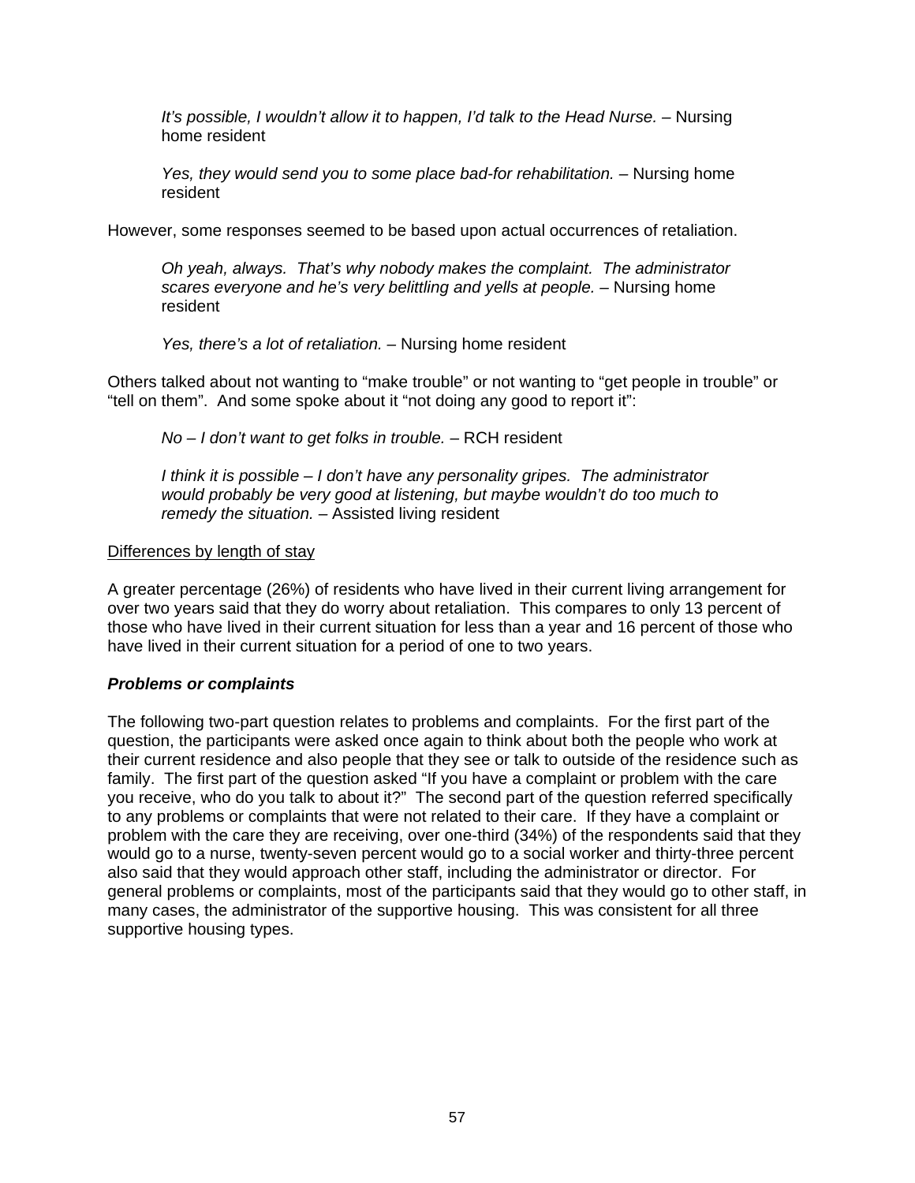> *It's possible, I wouldn't allow it to happen, I'd talk to the Head Nurse.* – Nursing home resident

> *Yes, they would send you to some place bad-for rehabilitation.* – Nursing home resident

However, some responses seemed to be based upon actual occurrences of retaliation.

> *Oh yeah, always. That's why nobody makes the complaint. The administrator scares everyone and he's very belittling and yells at people.* – Nursing home resident

> *Yes, there's a lot of retaliation.* – Nursing home resident

Others talked about not wanting to "make trouble" or not wanting to "get people in trouble" or "tell on them". And some spoke about it "not doing any good to report it":

> *No – I don't want to get folks in trouble.* – RCH resident

> *I think it is possible – I don't have any personality gripes. The administrator would probably be very good at listening, but maybe wouldn't do too much to remedy the situation.* – Assisted living resident

<u>Differences by length of stay</u>

A greater percentage (26%) of residents who have lived in their current living arrangement for over two years said that they do worry about retaliation. This compares to only 13 percent of those who have lived in their current situation for less than a year and 16 percent of those who have lived in their current situation for a period of one to two years.

***Problems or complaints***

The following two-part question relates to problems and complaints. For the first part of the question, the participants were asked once again to think about both the people who work at their current residence and also people that they see or talk to outside of the residence such as family. The first part of the question asked "If you have a complaint or problem with the care you receive, who do you talk to about it?" The second part of the question referred specifically to any problems or complaints that were not related to their care. If they have a complaint or problem with the care they are receiving, over one-third (34%) of the respondents said that they would go to a nurse, twenty-seven percent would go to a social worker and thirty-three percent also said that they would approach other staff, including the administrator or director. For general problems or complaints, most of the participants said that they would go to other staff, in many cases, the administrator of the supportive housing. This was consistent for all three supportive housing types.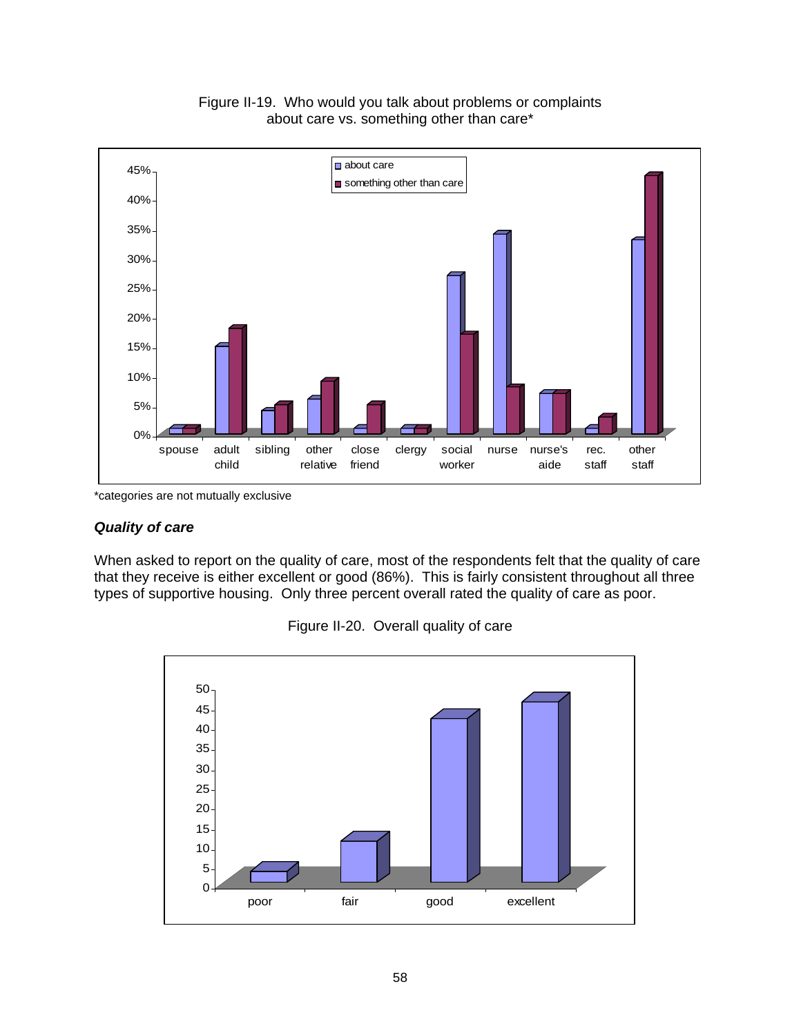Figure II-19. Who would you talk about problems or complaints about care vs. something other than care*

*categories are not mutually exclusive

### *Quality of care*

When asked to report on the quality of care, most of the respondents felt that the quality of care that they receive is either excellent or good (86%). This is fairly consistent throughout all three types of supportive housing. Only three percent overall rated the quality of care as poor.

Figure II-20. Overall quality of care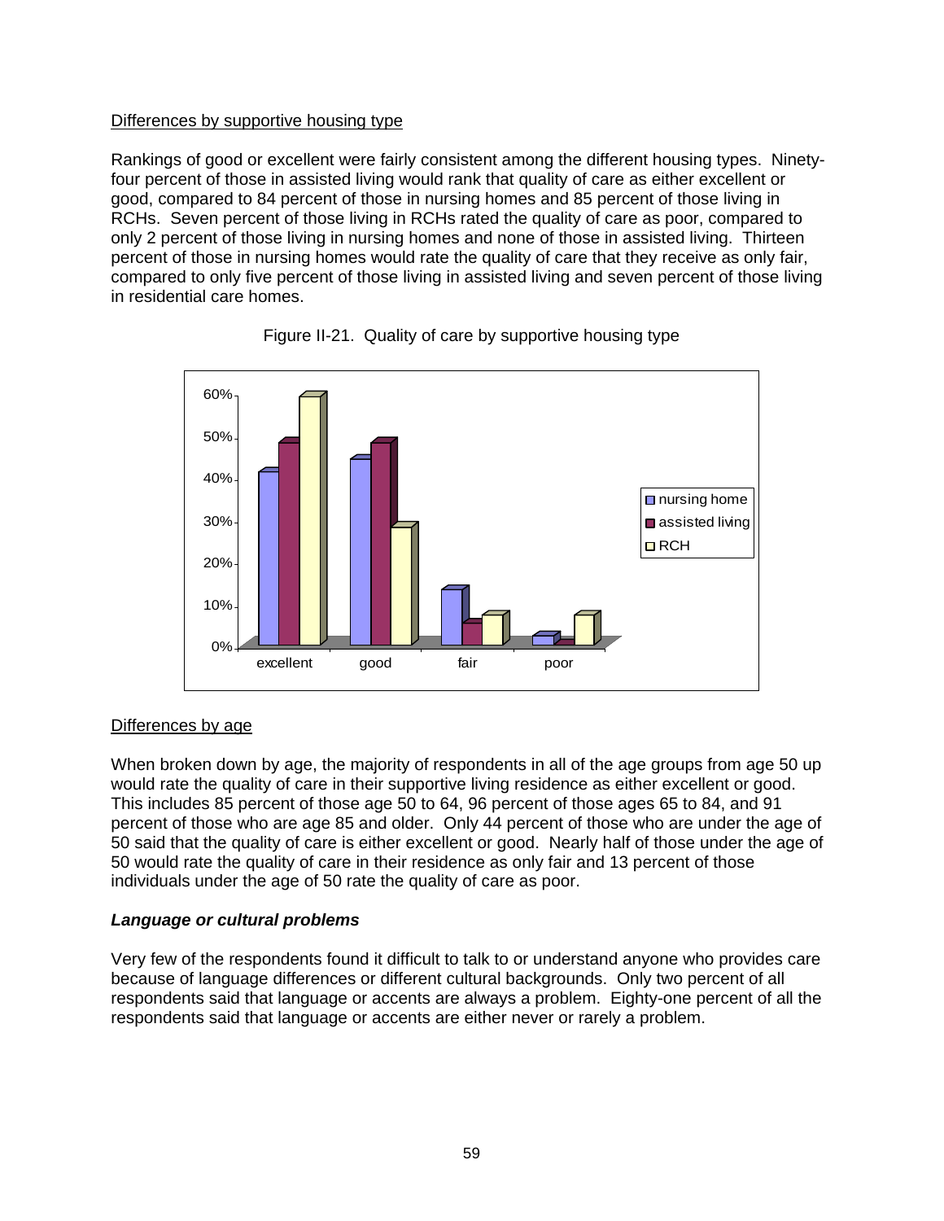Differences by supportive housing type

Rankings of good or excellent were fairly consistent among the different housing types. Ninety-four percent of those in assisted living would rank that quality of care as either excellent or good, compared to 84 percent of those in nursing homes and 85 percent of those living in RCHs. Seven percent of those living in RCHs rated the quality of care as poor, compared to only 2 percent of those living in nursing homes and none of those in assisted living. Thirteen percent of those in nursing homes would rate the quality of care that they receive as only fair, compared to only five percent of those living in assisted living and seven percent of those living in residential care homes.

Figure II-21. Quality of care by supportive housing type

Differences by age

When broken down by age, the majority of respondents in all of the age groups from age 50 up would rate the quality of care in their supportive living residence as either excellent or good. This includes 85 percent of those age 50 to 64, 96 percent of those ages 65 to 84, and 91 percent of those who are age 85 and older. Only 44 percent of those who are under the age of 50 said that the quality of care is either excellent or good. Nearly half of those under the age of 50 would rate the quality of care in their residence as only fair and 13 percent of those individuals under the age of 50 rate the quality of care as poor.

### *Language or cultural problems*

Very few of the respondents found it difficult to talk to or understand anyone who provides care because of language differences or different cultural backgrounds. Only two percent of all respondents said that language or accents are always a problem. Eighty-one percent of all the respondents said that language or accents are either never or rarely a problem.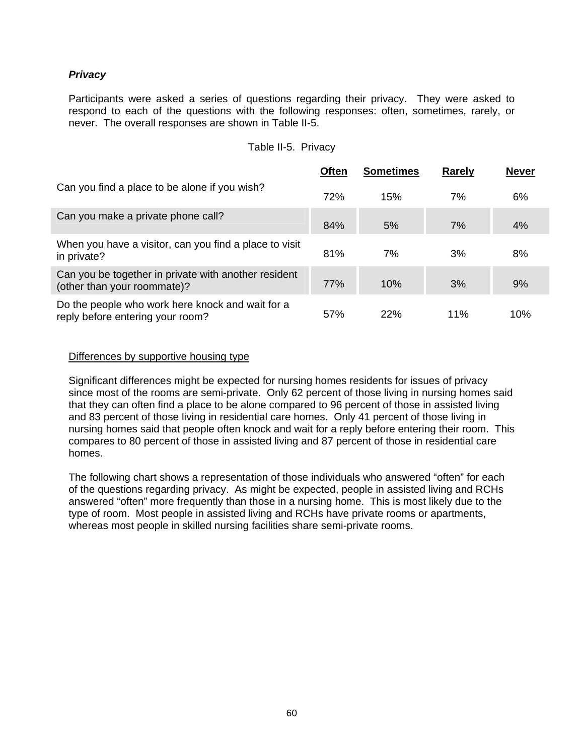### ***Privacy***

Participants were asked a series of questions regarding their privacy. They were asked to respond to each of the questions with the following responses: often, sometimes, rarely, or never. The overall responses are shown in Table II-5.

Table II-5. Privacy

| | Often | Sometimes | Rarely | Never |
|---|---|---|---|---|
| Can you find a place to be alone if you wish? | 72% | 15% | 7% | 6% |
| Can you make a private phone call? | 84% | 5% | 7% | 4% |
| When you have a visitor, can you find a place to visit in private? | 81% | 7% | 3% | 8% |
| Can you be together in private with another resident (other than your roommate)? | 77% | 10% | 3% | 9% |
| Do the people who work here knock and wait for a reply before entering your room? | 57% | 22% | 11% | 10% |

Differences by supportive housing type

Significant differences might be expected for nursing homes residents for issues of privacy since most of the rooms are semi-private. Only 62 percent of those living in nursing homes said that they can often find a place to be alone compared to 96 percent of those in assisted living and 83 percent of those living in residential care homes. Only 41 percent of those living in nursing homes said that people often knock and wait for a reply before entering their room. This compares to 80 percent of those in assisted living and 87 percent of those in residential care homes.

The following chart shows a representation of those individuals who answered "often" for each of the questions regarding privacy. As might be expected, people in assisted living and RCHs answered "often" more frequently than those in a nursing home. This is most likely due to the type of room. Most people in assisted living and RCHs have private rooms or apartments, whereas most people in skilled nursing facilities share semi-private rooms.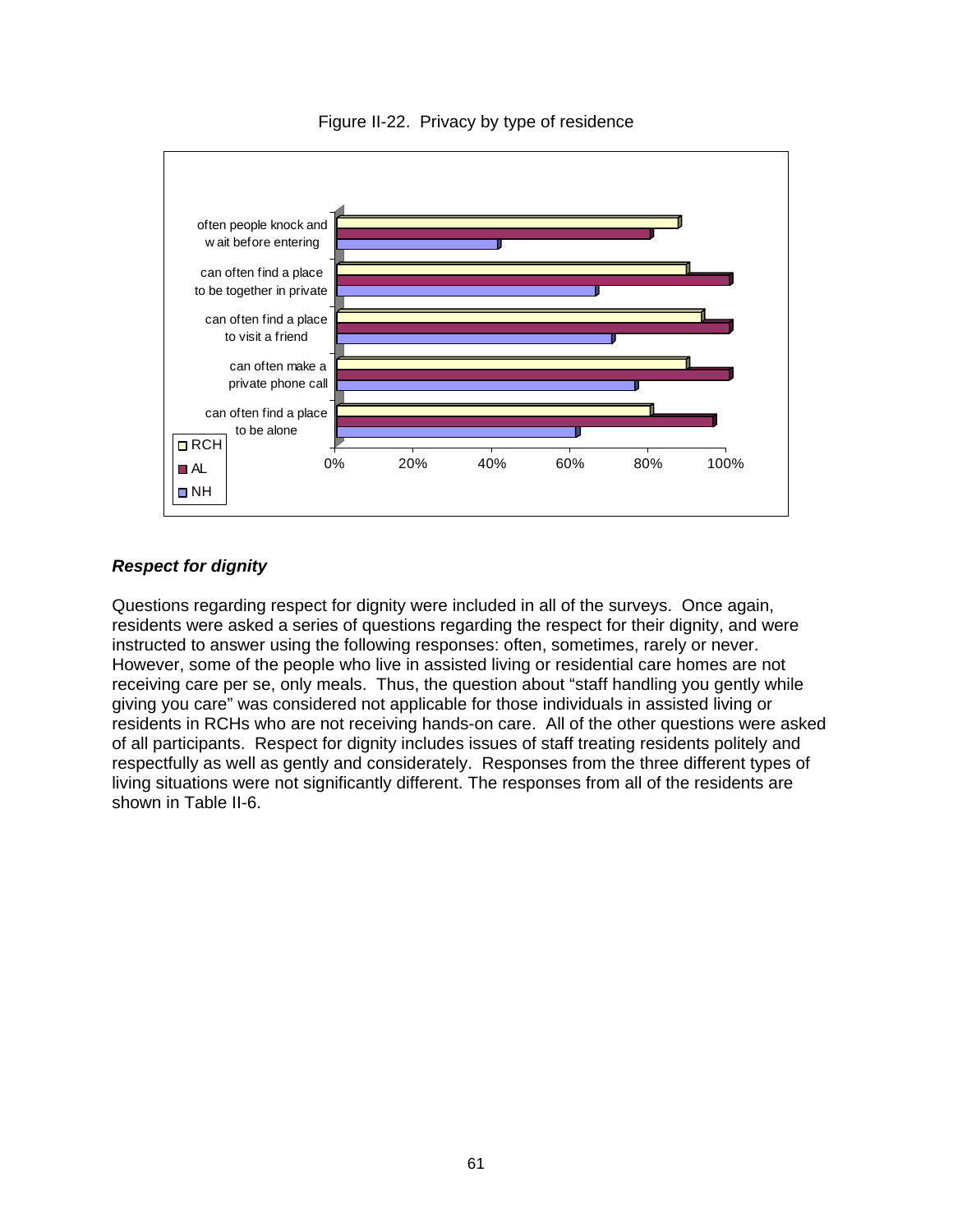Figure II-22. Privacy by type of residence

often people knock and wait before entering

can often find a place to be together in private

can often find a place to visit a friend

can often make a private phone call

can often find a place to be alone

RCH

AL

NH

0% 20% 40% 60% 80% 100%

### *Respect for dignity*

Questions regarding respect for dignity were included in all of the surveys. Once again, residents were asked a series of questions regarding the respect for their dignity, and were instructed to answer using the following responses: often, sometimes, rarely or never. However, some of the people who live in assisted living or residential care homes are not receiving care per se, only meals. Thus, the question about "staff handling you gently while giving you care" was considered not applicable for those individuals in assisted living or residents in RCHs who are not receiving hands-on care. All of the other questions were asked of all participants. Respect for dignity includes issues of staff treating residents politely and respectfully as well as gently and considerately. Responses from the three different types of living situations were not significantly different. The responses from all of the residents are shown in Table II-6.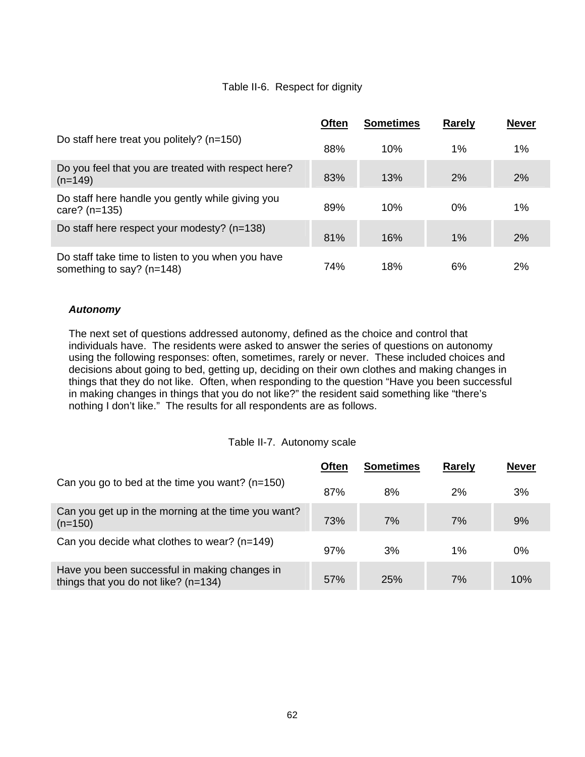Table II-6. Respect for dignity

| | Often | Sometimes | Rarely | Never |
|---|---|---|---|---|
| Do staff here treat you politely? (n=150) | 88% | 10% | 1% | 1% |
| Do you feel that you are treated with respect here? (n=149) | 83% | 13% | 2% | 2% |
| Do staff here handle you gently while giving you care? (n=135) | 89% | 10% | 0% | 1% |
| Do staff here respect your modesty? (n=138) | 81% | 16% | 1% | 2% |
| Do staff take time to listen to you when you have something to say? (n=148) | 74% | 18% | 6% | 2% |

***Autonomy***

The next set of questions addressed autonomy, defined as the choice and control that individuals have. The residents were asked to answer the series of questions on autonomy using the following responses: often, sometimes, rarely or never. These included choices and decisions about going to bed, getting up, deciding on their own clothes and making changes in things that they do not like. Often, when responding to the question "Have you been successful in making changes in things that you do not like?" the resident said something like "there's nothing I don't like." The results for all respondents are as follows.

Table II-7. Autonomy scale

| | Often | Sometimes | Rarely | Never |
|---|---|---|---|---|
| Can you go to bed at the time you want? (n=150) | 87% | 8% | 2% | 3% |
| Can you get up in the morning at the time you want? (n=150) | 73% | 7% | 7% | 9% |
| Can you decide what clothes to wear? (n=149) | 97% | 3% | 1% | 0% |
| Have you been successful in making changes in things that you do not like? (n=134) | 57% | 25% | 7% | 10% |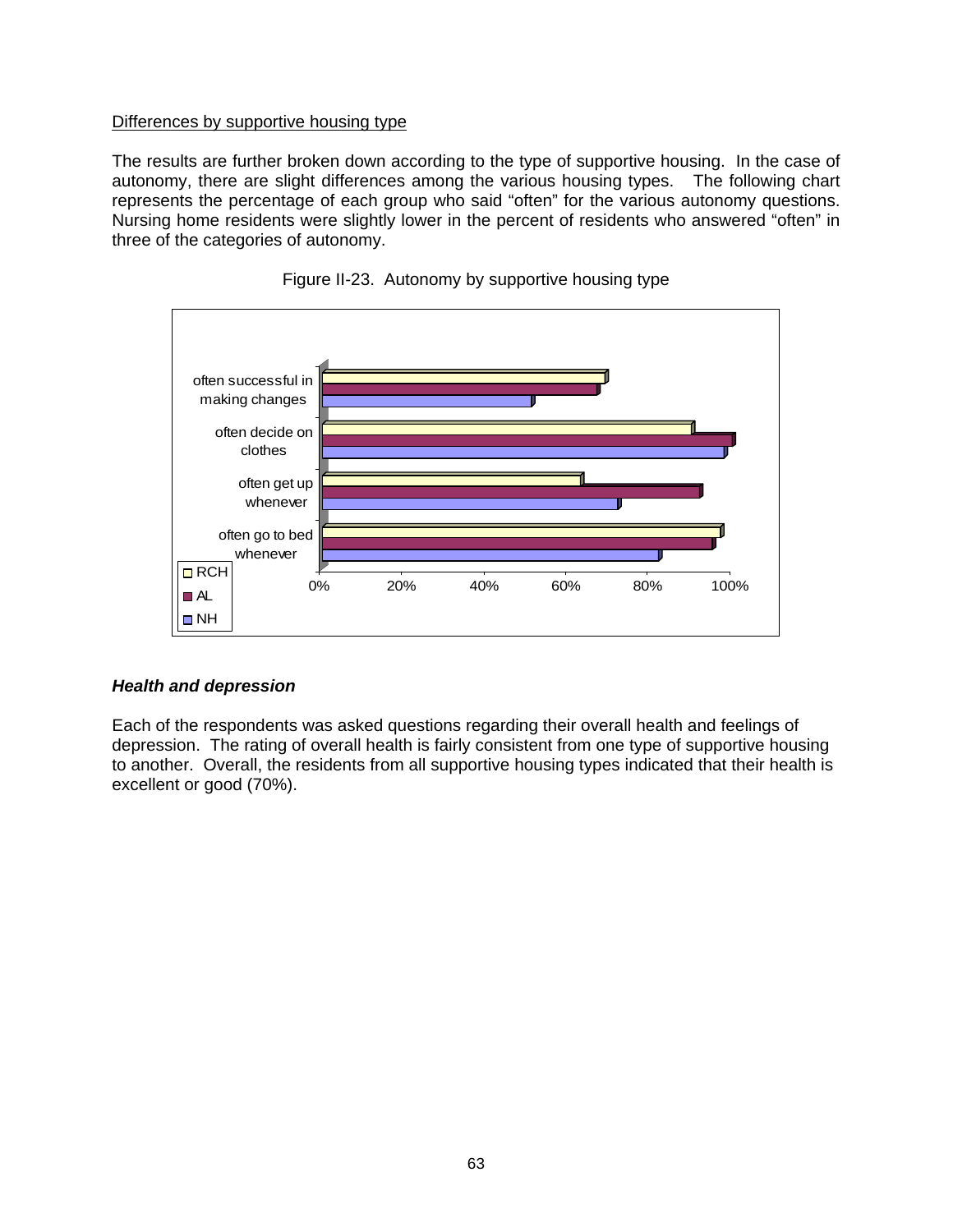Differences by supportive housing type

The results are further broken down according to the type of supportive housing. In the case of autonomy, there are slight differences among the various housing types. The following chart represents the percentage of each group who said "often" for the various autonomy questions. Nursing home residents were slightly lower in the percent of residents who answered "often" in three of the categories of autonomy.

Figure II-23. Autonomy by supportive housing type

### *Health and depression*

Each of the respondents was asked questions regarding their overall health and feelings of depression. The rating of overall health is fairly consistent from one type of supportive housing to another. Overall, the residents from all supportive housing types indicated that their health is excellent or good (70%).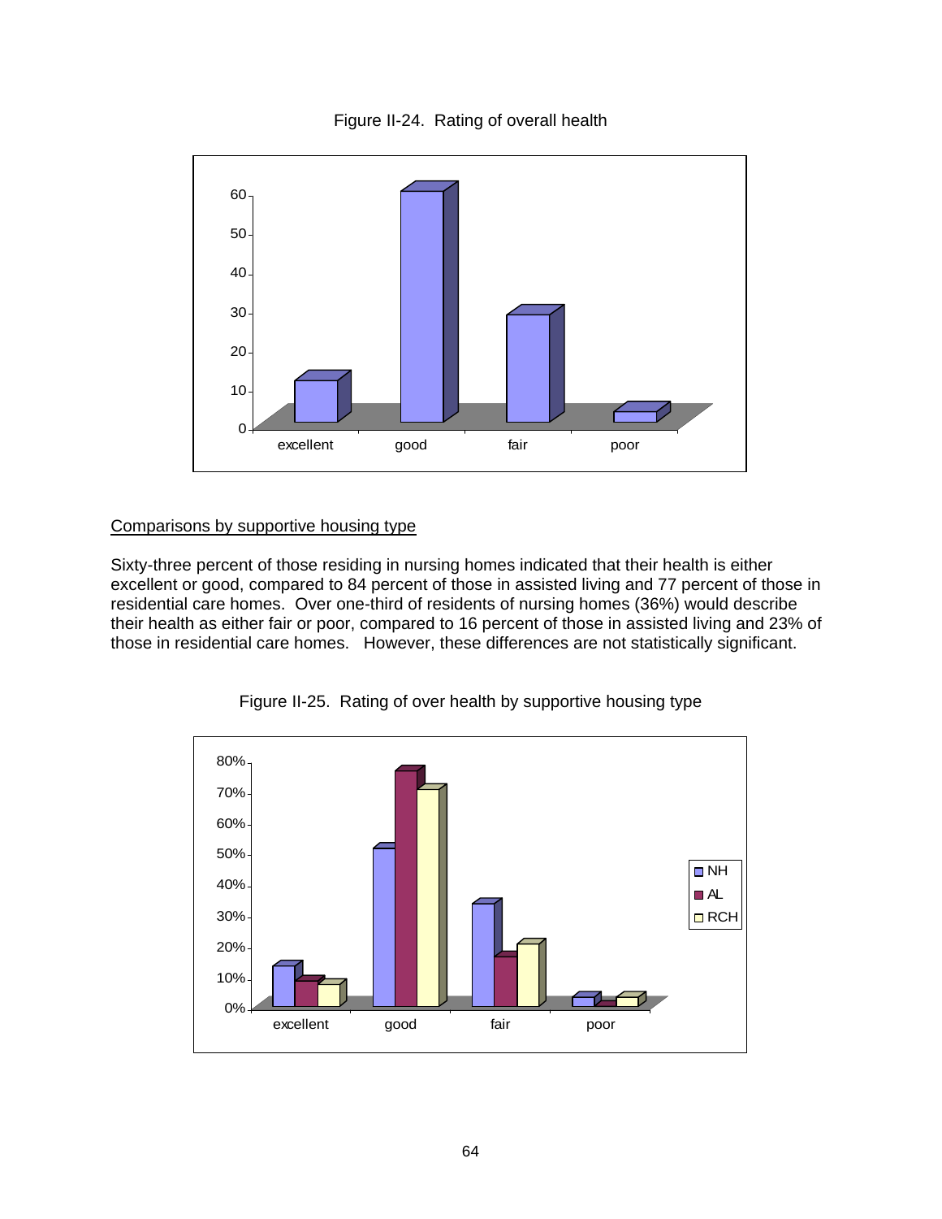Figure II-24. Rating of overall health

Comparisons by supportive housing type

Sixty-three percent of those residing in nursing homes indicated that their health is either excellent or good, compared to 84 percent of those in assisted living and 77 percent of those in residential care homes. Over one-third of residents of nursing homes (36%) would describe their health as either fair or poor, compared to 16 percent of those in assisted living and 23% of those in residential care homes. However, these differences are not statistically significant.

Figure II-25. Rating of over health by supportive housing type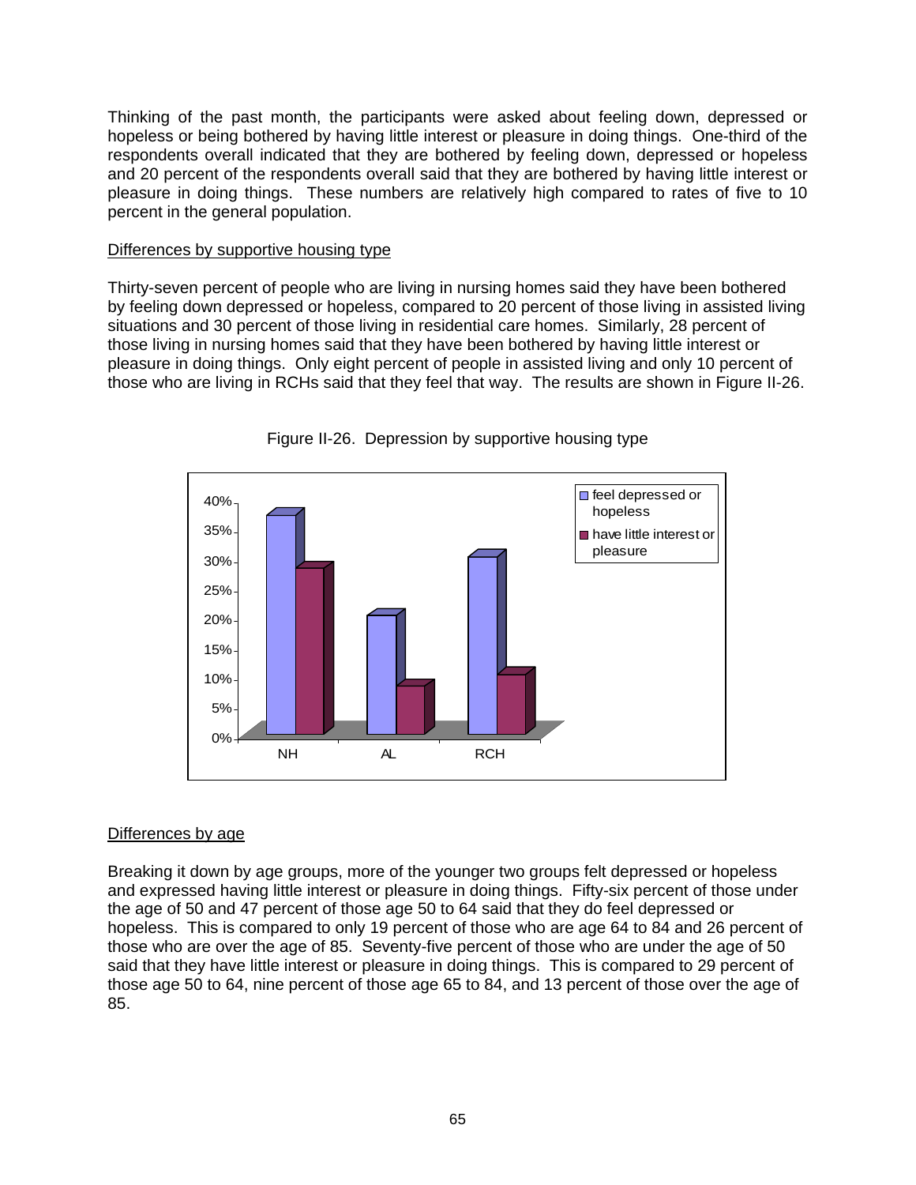Thinking of the past month, the participants were asked about feeling down, depressed or hopeless or being bothered by having little interest or pleasure in doing things. One-third of the respondents overall indicated that they are bothered by feeling down, depressed or hopeless and 20 percent of the respondents overall said that they are bothered by having little interest or pleasure in doing things. These numbers are relatively high compared to rates of five to 10 percent in the general population.

Differences by supportive housing type

Thirty-seven percent of people who are living in nursing homes said they have been bothered by feeling down depressed or hopeless, compared to 20 percent of those living in assisted living situations and 30 percent of those living in residential care homes. Similarly, 28 percent of those living in nursing homes said that they have been bothered by having little interest or pleasure in doing things. Only eight percent of people in assisted living and only 10 percent of those who are living in RCHs said that they feel that way. The results are shown in Figure II-26.

Figure II-26. Depression by supportive housing type

Differences by age

Breaking it down by age groups, more of the younger two groups felt depressed or hopeless and expressed having little interest or pleasure in doing things. Fifty-six percent of those under the age of 50 and 47 percent of those age 50 to 64 said that they do feel depressed or hopeless. This is compared to only 19 percent of those who are age 64 to 84 and 26 percent of those who are over the age of 85. Seventy-five percent of those who are under the age of 50 said that they have little interest or pleasure in doing things. This is compared to 29 percent of those age 50 to 64, nine percent of those age 65 to 84, and 13 percent of those over the age of 85.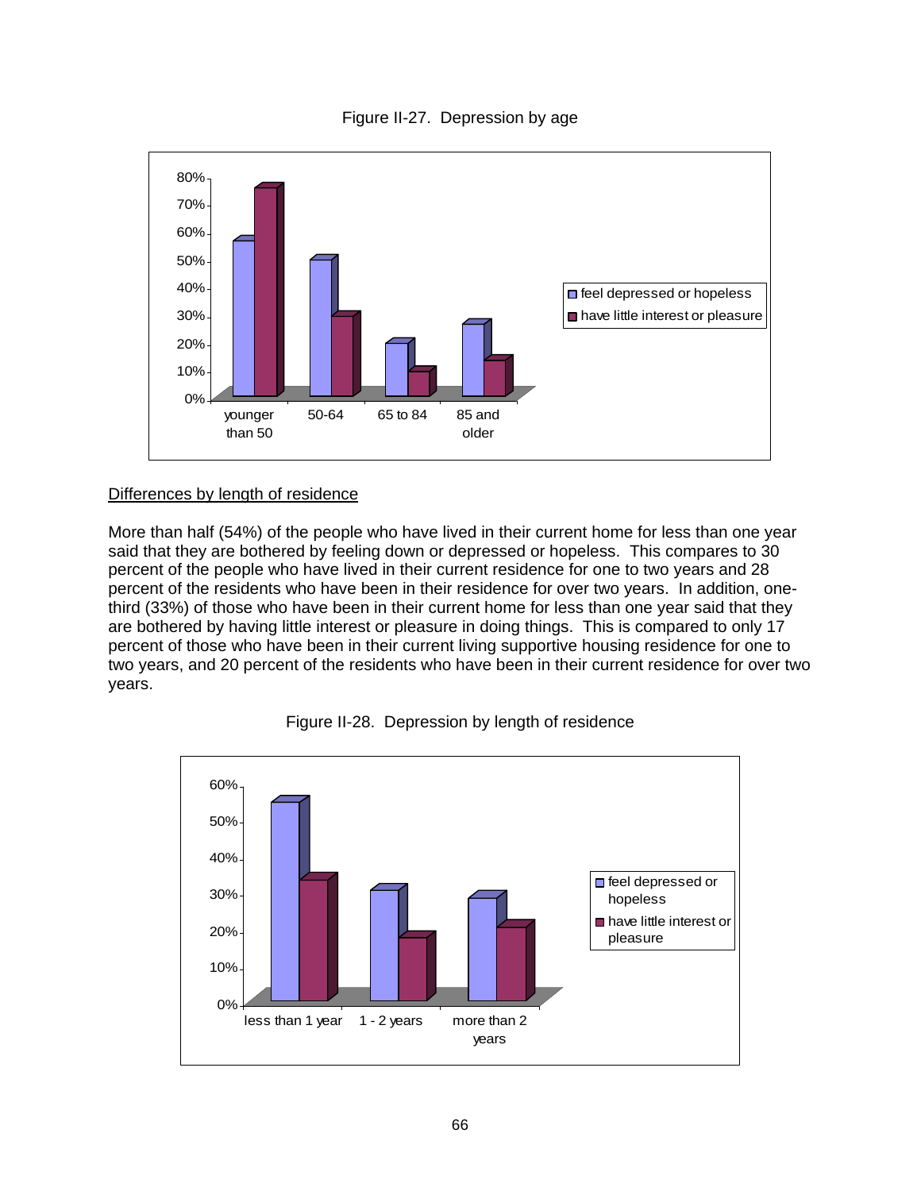Figure II-27. Depression by age

Differences by length of residence

More than half (54%) of the people who have lived in their current home for less than one year said that they are bothered by feeling down or depressed or hopeless. This compares to 30 percent of the people who have lived in their current residence for one to two years and 28 percent of the residents who have been in their residence for over two years. In addition, one-third (33%) of those who have been in their current home for less than one year said that they are bothered by having little interest or pleasure in doing things. This is compared to only 17 percent of those who have been in their current living supportive housing residence for one to two years, and 20 percent of the residents who have been in their current residence for over two years.

Figure II-28. Depression by length of residence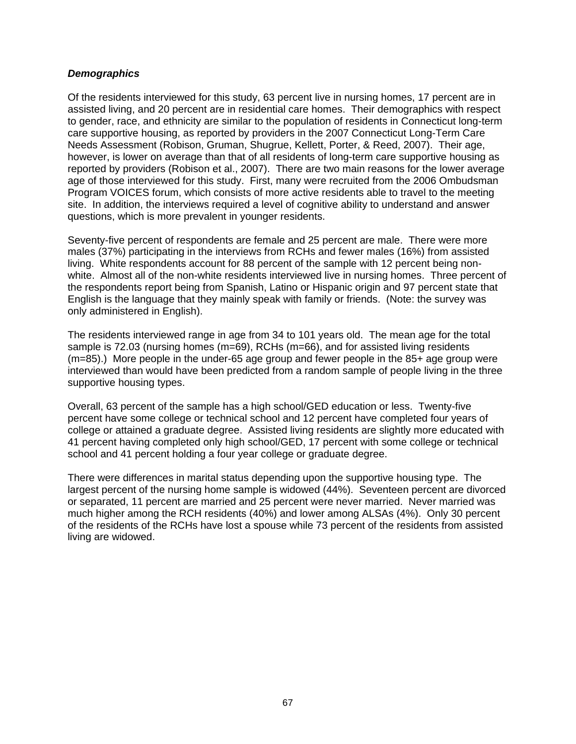***Demographics***

Of the residents interviewed for this study, 63 percent live in nursing homes, 17 percent are in assisted living, and 20 percent are in residential care homes. Their demographics with respect to gender, race, and ethnicity are similar to the population of residents in Connecticut long-term care supportive housing, as reported by providers in the 2007 Connecticut Long-Term Care Needs Assessment (Robison, Gruman, Shugrue, Kellett, Porter, & Reed, 2007). Their age, however, is lower on average than that of all residents of long-term care supportive housing as reported by providers (Robison et al., 2007). There are two main reasons for the lower average age of those interviewed for this study. First, many were recruited from the 2006 Ombudsman Program VOICES forum, which consists of more active residents able to travel to the meeting site. In addition, the interviews required a level of cognitive ability to understand and answer questions, which is more prevalent in younger residents.

Seventy-five percent of respondents are female and 25 percent are male. There were more males (37%) participating in the interviews from RCHs and fewer males (16%) from assisted living. White respondents account for 88 percent of the sample with 12 percent being non-white. Almost all of the non-white residents interviewed live in nursing homes. Three percent of the respondents report being from Spanish, Latino or Hispanic origin and 97 percent state that English is the language that they mainly speak with family or friends. (Note: the survey was only administered in English).

The residents interviewed range in age from 34 to 101 years old. The mean age for the total sample is 72.03 (nursing homes (m=69), RCHs (m=66), and for assisted living residents (m=85).) More people in the under-65 age group and fewer people in the 85+ age group were interviewed than would have been predicted from a random sample of people living in the three supportive housing types.

Overall, 63 percent of the sample has a high school/GED education or less. Twenty-five percent have some college or technical school and 12 percent have completed four years of college or attained a graduate degree. Assisted living residents are slightly more educated with 41 percent having completed only high school/GED, 17 percent with some college or technical school and 41 percent holding a four year college or graduate degree.

There were differences in marital status depending upon the supportive housing type. The largest percent of the nursing home sample is widowed (44%). Seventeen percent are divorced or separated, 11 percent are married and 25 percent were never married. Never married was much higher among the RCH residents (40%) and lower among ALSAs (4%). Only 30 percent of the residents of the RCHs have lost a spouse while 73 percent of the residents from assisted living are widowed.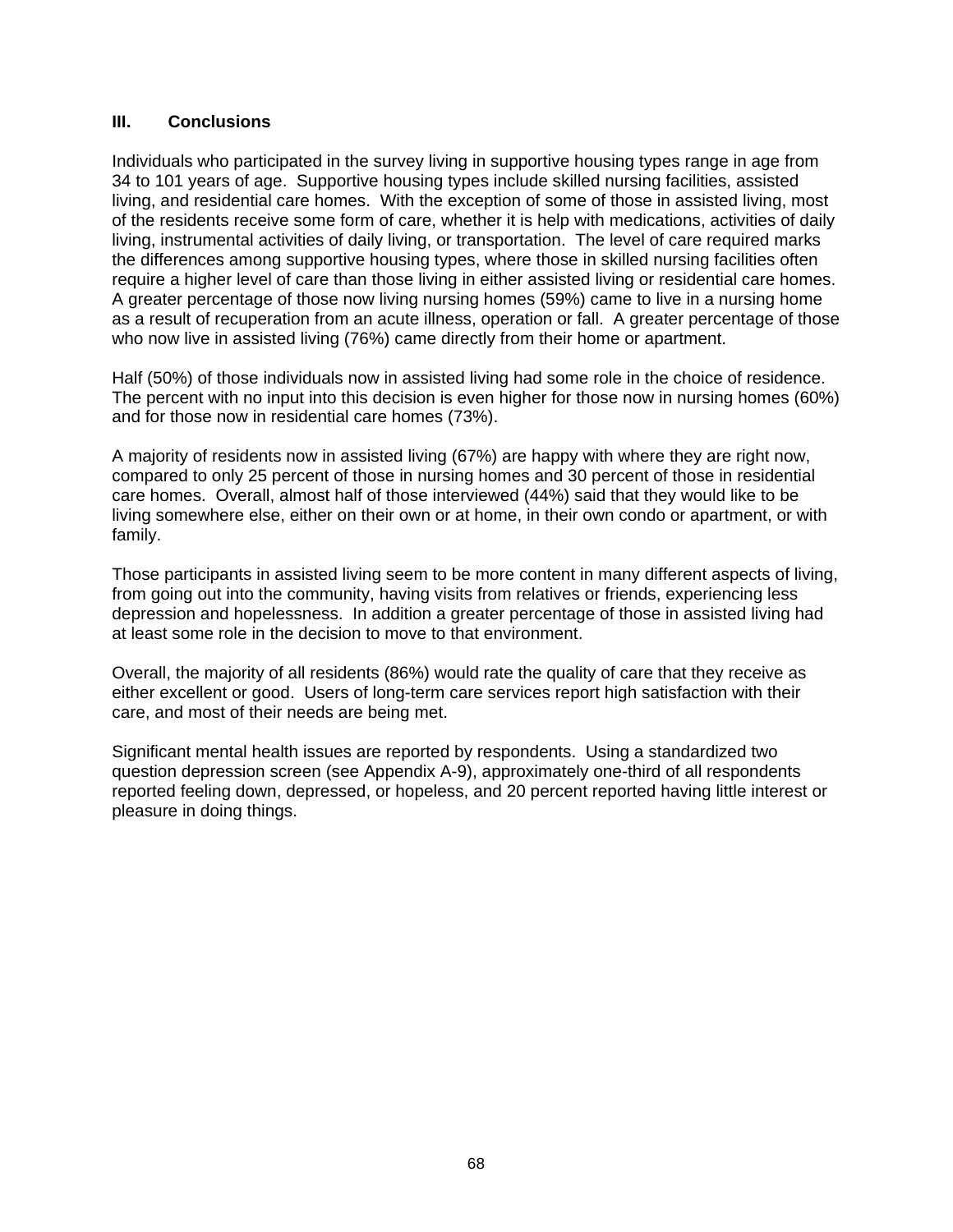## III. Conclusions

Individuals who participated in the survey living in supportive housing types range in age from 34 to 101 years of age. Supportive housing types include skilled nursing facilities, assisted living, and residential care homes. With the exception of some of those in assisted living, most of the residents receive some form of care, whether it is help with medications, activities of daily living, instrumental activities of daily living, or transportation. The level of care required marks the differences among supportive housing types, where those in skilled nursing facilities often require a higher level of care than those living in either assisted living or residential care homes. A greater percentage of those now living nursing homes (59%) came to live in a nursing home as a result of recuperation from an acute illness, operation or fall. A greater percentage of those who now live in assisted living (76%) came directly from their home or apartment.

Half (50%) of those individuals now in assisted living had some role in the choice of residence. The percent with no input into this decision is even higher for those now in nursing homes (60%) and for those now in residential care homes (73%).

A majority of residents now in assisted living (67%) are happy with where they are right now, compared to only 25 percent of those in nursing homes and 30 percent of those in residential care homes. Overall, almost half of those interviewed (44%) said that they would like to be living somewhere else, either on their own or at home, in their own condo or apartment, or with family.

Those participants in assisted living seem to be more content in many different aspects of living, from going out into the community, having visits from relatives or friends, experiencing less depression and hopelessness. In addition a greater percentage of those in assisted living had at least some role in the decision to move to that environment.

Overall, the majority of all residents (86%) would rate the quality of care that they receive as either excellent or good. Users of long-term care services report high satisfaction with their care, and most of their needs are being met.

Significant mental health issues are reported by respondents. Using a standardized two question depression screen (see Appendix A-9), approximately one-third of all respondents reported feeling down, depressed, or hopeless, and 20 percent reported having little interest or pleasure in doing things.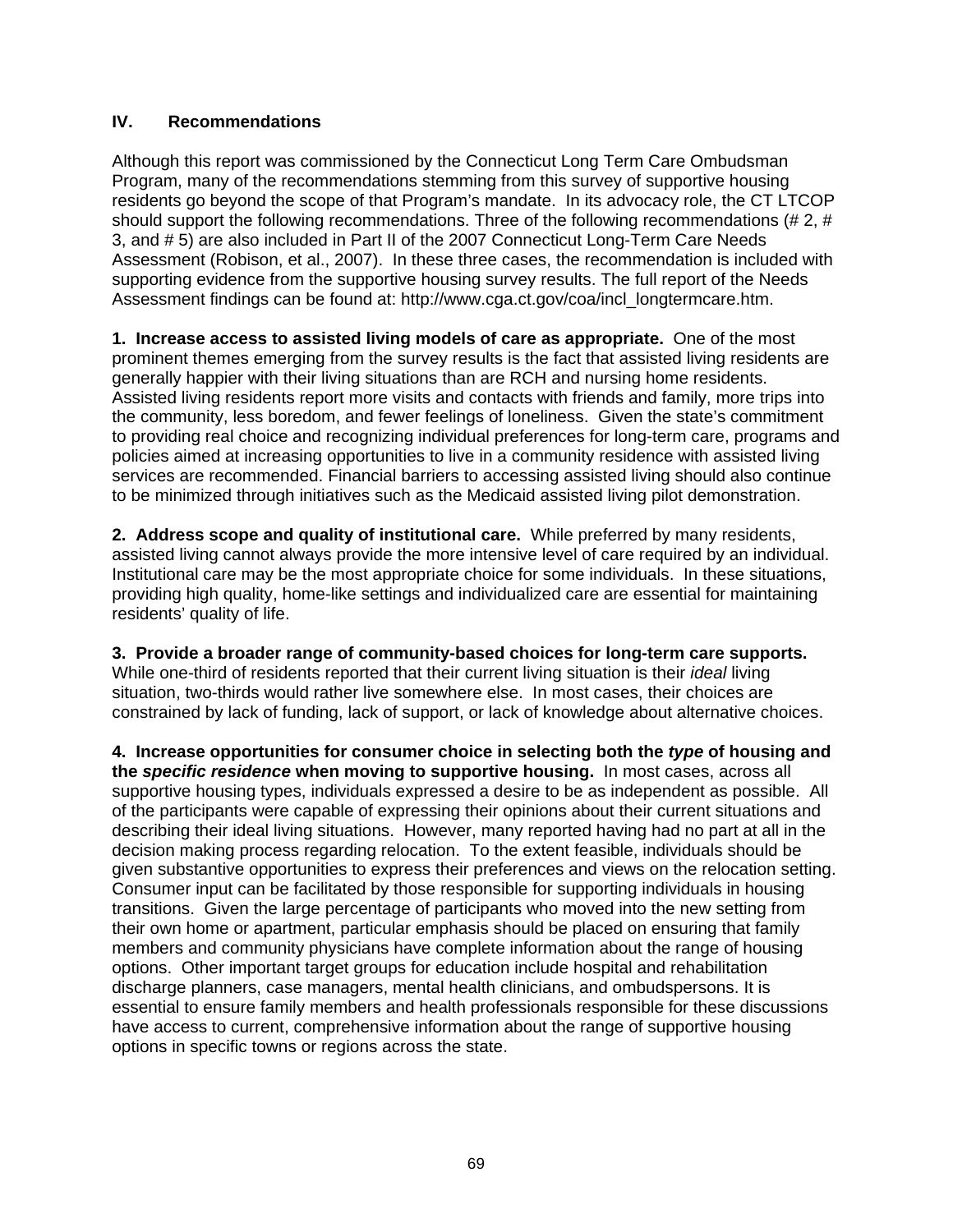## IV. Recommendations

Although this report was commissioned by the Connecticut Long Term Care Ombudsman Program, many of the recommendations stemming from this survey of supportive housing residents go beyond the scope of that Program's mandate. In its advocacy role, the CT LTCOP should support the following recommendations. Three of the following recommendations (# 2, # 3, and # 5) are also included in Part II of the 2007 Connecticut Long-Term Care Needs Assessment (Robison, et al., 2007). In these three cases, the recommendation is included with supporting evidence from the supportive housing survey results. The full report of the Needs Assessment findings can be found at: http://www.cga.ct.gov/coa/incl_longtermcare.htm.

**1. Increase access to assisted living models of care as appropriate.** One of the most prominent themes emerging from the survey results is the fact that assisted living residents are generally happier with their living situations than are RCH and nursing home residents. Assisted living residents report more visits and contacts with friends and family, more trips into the community, less boredom, and fewer feelings of loneliness. Given the state's commitment to providing real choice and recognizing individual preferences for long-term care, programs and policies aimed at increasing opportunities to live in a community residence with assisted living services are recommended. Financial barriers to accessing assisted living should also continue to be minimized through initiatives such as the Medicaid assisted living pilot demonstration.

**2. Address scope and quality of institutional care.** While preferred by many residents, assisted living cannot always provide the more intensive level of care required by an individual. Institutional care may be the most appropriate choice for some individuals. In these situations, providing high quality, home-like settings and individualized care are essential for maintaining residents' quality of life.

**3. Provide a broader range of community-based choices for long-term care supports.** While one-third of residents reported that their current living situation is their *ideal* living situation, two-thirds would rather live somewhere else. In most cases, their choices are constrained by lack of funding, lack of support, or lack of knowledge about alternative choices.

**4. Increase opportunities for consumer choice in selecting both the *type* of housing and the *specific residence* when moving to supportive housing.** In most cases, across all supportive housing types, individuals expressed a desire to be as independent as possible. All of the participants were capable of expressing their opinions about their current situations and describing their ideal living situations. However, many reported having had no part at all in the decision making process regarding relocation. To the extent feasible, individuals should be given substantive opportunities to express their preferences and views on the relocation setting. Consumer input can be facilitated by those responsible for supporting individuals in housing transitions. Given the large percentage of participants who moved into the new setting from their own home or apartment, particular emphasis should be placed on ensuring that family members and community physicians have complete information about the range of housing options. Other important target groups for education include hospital and rehabilitation discharge planners, case managers, mental health clinicians, and ombudspersons. It is essential to ensure family members and health professionals responsible for these discussions have access to current, comprehensive information about the range of supportive housing options in specific towns or regions across the state.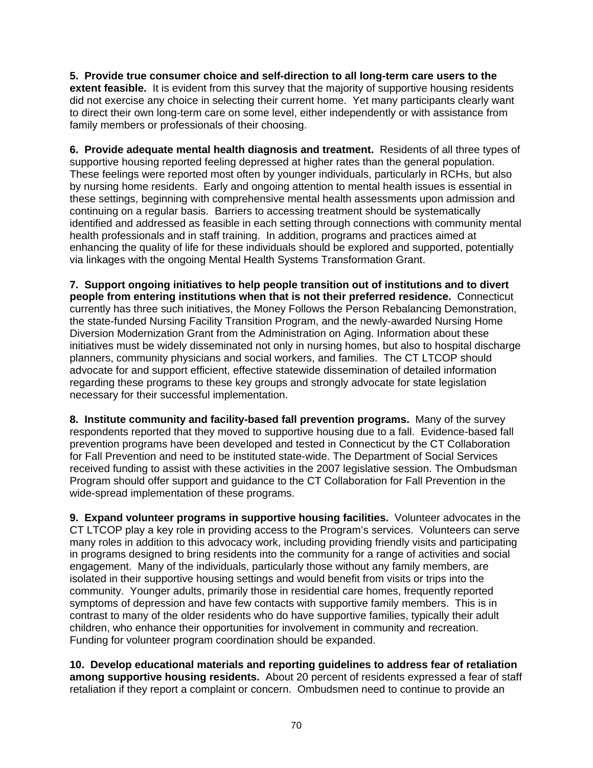**5. Provide true consumer choice and self-direction to all long-term care users to the extent feasible.** It is evident from this survey that the majority of supportive housing residents did not exercise any choice in selecting their current home. Yet many participants clearly want to direct their own long-term care on some level, either independently or with assistance from family members or professionals of their choosing.

**6. Provide adequate mental health diagnosis and treatment.** Residents of all three types of supportive housing reported feeling depressed at higher rates than the general population. These feelings were reported most often by younger individuals, particularly in RCHs, but also by nursing home residents. Early and ongoing attention to mental health issues is essential in these settings, beginning with comprehensive mental health assessments upon admission and continuing on a regular basis. Barriers to accessing treatment should be systematically identified and addressed as feasible in each setting through connections with community mental health professionals and in staff training. In addition, programs and practices aimed at enhancing the quality of life for these individuals should be explored and supported, potentially via linkages with the ongoing Mental Health Systems Transformation Grant.

**7. Support ongoing initiatives to help people transition out of institutions and to divert people from entering institutions when that is not their preferred residence.** Connecticut currently has three such initiatives, the Money Follows the Person Rebalancing Demonstration, the state-funded Nursing Facility Transition Program, and the newly-awarded Nursing Home Diversion Modernization Grant from the Administration on Aging. Information about these initiatives must be widely disseminated not only in nursing homes, but also to hospital discharge planners, community physicians and social workers, and families. The CT LTCOP should advocate for and support efficient, effective statewide dissemination of detailed information regarding these programs to these key groups and strongly advocate for state legislation necessary for their successful implementation.

**8. Institute community and facility-based fall prevention programs.** Many of the survey respondents reported that they moved to supportive housing due to a fall. Evidence-based fall prevention programs have been developed and tested in Connecticut by the CT Collaboration for Fall Prevention and need to be instituted state-wide. The Department of Social Services received funding to assist with these activities in the 2007 legislative session. The Ombudsman Program should offer support and guidance to the CT Collaboration for Fall Prevention in the wide-spread implementation of these programs.

**9. Expand volunteer programs in supportive housing facilities.** Volunteer advocates in the CT LTCOP play a key role in providing access to the Program's services. Volunteers can serve many roles in addition to this advocacy work, including providing friendly visits and participating in programs designed to bring residents into the community for a range of activities and social engagement. Many of the individuals, particularly those without any family members, are isolated in their supportive housing settings and would benefit from visits or trips into the community. Younger adults, primarily those in residential care homes, frequently reported symptoms of depression and have few contacts with supportive family members. This is in contrast to many of the older residents who do have supportive families, typically their adult children, who enhance their opportunities for involvement in community and recreation. Funding for volunteer program coordination should be expanded.

**10. Develop educational materials and reporting guidelines to address fear of retaliation among supportive housing residents.** About 20 percent of residents expressed a fear of staff retaliation if they report a complaint or concern. Ombudsmen need to continue to provide an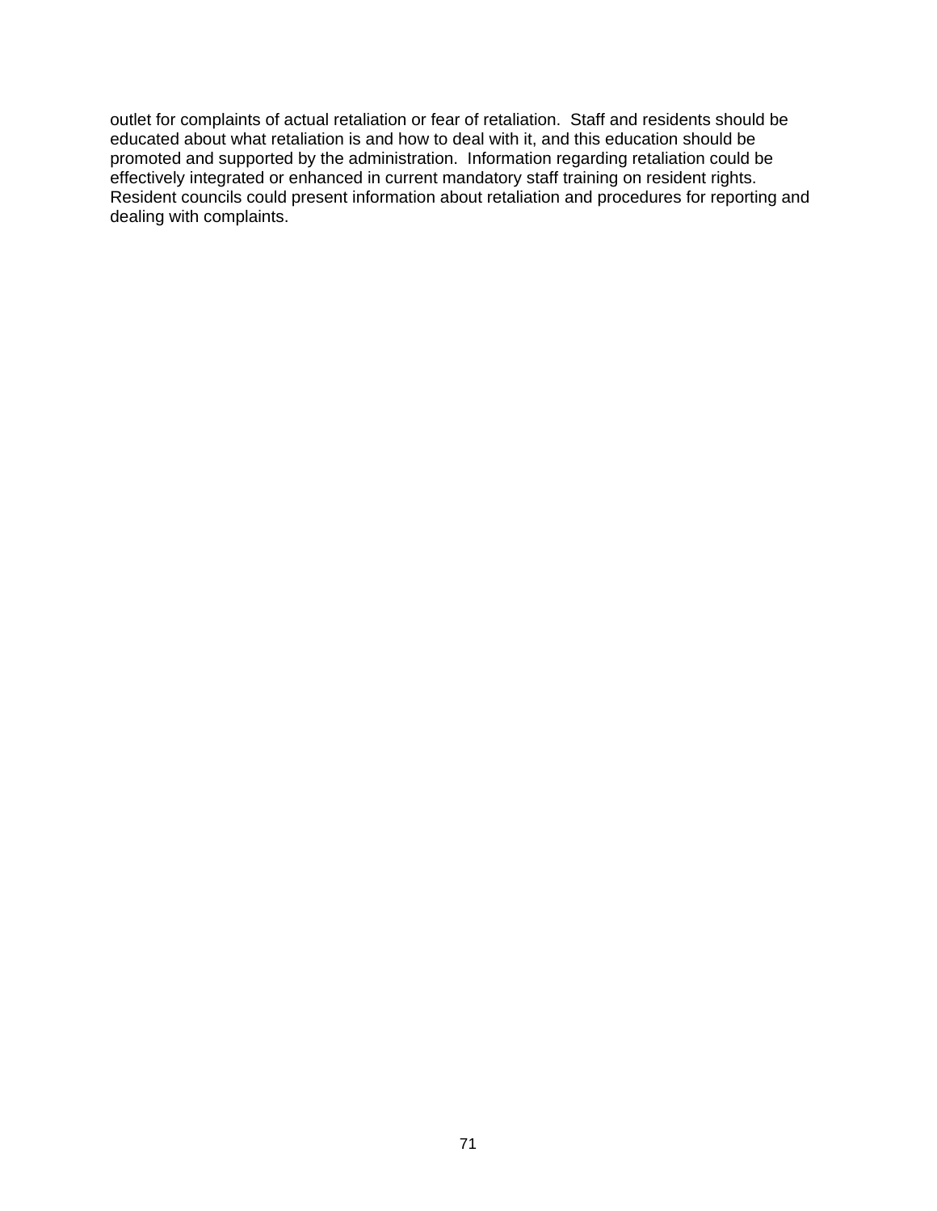outlet for complaints of actual retaliation or fear of retaliation. Staff and residents should be educated about what retaliation is and how to deal with it, and this education should be promoted and supported by the administration. Information regarding retaliation could be effectively integrated or enhanced in current mandatory staff training on resident rights. Resident councils could present information about retaliation and procedures for reporting and dealing with complaints.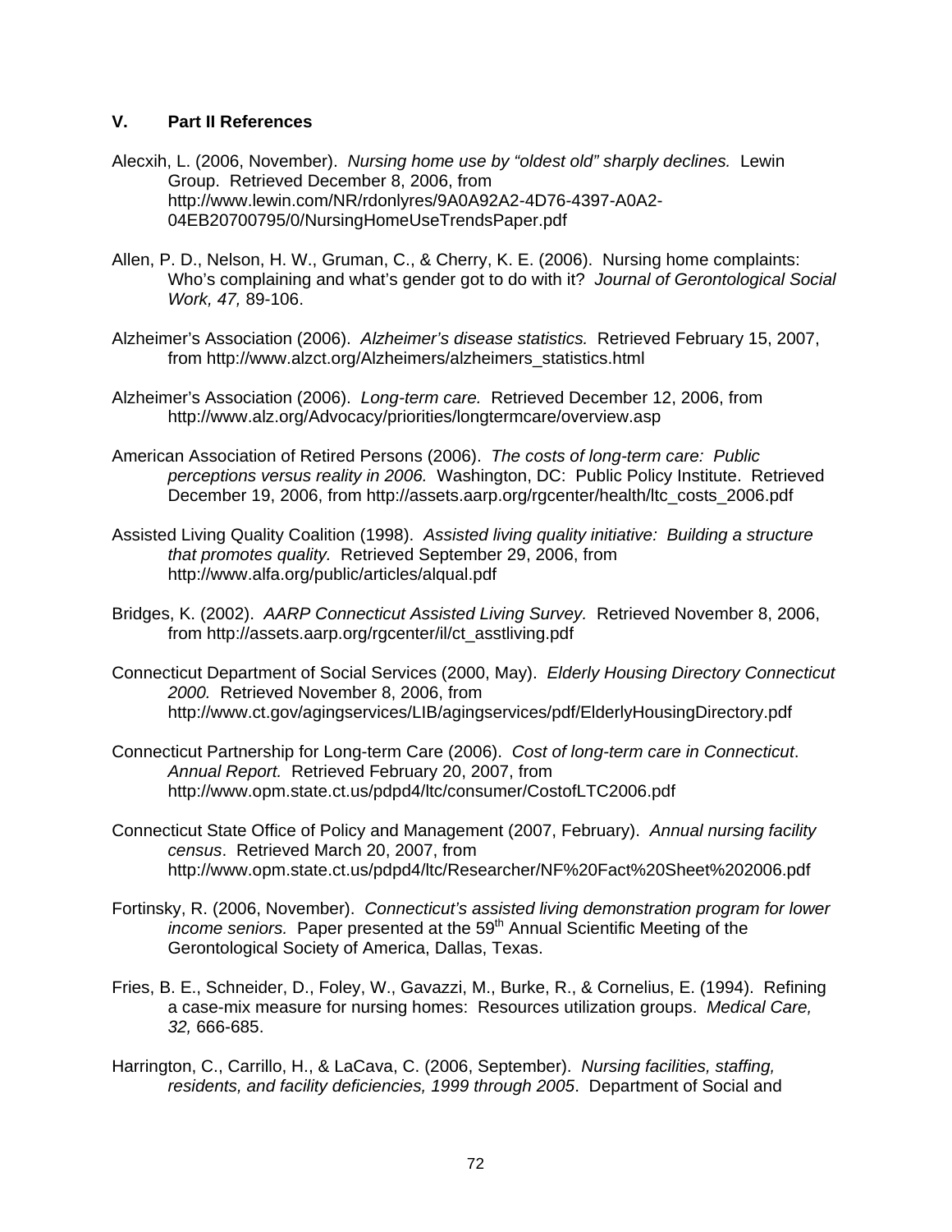## V. Part II References

Alecxih, L. (2006, November). *Nursing home use by "oldest old" sharply declines.* Lewin Group. Retrieved December 8, 2006, from http://www.lewin.com/NR/rdonlyres/9A0A92A2-4D76-4397-A0A2-04EB20700795/0/NursingHomeUseTrendsPaper.pdf

Allen, P. D., Nelson, H. W., Gruman, C., & Cherry, K. E. (2006). Nursing home complaints: Who's complaining and what's gender got to do with it? *Journal of Gerontological Social Work, 47,* 89-106.

Alzheimer's Association (2006). *Alzheimer's disease statistics.* Retrieved February 15, 2007, from http://www.alzct.org/Alzheimers/alzheimers_statistics.html

Alzheimer's Association (2006). *Long-term care.* Retrieved December 12, 2006, from http://www.alz.org/Advocacy/priorities/longtermcare/overview.asp

American Association of Retired Persons (2006). *The costs of long-term care: Public perceptions versus reality in 2006.* Washington, DC: Public Policy Institute. Retrieved December 19, 2006, from http://assets.aarp.org/rgcenter/health/ltc_costs_2006.pdf

Assisted Living Quality Coalition (1998). *Assisted living quality initiative: Building a structure that promotes quality.* Retrieved September 29, 2006, from http://www.alfa.org/public/articles/alqual.pdf

Bridges, K. (2002). *AARP Connecticut Assisted Living Survey.* Retrieved November 8, 2006, from http://assets.aarp.org/rgcenter/il/ct_asstliving.pdf

Connecticut Department of Social Services (2000, May). *Elderly Housing Directory Connecticut 2000.* Retrieved November 8, 2006, from http://www.ct.gov/agingservices/LIB/agingservices/pdf/ElderlyHousingDirectory.pdf

Connecticut Partnership for Long-term Care (2006). *Cost of long-term care in Connecticut*. *Annual Report.* Retrieved February 20, 2007, from http://www.opm.state.ct.us/pdpd4/ltc/consumer/CostofLTC2006.pdf

Connecticut State Office of Policy and Management (2007, February). *Annual nursing facility census*. Retrieved March 20, 2007, from http://www.opm.state.ct.us/pdpd4/ltc/Researcher/NF%20Fact%20Sheet%202006.pdf

Fortinsky, R. (2006, November). *Connecticut's assisted living demonstration program for lower income seniors.* Paper presented at the 59th Annual Scientific Meeting of the Gerontological Society of America, Dallas, Texas.

Fries, B. E., Schneider, D., Foley, W., Gavazzi, M., Burke, R., & Cornelius, E. (1994). Refining a case-mix measure for nursing homes: Resources utilization groups. *Medical Care, 32,* 666-685.

Harrington, C., Carrillo, H., & LaCava, C. (2006, September). *Nursing facilities, staffing, residents, and facility deficiencies, 1999 through 2005*. Department of Social and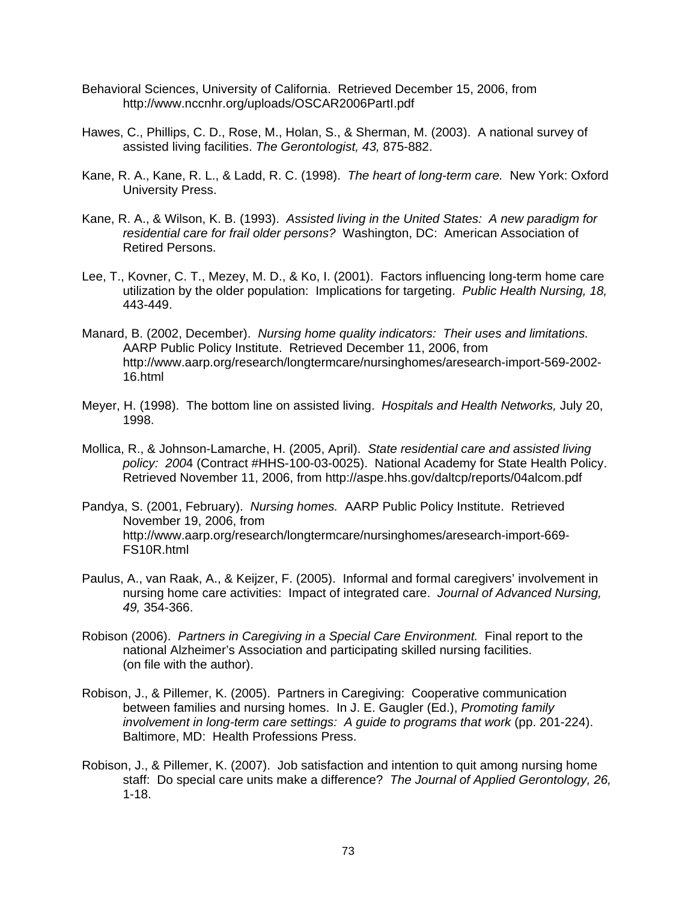Behavioral Sciences, University of California. Retrieved December 15, 2006, from http://www.nccnhr.org/uploads/OSCAR2006PartI.pdf

Hawes, C., Phillips, C. D., Rose, M., Holan, S., & Sherman, M. (2003). A national survey of assisted living facilities. *The Gerontologist, 43,* 875-882.

Kane, R. A., Kane, R. L., & Ladd, R. C. (1998). *The heart of long-term care.* New York: Oxford University Press.

Kane, R. A., & Wilson, K. B. (1993). *Assisted living in the United States: A new paradigm for residential care for frail older persons?* Washington, DC: American Association of Retired Persons.

Lee, T., Kovner, C. T., Mezey, M. D., & Ko, I. (2001). Factors influencing long-term home care utilization by the older population: Implications for targeting. *Public Health Nursing, 18,* 443-449.

Manard, B. (2002, December). *Nursing home quality indicators: Their uses and limitations.* AARP Public Policy Institute. Retrieved December 11, 2006, from http://www.aarp.org/research/longtermcare/nursinghomes/aresearch-import-569-2002-16.html

Meyer, H. (1998). The bottom line on assisted living. *Hospitals and Health Networks,* July 20, 1998.

Mollica, R., & Johnson-Lamarche, H. (2005, April). *State residential care and assisted living policy: 2004* (Contract #HHS-100-03-0025). National Academy for State Health Policy. Retrieved November 11, 2006, from http://aspe.hhs.gov/daltcp/reports/04alcom.pdf

Pandya, S. (2001, February). *Nursing homes.* AARP Public Policy Institute. Retrieved November 19, 2006, from http://www.aarp.org/research/longtermcare/nursinghomes/aresearch-import-669-FS10R.html

Paulus, A., van Raak, A., & Keijzer, F. (2005). Informal and formal caregivers' involvement in nursing home care activities: Impact of integrated care. *Journal of Advanced Nursing, 49,* 354-366.

Robison (2006). *Partners in Caregiving in a Special Care Environment.* Final report to the national Alzheimer's Association and participating skilled nursing facilities. (on file with the author).

Robison, J., & Pillemer, K. (2005). Partners in Caregiving: Cooperative communication between families and nursing homes. In J. E. Gaugler (Ed.), *Promoting family involvement in long-term care settings: A guide to programs that work* (pp. 201-224). Baltimore, MD: Health Professions Press.

Robison, J., & Pillemer, K. (2007). Job satisfaction and intention to quit among nursing home staff: Do special care units make a difference? *The Journal of Applied Gerontology, 26,* 1-18.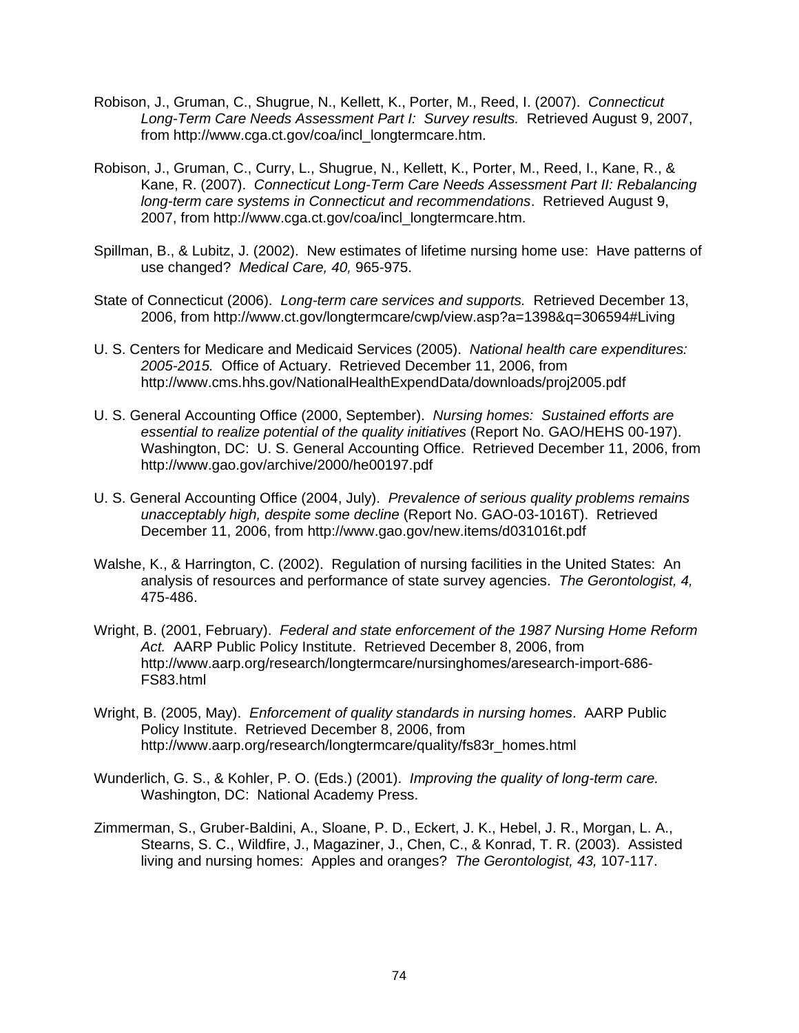Robison, J., Gruman, C., Shugrue, N., Kellett, K., Porter, M., Reed, I. (2007). *Connecticut Long-Term Care Needs Assessment Part I: Survey results.* Retrieved August 9, 2007, from http://www.cga.ct.gov/coa/incl_longtermcare.htm.

Robison, J., Gruman, C., Curry, L., Shugrue, N., Kellett, K., Porter, M., Reed, I., Kane, R., & Kane, R. (2007). *Connecticut Long-Term Care Needs Assessment Part II: Rebalancing long-term care systems in Connecticut and recommendations*. Retrieved August 9, 2007, from http://www.cga.ct.gov/coa/incl_longtermcare.htm.

Spillman, B., & Lubitz, J. (2002). New estimates of lifetime nursing home use: Have patterns of use changed? *Medical Care, 40,* 965-975.

State of Connecticut (2006). *Long-term care services and supports.* Retrieved December 13, 2006, from http://www.ct.gov/longtermcare/cwp/view.asp?a=1398&q=306594#Living

U. S. Centers for Medicare and Medicaid Services (2005). *National health care expenditures: 2005-2015.* Office of Actuary. Retrieved December 11, 2006, from http://www.cms.hhs.gov/NationalHealthExpendData/downloads/proj2005.pdf

U. S. General Accounting Office (2000, September). *Nursing homes: Sustained efforts are essential to realize potential of the quality initiatives* (Report No. GAO/HEHS 00-197). Washington, DC: U. S. General Accounting Office. Retrieved December 11, 2006, from http://www.gao.gov/archive/2000/he00197.pdf

U. S. General Accounting Office (2004, July). *Prevalence of serious quality problems remains unacceptably high, despite some decline* (Report No. GAO-03-1016T). Retrieved December 11, 2006, from http://www.gao.gov/new.items/d031016t.pdf

Walshe, K., & Harrington, C. (2002). Regulation of nursing facilities in the United States: An analysis of resources and performance of state survey agencies. *The Gerontologist, 4,* 475-486.

Wright, B. (2001, February). *Federal and state enforcement of the 1987 Nursing Home Reform Act.* AARP Public Policy Institute. Retrieved December 8, 2006, from http://www.aarp.org/research/longtermcare/nursinghomes/aresearch-import-686-FS83.html

Wright, B. (2005, May). *Enforcement of quality standards in nursing homes*. AARP Public Policy Institute. Retrieved December 8, 2006, from http://www.aarp.org/research/longtermcare/quality/fs83r_homes.html

Wunderlich, G. S., & Kohler, P. O. (Eds.) (2001). *Improving the quality of long-term care.* Washington, DC: National Academy Press.

Zimmerman, S., Gruber-Baldini, A., Sloane, P. D., Eckert, J. K., Hebel, J. R., Morgan, L. A., Stearns, S. C., Wildfire, J., Magaziner, J., Chen, C., & Konrad, T. R. (2003). Assisted living and nursing homes: Apples and oranges? *The Gerontologist, 43,* 107-117.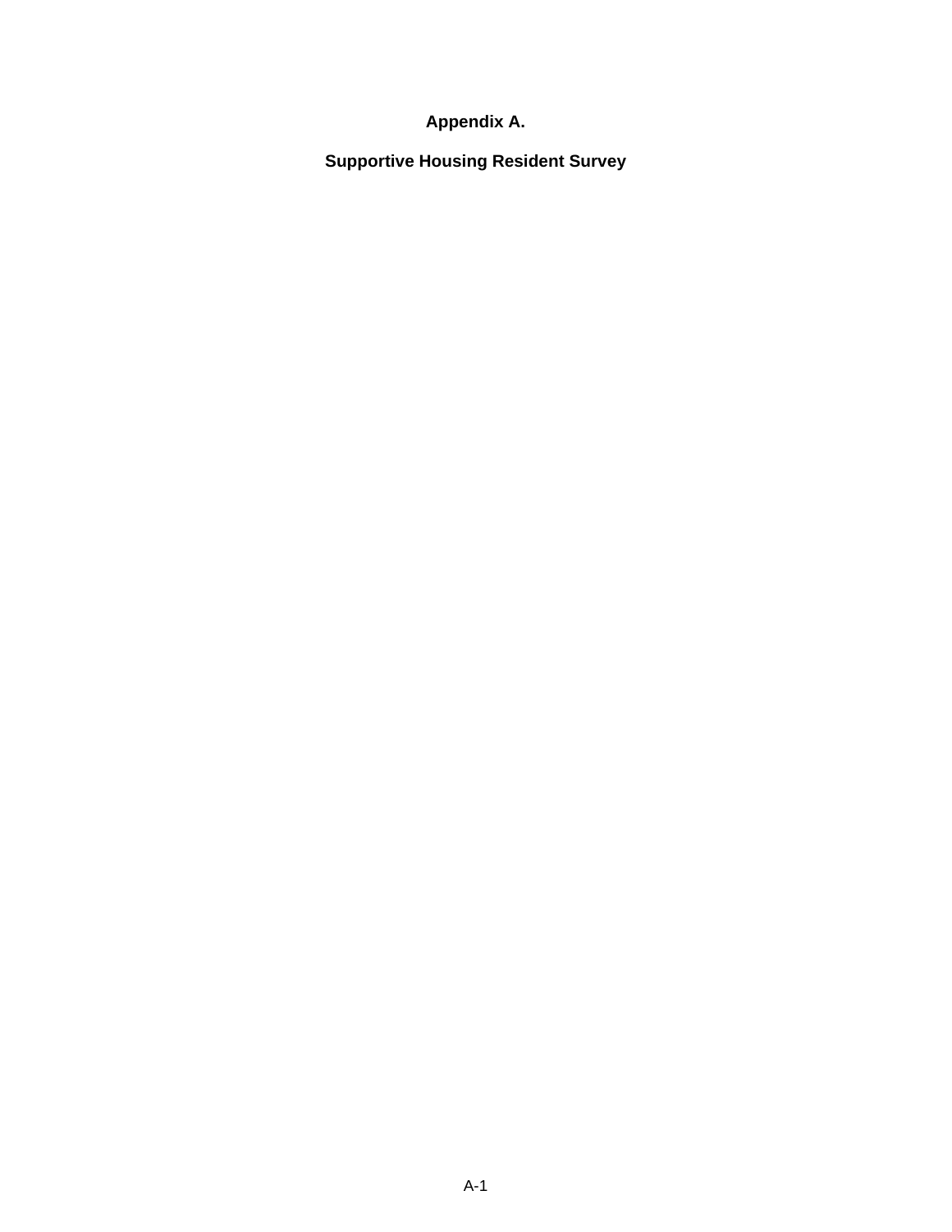# Appendix A.

## Supportive Housing Resident Survey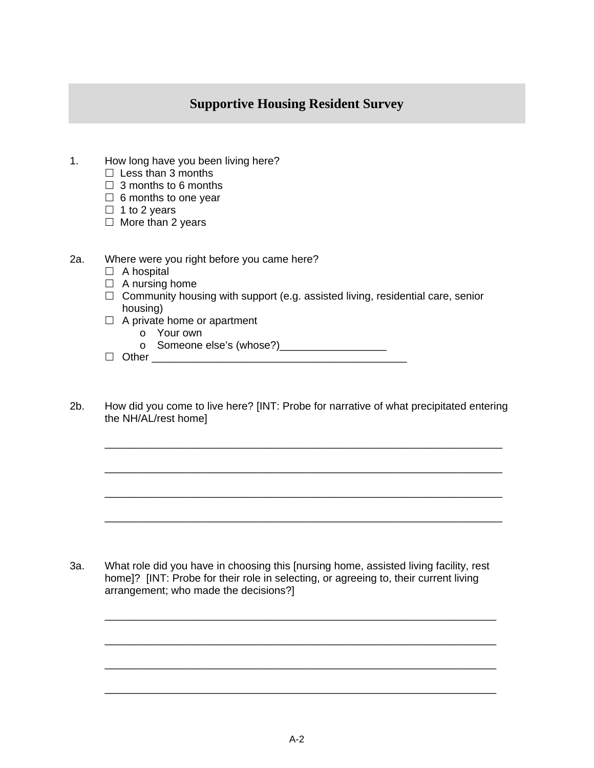# Supportive Housing Resident Survey

1. How long have you been living here?
   - ☐ Less than 3 months
   - ☐ 3 months to 6 months
   - ☐ 6 months to one year
   - ☐ 1 to 2 years
   - ☐ More than 2 years

2a. Where were you right before you came here?
   - ☐ A hospital
   - ☐ A nursing home
   - ☐ Community housing with support (e.g. assisted living, residential care, senior housing)
   - ☐ A private home or apartment
     - o Your own
     - o Someone else's (whose?)__________________
   - ☐ Other ____________________________________________

2b. How did you come to live here? [INT: Probe for narrative of what precipitated entering the NH/AL/rest home]

_____________________________________________________________________

_____________________________________________________________________

_____________________________________________________________________

_____________________________________________________________________

3a. What role did you have in choosing this [nursing home, assisted living facility, rest home]? [INT: Probe for their role in selecting, or agreeing to, their current living arrangement; who made the decisions?]

_____________________________________________________________________

_____________________________________________________________________

_____________________________________________________________________

_____________________________________________________________________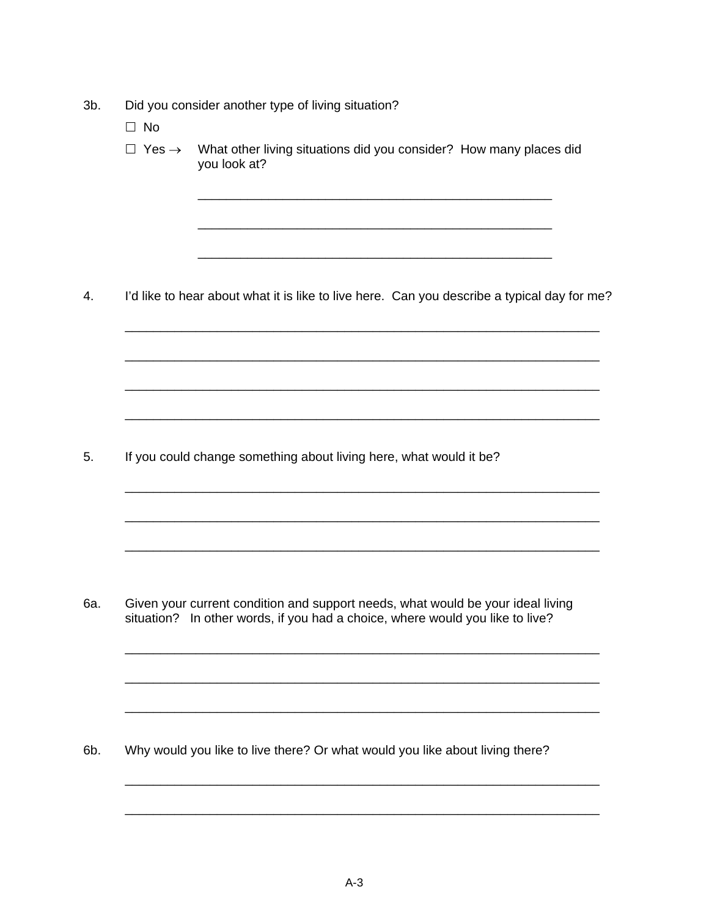3b. Did you consider another type of living situation?

☐ No

☐ Yes → What other living situations did you consider? How many places did you look at?

_______________________________________________

_______________________________________________

_______________________________________________

4. I'd like to hear about what it is like to live here. Can you describe a typical day for me?

_______________________________________________________________

_______________________________________________________________

_______________________________________________________________

_______________________________________________________________

5. If you could change something about living here, what would it be?

_______________________________________________________________

_______________________________________________________________

_______________________________________________________________

6a. Given your current condition and support needs, what would be your ideal living situation? In other words, if you had a choice, where would you like to live?

_______________________________________________________________

_______________________________________________________________

_______________________________________________________________

6b. Why would you like to live there? Or what would you like about living there?

_______________________________________________________________

_______________________________________________________________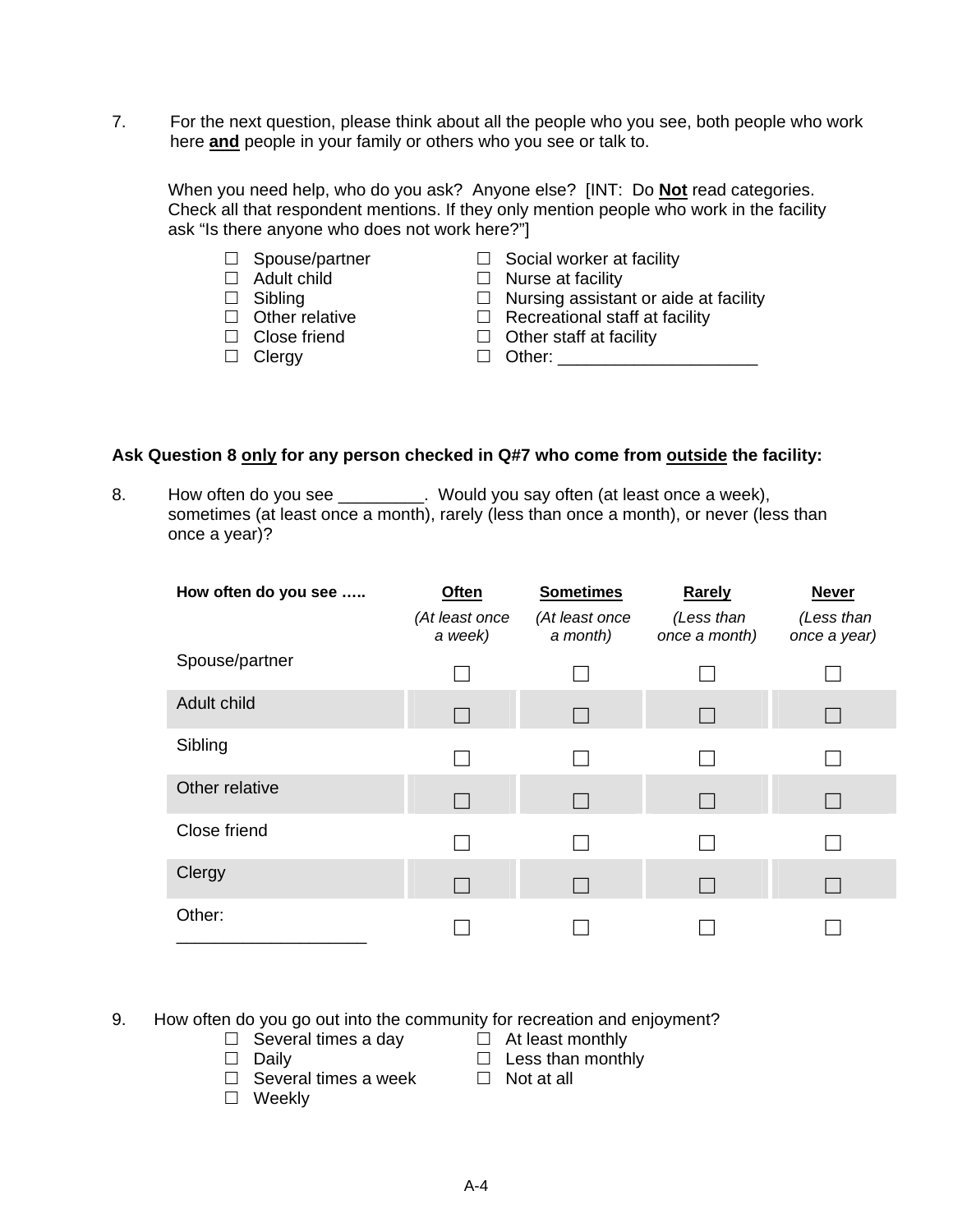7. For the next question, please think about all the people who you see, both people who work here **<u>and</u>** people in your family or others who you see or talk to.

   When you need help, who do you ask? Anyone else? [INT: Do **<u>Not</u>** read categories. Check all that respondent mentions. If they only mention people who work in the facility ask "Is there anyone who does not work here?"]

   - ☐ Spouse/partner
   - ☐ Adult child
   - ☐ Sibling
   - ☐ Other relative
   - ☐ Close friend
   - ☐ Clergy
   - ☐ Social worker at facility
   - ☐ Nurse at facility
   - ☐ Nursing assistant or aide at facility
   - ☐ Recreational staff at facility
   - ☐ Other staff at facility
   - ☐ Other: _____________________

**Ask Question 8 <u>only</u> for any person checked in Q#7 who come from <u>outside</u> the facility:**

8. How often do you see _________. Would you say often (at least once a week), sometimes (at least once a month), rarely (less than once a month), or never (less than once a year)?

| How often do you see ….. | Often *(At least once a week)* | Sometimes *(At least once a month)* | Rarely *(Less than once a month)* | Never *(Less than once a year)* |
|---|---|---|---|---|
| Spouse/partner | ☐ | ☐ | ☐ | ☐ |
| Adult child | ☐ | ☐ | ☐ | ☐ |
| Sibling | ☐ | ☐ | ☐ | ☐ |
| Other relative | ☐ | ☐ | ☐ | ☐ |
| Close friend | ☐ | ☐ | ☐ | ☐ |
| Clergy | ☐ | ☐ | ☐ | ☐ |
| Other: ___________________ | ☐ | ☐ | ☐ | ☐ |

9. How often do you go out into the community for recreation and enjoyment?

   - ☐ Several times a day
   - ☐ Daily
   - ☐ Several times a week
   - ☐ Weekly
   - ☐ At least monthly
   - ☐ Less than monthly
   - ☐ Not at all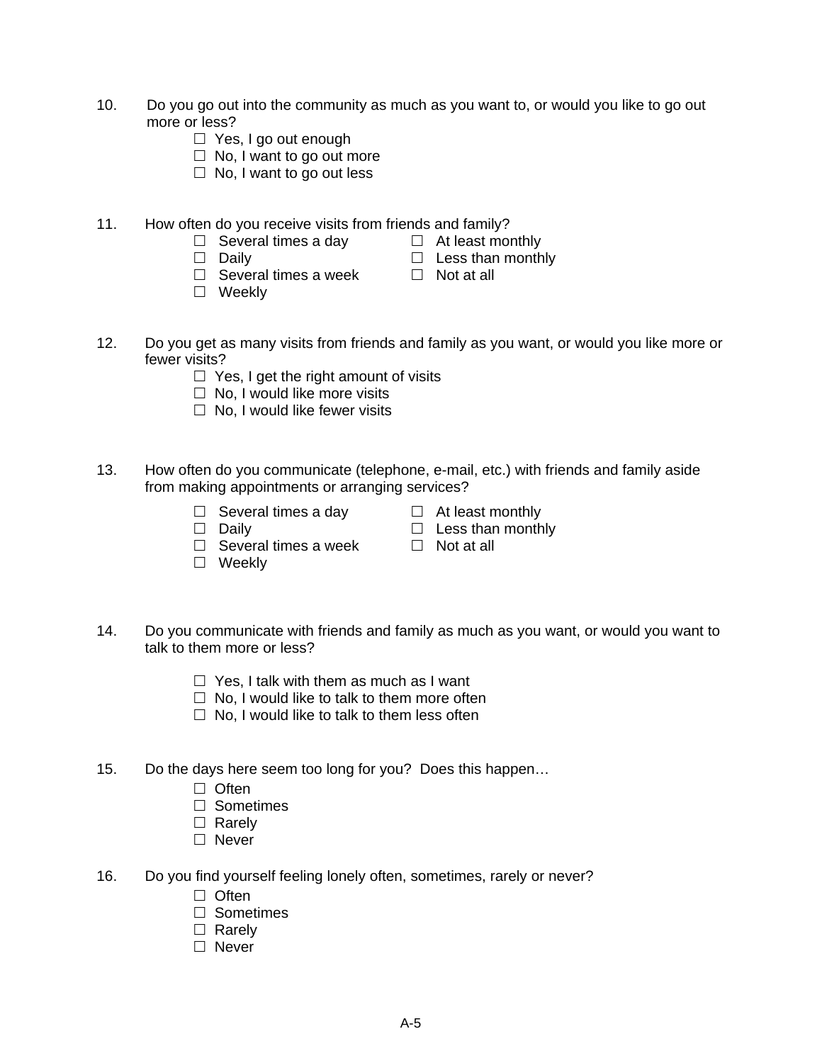10. Do you go out into the community as much as you want to, or would you like to go out more or less?
    - ☐ Yes, I go out enough
    - ☐ No, I want to go out more
    - ☐ No, I want to go out less

11. How often do you receive visits from friends and family?
    - ☐ Several times a day
    - ☐ Daily
    - ☐ Several times a week
    - ☐ Weekly
    - ☐ At least monthly
    - ☐ Less than monthly
    - ☐ Not at all

12. Do you get as many visits from friends and family as you want, or would you like more or fewer visits?
    - ☐ Yes, I get the right amount of visits
    - ☐ No, I would like more visits
    - ☐ No, I would like fewer visits

13. How often do you communicate (telephone, e-mail, etc.) with friends and family aside from making appointments or arranging services?
    - ☐ Several times a day
    - ☐ Daily
    - ☐ Several times a week
    - ☐ Weekly
    - ☐ At least monthly
    - ☐ Less than monthly
    - ☐ Not at all

14. Do you communicate with friends and family as much as you want, or would you want to talk to them more or less?
    - ☐ Yes, I talk with them as much as I want
    - ☐ No, I would like to talk to them more often
    - ☐ No, I would like to talk to them less often

15. Do the days here seem too long for you? Does this happen…
    - ☐ Often
    - ☐ Sometimes
    - ☐ Rarely
    - ☐ Never

16. Do you find yourself feeling lonely often, sometimes, rarely or never?
    - ☐ Often
    - ☐ Sometimes
    - ☐ Rarely
    - ☐ Never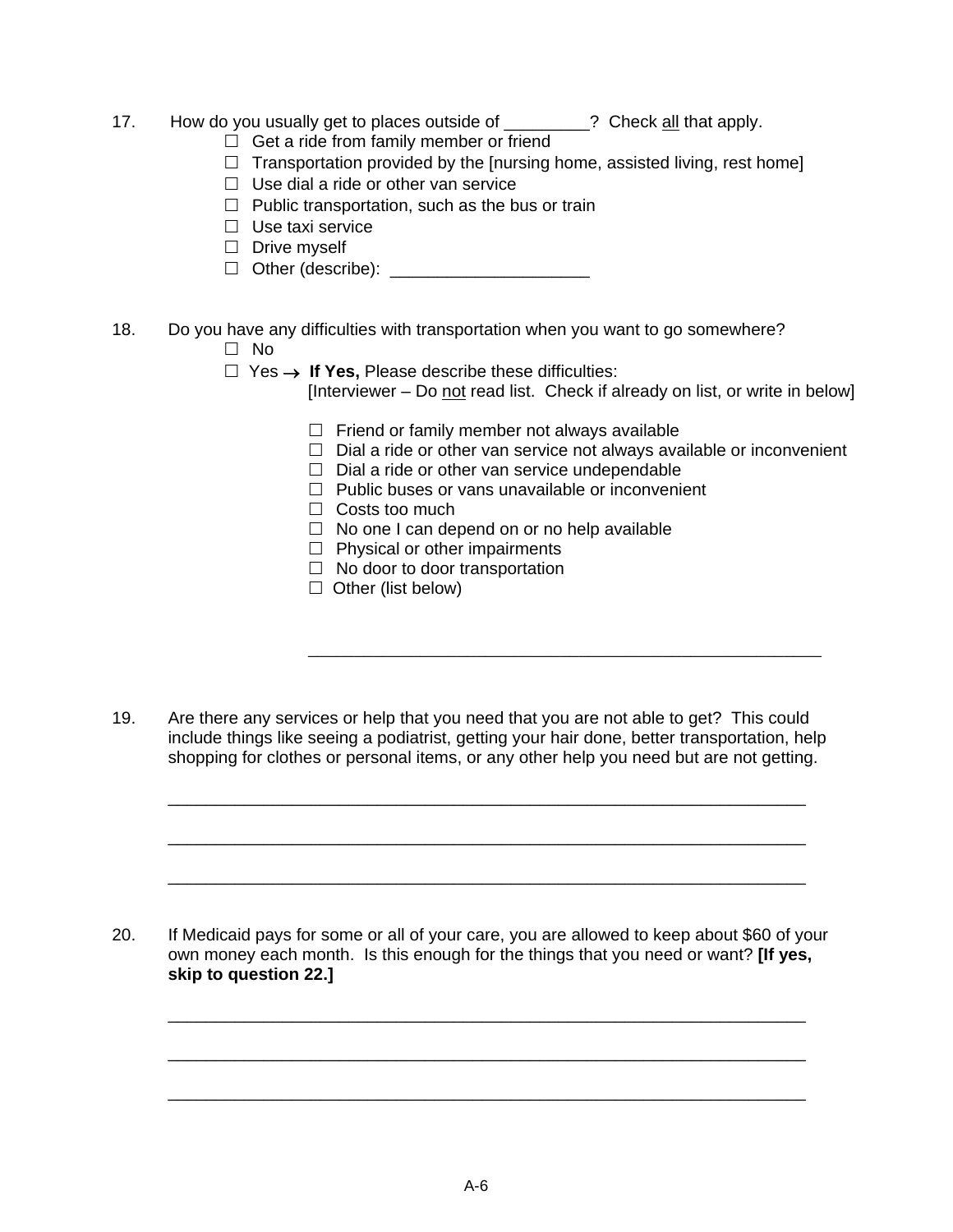17. How do you usually get to places outside of _________? Check <u>all</u> that apply.

- ☐ Get a ride from family member or friend
- ☐ Transportation provided by the [nursing home, assisted living, rest home]
- ☐ Use dial a ride or other van service
- ☐ Public transportation, such as the bus or train
- ☐ Use taxi service
- ☐ Drive myself
- ☐ Other (describe): _____________________

18. Do you have any difficulties with transportation when you want to go somewhere?

- ☐ No
- ☐ Yes → **If Yes,** Please describe these difficulties:
  [Interviewer – Do <u>not</u> read list. Check if already on list, or write in below]
  - ☐ Friend or family member not always available
  - ☐ Dial a ride or other van service not always available or inconvenient
  - ☐ Dial a ride or other van service undependable
  - ☐ Public buses or vans unavailable or inconvenient
  - ☐ Costs too much
  - ☐ No one I can depend on or no help available
  - ☐ Physical or other impairments
  - ☐ No door to door transportation
  - ☐ Other (list below)

  ________________________________________________________

19. Are there any services or help that you need that you are not able to get? This could include things like seeing a podiatrist, getting your hair done, better transportation, help shopping for clothes or personal items, or any other help you need but are not getting.

____________________________________________________________________

____________________________________________________________________

____________________________________________________________________

20. If Medicaid pays for some or all of your care, you are allowed to keep about $60 of your own money each month. Is this enough for the things that you need or want? **[If yes, skip to question 22.]**

____________________________________________________________________

____________________________________________________________________

____________________________________________________________________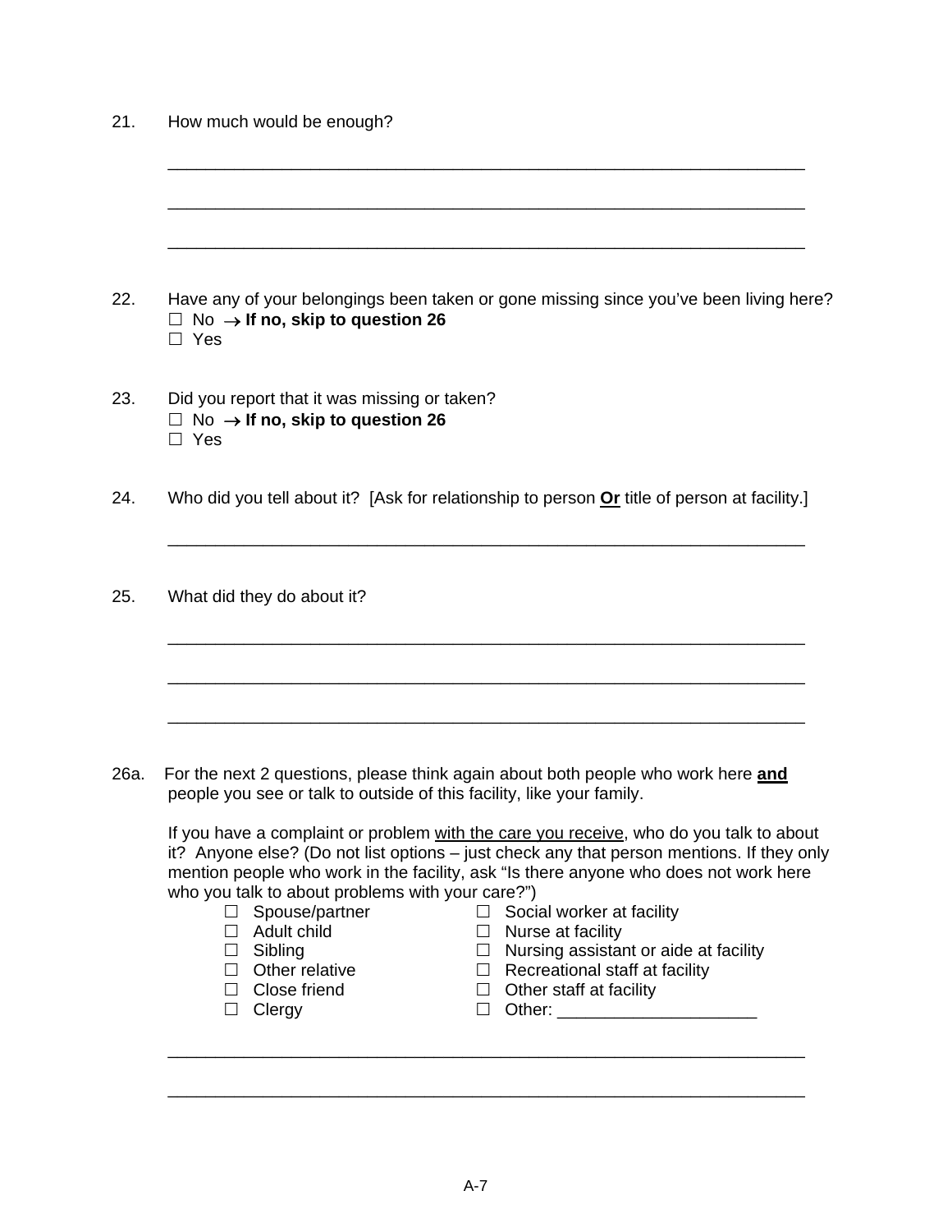21. How much would be enough?

\_\_\_\_\_\_\_\_\_\_\_\_\_\_\_\_\_\_\_\_\_\_\_\_\_\_\_\_\_\_\_\_\_\_\_\_\_\_\_\_\_\_\_\_\_\_\_\_\_\_\_\_\_\_\_\_\_\_\_\_\_\_\_\_

\_\_\_\_\_\_\_\_\_\_\_\_\_\_\_\_\_\_\_\_\_\_\_\_\_\_\_\_\_\_\_\_\_\_\_\_\_\_\_\_\_\_\_\_\_\_\_\_\_\_\_\_\_\_\_\_\_\_\_\_\_\_\_\_

\_\_\_\_\_\_\_\_\_\_\_\_\_\_\_\_\_\_\_\_\_\_\_\_\_\_\_\_\_\_\_\_\_\_\_\_\_\_\_\_\_\_\_\_\_\_\_\_\_\_\_\_\_\_\_\_\_\_\_\_\_\_\_\_

22. Have any of your belongings been taken or gone missing since you've been living here?

☐ No → **If no, skip to question 26**
☐ Yes

23. Did you report that it was missing or taken?

☐ No → **If no, skip to question 26**
☐ Yes

24. Who did you tell about it? [Ask for relationship to person **<u>Or</u>** title of person at facility.]

\_\_\_\_\_\_\_\_\_\_\_\_\_\_\_\_\_\_\_\_\_\_\_\_\_\_\_\_\_\_\_\_\_\_\_\_\_\_\_\_\_\_\_\_\_\_\_\_\_\_\_\_\_\_\_\_\_\_\_\_\_\_\_\_

25. What did they do about it?

\_\_\_\_\_\_\_\_\_\_\_\_\_\_\_\_\_\_\_\_\_\_\_\_\_\_\_\_\_\_\_\_\_\_\_\_\_\_\_\_\_\_\_\_\_\_\_\_\_\_\_\_\_\_\_\_\_\_\_\_\_\_\_\_

\_\_\_\_\_\_\_\_\_\_\_\_\_\_\_\_\_\_\_\_\_\_\_\_\_\_\_\_\_\_\_\_\_\_\_\_\_\_\_\_\_\_\_\_\_\_\_\_\_\_\_\_\_\_\_\_\_\_\_\_\_\_\_\_

\_\_\_\_\_\_\_\_\_\_\_\_\_\_\_\_\_\_\_\_\_\_\_\_\_\_\_\_\_\_\_\_\_\_\_\_\_\_\_\_\_\_\_\_\_\_\_\_\_\_\_\_\_\_\_\_\_\_\_\_\_\_\_\_

26a. For the next 2 questions, please think again about both people who work here **<u>and</u>** people you see or talk to outside of this facility, like your family.

If you have a complaint or problem <u>with the care you receive</u>, who do you talk to about it? Anyone else? (Do not list options – just check any that person mentions. If they only mention people who work in the facility, ask "Is there anyone who does not work here who you talk to about problems with your care?")

☐ Spouse/partner
☐ Adult child
☐ Sibling
☐ Other relative
☐ Close friend
☐ Clergy
☐ Social worker at facility
☐ Nurse at facility
☐ Nursing assistant or aide at facility
☐ Recreational staff at facility
☐ Other staff at facility
☐ Other: \_\_\_\_\_\_\_\_\_\_\_\_\_\_\_\_\_\_\_\_\_

\_\_\_\_\_\_\_\_\_\_\_\_\_\_\_\_\_\_\_\_\_\_\_\_\_\_\_\_\_\_\_\_\_\_\_\_\_\_\_\_\_\_\_\_\_\_\_\_\_\_\_\_\_\_\_\_\_\_\_\_\_\_\_\_

\_\_\_\_\_\_\_\_\_\_\_\_\_\_\_\_\_\_\_\_\_\_\_\_\_\_\_\_\_\_\_\_\_\_\_\_\_\_\_\_\_\_\_\_\_\_\_\_\_\_\_\_\_\_\_\_\_\_\_\_\_\_\_\_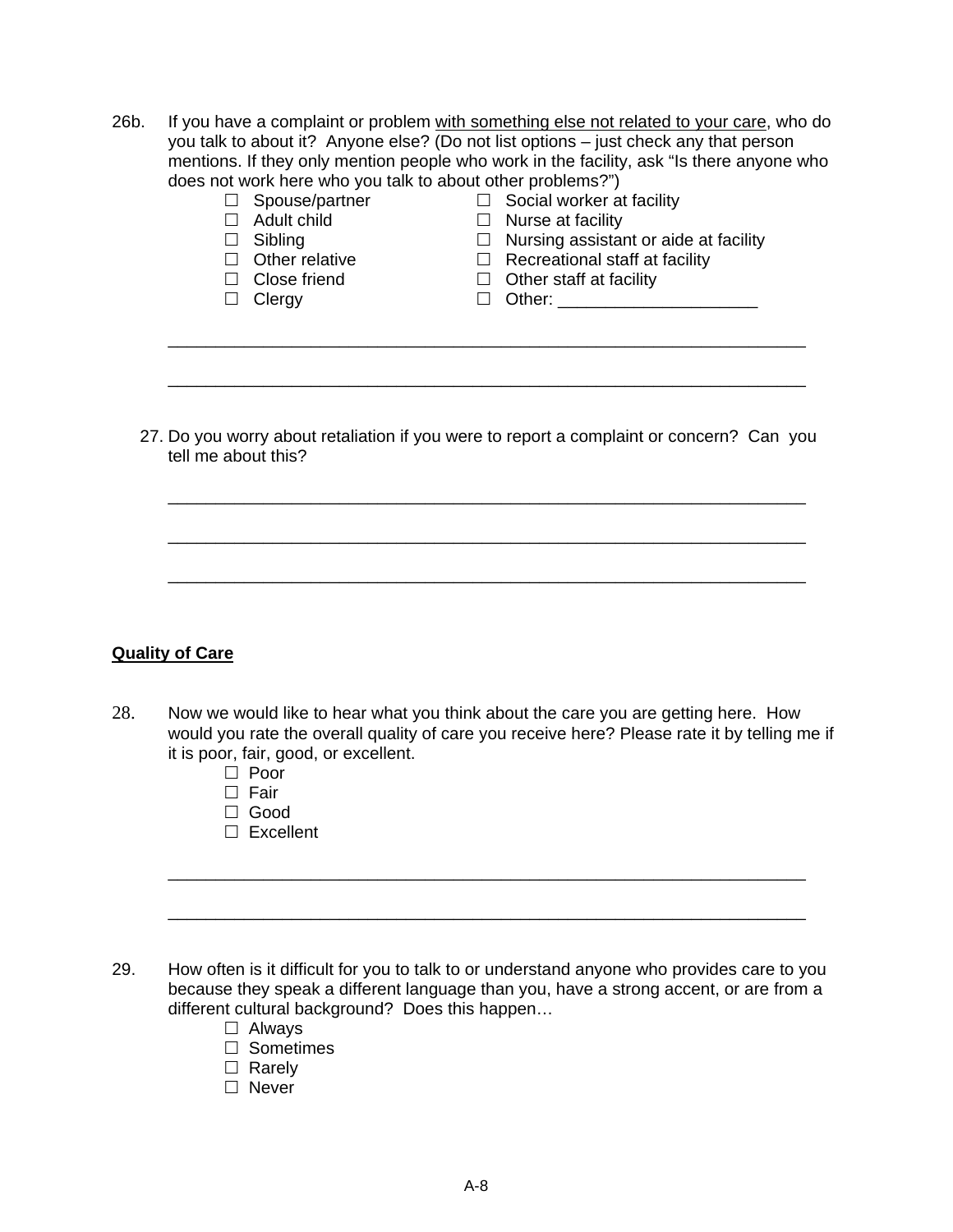26b. If you have a complaint or problem <u>with something else not related to your care</u>, who do you talk to about it? Anyone else? (Do not list options – just check any that person mentions. If they only mention people who work in the facility, ask "Is there anyone who does not work here who you talk to about other problems?")

- ☐ Spouse/partner
- ☐ Adult child
- ☐ Sibling
- ☐ Other relative
- ☐ Close friend
- ☐ Clergy
- ☐ Social worker at facility
- ☐ Nurse at facility
- ☐ Nursing assistant or aide at facility
- ☐ Recreational staff at facility
- ☐ Other staff at facility
- ☐ Other: _____________________

_____________________________________________________________________

_____________________________________________________________________

27. Do you worry about retaliation if you were to report a complaint or concern? Can you tell me about this?

_____________________________________________________________________

_____________________________________________________________________

_____________________________________________________________________

## <u>Quality of Care</u>

28. Now we would like to hear what you think about the care you are getting here. How would you rate the overall quality of care you receive here? Please rate it by telling me if it is poor, fair, good, or excellent.

- ☐ Poor
- ☐ Fair
- ☐ Good
- ☐ Excellent

_____________________________________________________________________

_____________________________________________________________________

29. How often is it difficult for you to talk to or understand anyone who provides care to you because they speak a different language than you, have a strong accent, or are from a different cultural background? Does this happen…

- ☐ Always
- ☐ Sometimes
- ☐ Rarely
- ☐ Never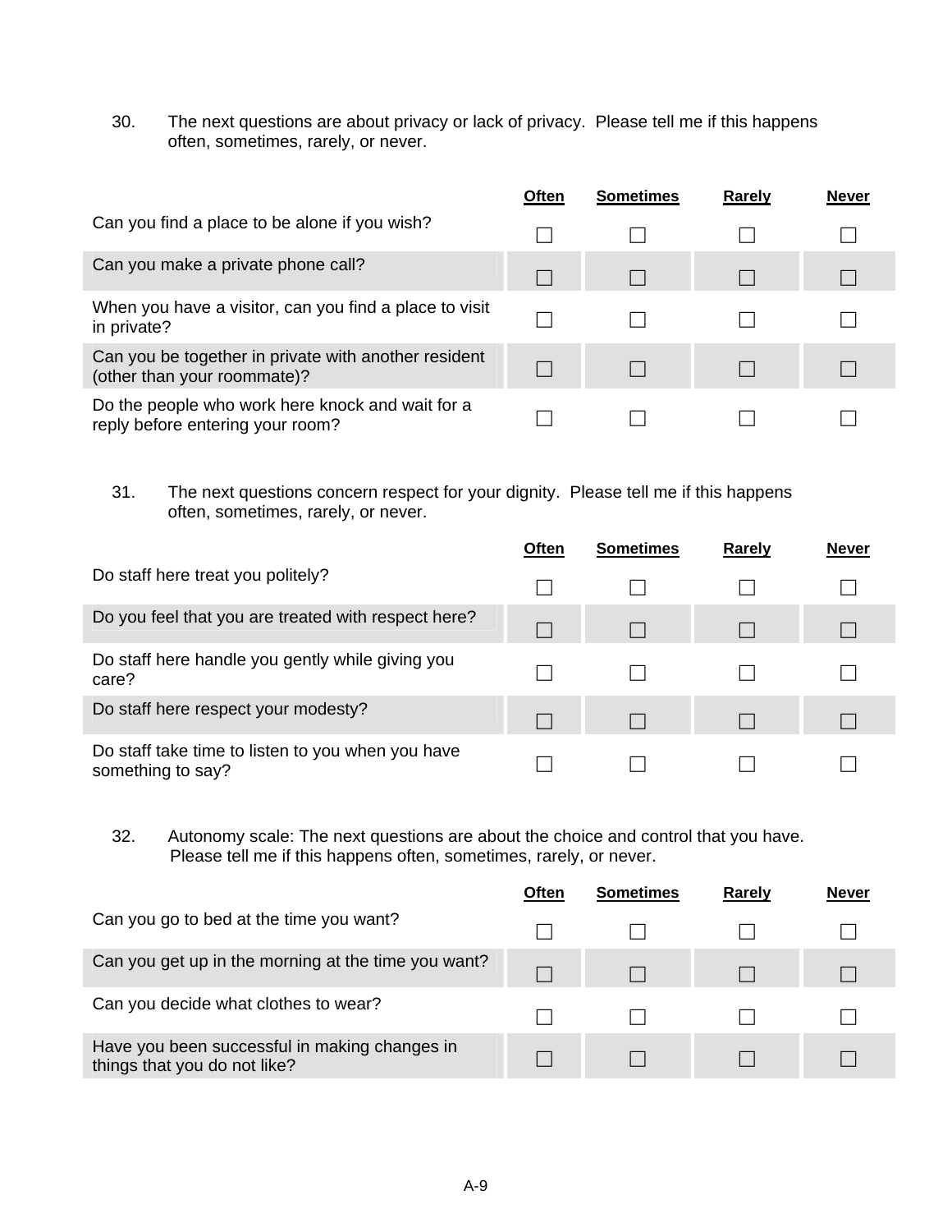30. The next questions are about privacy or lack of privacy. Please tell me if this happens often, sometimes, rarely, or never.

| | Often | Sometimes | Rarely | Never |
|---|---|---|---|---|
| Can you find a place to be alone if you wish? | ☐ | ☐ | ☐ | ☐ |
| Can you make a private phone call? | ☐ | ☐ | ☐ | ☐ |
| When you have a visitor, can you find a place to visit in private? | ☐ | ☐ | ☐ | ☐ |
| Can you be together in private with another resident (other than your roommate)? | ☐ | ☐ | ☐ | ☐ |
| Do the people who work here knock and wait for a reply before entering your room? | ☐ | ☐ | ☐ | ☐ |

31. The next questions concern respect for your dignity. Please tell me if this happens often, sometimes, rarely, or never.

| | Often | Sometimes | Rarely | Never |
|---|---|---|---|---|
| Do staff here treat you politely? | ☐ | ☐ | ☐ | ☐ |
| Do you feel that you are treated with respect here? | ☐ | ☐ | ☐ | ☐ |
| Do staff here handle you gently while giving you care? | ☐ | ☐ | ☐ | ☐ |
| Do staff here respect your modesty? | ☐ | ☐ | ☐ | ☐ |
| Do staff take time to listen to you when you have something to say? | ☐ | ☐ | ☐ | ☐ |

32. Autonomy scale: The next questions are about the choice and control that you have. Please tell me if this happens often, sometimes, rarely, or never.

| | Often | Sometimes | Rarely | Never |
|---|---|---|---|---|
| Can you go to bed at the time you want? | ☐ | ☐ | ☐ | ☐ |
| Can you get up in the morning at the time you want? | ☐ | ☐ | ☐ | ☐ |
| Can you decide what clothes to wear? | ☐ | ☐ | ☐ | ☐ |
| Have you been successful in making changes in things that you do not like? | ☐ | ☐ | ☐ | ☐ |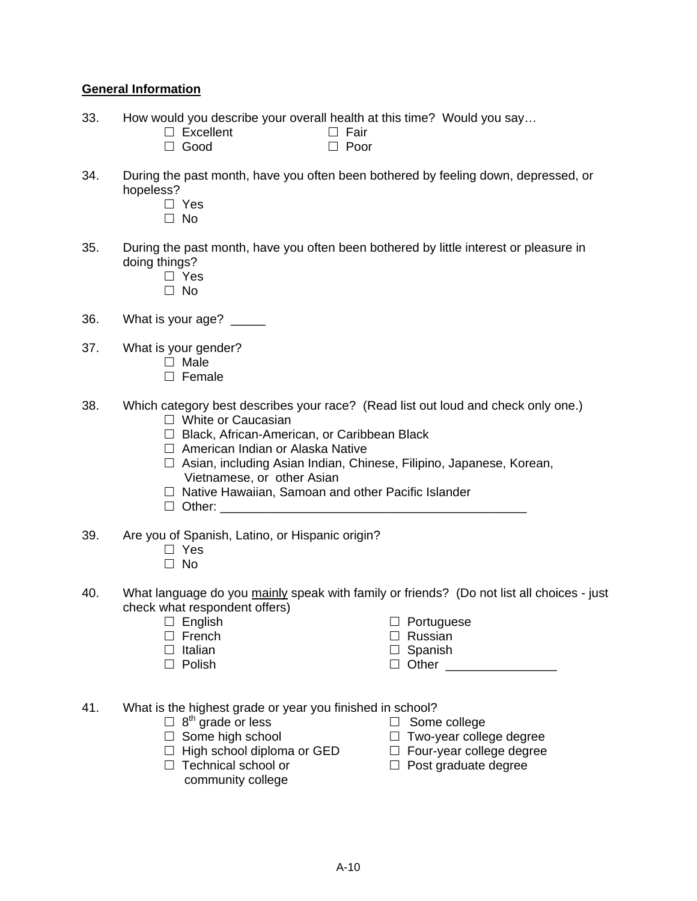**General Information**

33. How would you describe your overall health at this time? Would you say…
    - ☐ Excellent
    - ☐ Good
    - ☐ Fair
    - ☐ Poor

34. During the past month, have you often been bothered by feeling down, depressed, or hopeless?
    - ☐ Yes
    - ☐ No

35. During the past month, have you often been bothered by little interest or pleasure in doing things?
    - ☐ Yes
    - ☐ No

36. What is your age? _____

37. What is your gender?
    - ☐ Male
    - ☐ Female

38. Which category best describes your race? (Read list out loud and check only one.)
    - ☐ White or Caucasian
    - ☐ Black, African-American, or Caribbean Black
    - ☐ American Indian or Alaska Native
    - ☐ Asian, including Asian Indian, Chinese, Filipino, Japanese, Korean, Vietnamese, or other Asian
    - ☐ Native Hawaiian, Samoan and other Pacific Islander
    - ☐ Other: ____________________________________________

39. Are you of Spanish, Latino, or Hispanic origin?
    - ☐ Yes
    - ☐ No

40. What language do you <u>mainly</u> speak with family or friends? (Do not list all choices - just check what respondent offers)
    - ☐ English
    - ☐ French
    - ☐ Italian
    - ☐ Polish
    - ☐ Portuguese
    - ☐ Russian
    - ☐ Spanish
    - ☐ Other _______________

41. What is the highest grade or year you finished in school?
    - ☐ 8th grade or less
    - ☐ Some high school
    - ☐ High school diploma or GED
    - ☐ Technical school or community college
    - ☐ Some college
    - ☐ Two-year college degree
    - ☐ Four-year college degree
    - ☐ Post graduate degree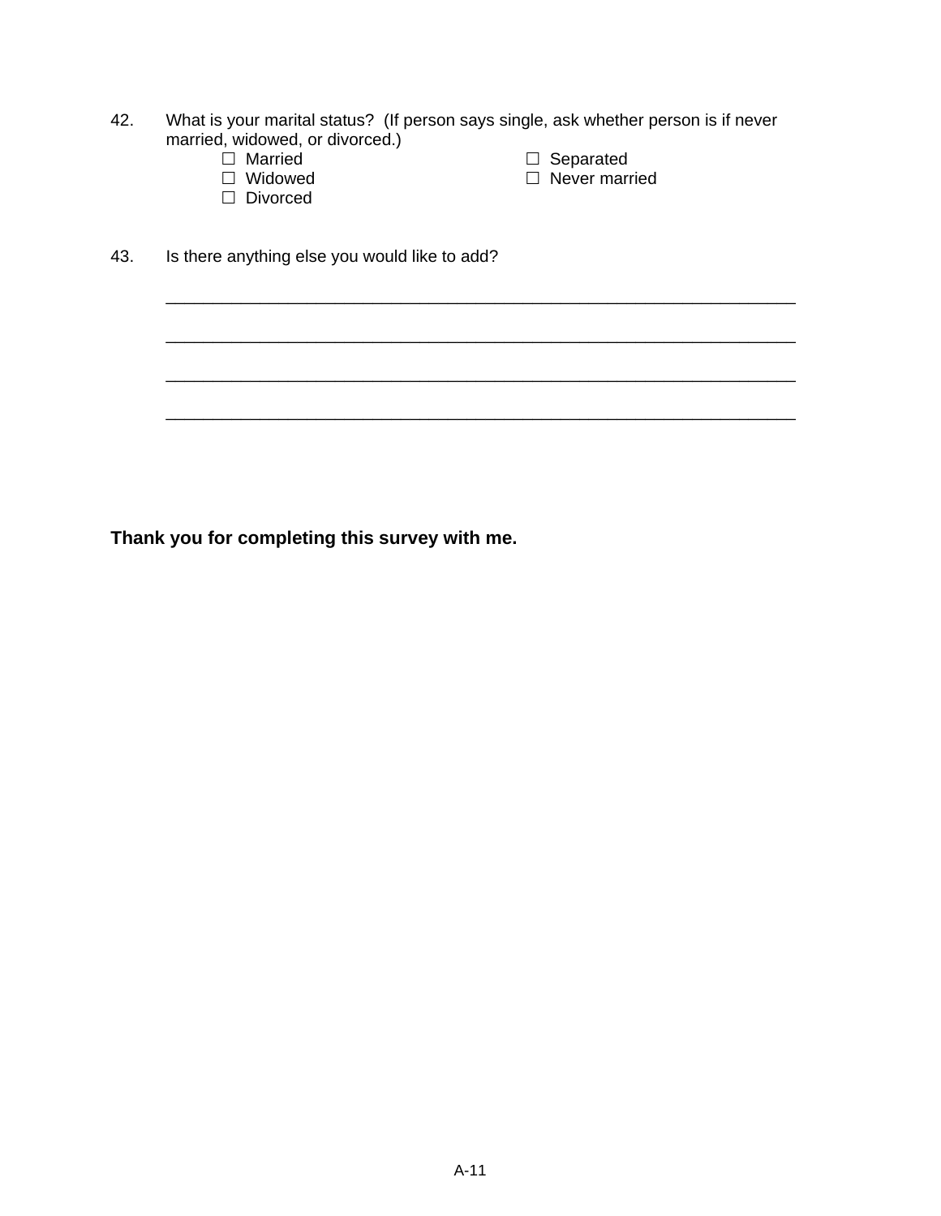42. What is your marital status? (If person says single, ask whether person is if never married, widowed, or divorced.)

☐ Married
☐ Widowed
☐ Divorced
☐ Separated
☐ Never married

43. Is there anything else you would like to add?

______________________________________________________________________

______________________________________________________________________

______________________________________________________________________

______________________________________________________________________

**Thank you for completing this survey with me.**